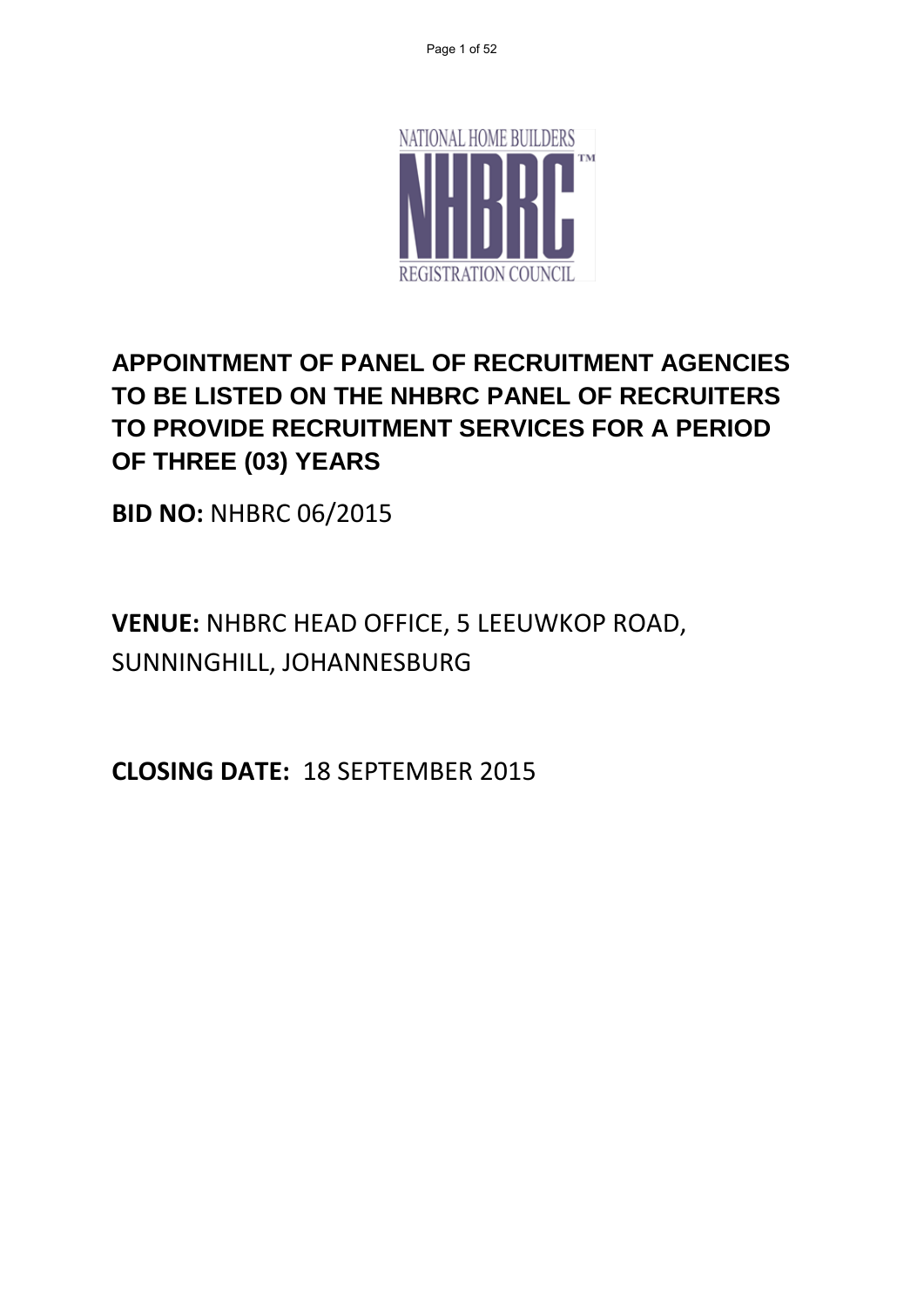NATIONAL HOME BUILDERS

NHBRC™

REGISTRATION COUNCIL

# APPOINTMENT OF PANEL OF RECRUITMENT AGENCIES TO BE LISTED ON THE NHBRC PANEL OF RECRUITERS TO PROVIDE RECRUITMENT SERVICES FOR A PERIOD OF THREE (03) YEARS

**BID NO:** NHBRC 06/2015

**VENUE:** NHBRC HEAD OFFICE, 5 LEEUWKOP ROAD, SUNNINGHILL, JOHANNESBURG

**CLOSING DATE:** 18 SEPTEMBER 2015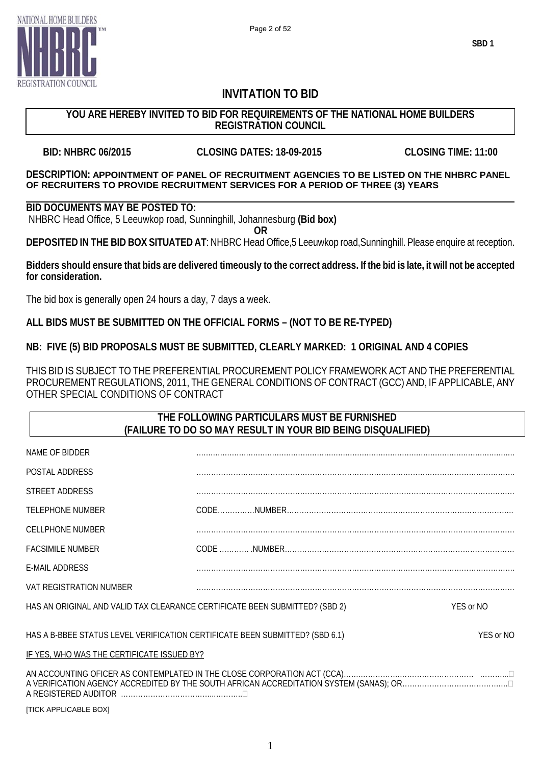SBD 1

# INVITATION TO BID

**YOU ARE HEREBY INVITED TO BID FOR REQUIREMENTS OF THE NATIONAL HOME BUILDERS REGISTRATION COUNCIL**

**BID: NHBRC 06/2015** **CLOSING DATES: 18-09-2015** **CLOSING TIME: 11:00**

**DESCRIPTION: APPOINTMENT OF PANEL OF RECRUITMENT AGENCIES TO BE LISTED ON THE NHBRC PANEL OF RECRUITERS TO PROVIDE RECRUITMENT SERVICES FOR A PERIOD OF THREE (3) YEARS**

**BID DOCUMENTS MAY BE POSTED TO:**
NHBRC Head Office, 5 Leeuwkop road, Sunninghill, Johannesburg **(Bid box)**

**OR**

**DEPOSITED IN THE BID BOX SITUATED AT**: NHBRC Head Office,5 Leeuwkop road,Sunninghill. Please enquire at reception.

**Bidders should ensure that bids are delivered timeously to the correct address. If the bid is late, it will not be accepted for consideration.**

The bid box is generally open 24 hours a day, 7 days a week.

**ALL BIDS MUST BE SUBMITTED ON THE OFFICIAL FORMS – (NOT TO BE RE-TYPED)**

**NB: FIVE (5) BID PROPOSALS MUST BE SUBMITTED, CLEARLY MARKED: 1 ORIGINAL AND 4 COPIES**

THIS BID IS SUBJECT TO THE PREFERENTIAL PROCUREMENT POLICY FRAMEWORK ACT AND THE PREFERENTIAL PROCUREMENT REGULATIONS, 2011, THE GENERAL CONDITIONS OF CONTRACT (GCC) AND, IF APPLICABLE, ANY OTHER SPECIAL CONDITIONS OF CONTRACT

**THE FOLLOWING PARTICULARS MUST BE FURNISHED**
**(FAILURE TO DO SO MAY RESULT IN YOUR BID BEING DISQUALIFIED)**

NAME OF BIDDER ……………………………………………………………………………………………

POSTAL ADDRESS ……………………………………………………………………………………………

STREET ADDRESS ……………………………………………………………………………………………

TELEPHONE NUMBER CODE……………NUMBER…………………………………………………………

CELLPHONE NUMBER ……………………………………………………………………………………………

FACSIMILE NUMBER CODE ………… .NUMBER…………………………………………………………

E-MAIL ADDRESS ……………………………………………………………………………………………

VAT REGISTRATION NUMBER ……………………………………………………………………………………………

HAS AN ORIGINAL AND VALID TAX CLEARANCE CERTIFICATE BEEN SUBMITTED? (SBD 2) YES or NO

HAS A B-BBEE STATUS LEVEL VERIFICATION CERTIFICATE BEEN SUBMITTED? (SBD 6.1) YES or NO

IF YES, WHO WAS THE CERTIFICATE ISSUED BY?

AN ACCOUNTING OFICER AS CONTEMPLATED IN THE CLOSE CORPORATION ACT (CCA)……………………………………… ………..☐
A VERIFICATION AGENCY ACCREDITED BY THE SOUTH AFRICAN ACCREDITATION SYSTEM (SANAS); OR…………………………………☐
A REGISTERED AUDITOR …………………………………………☐

[TICK APPLICABLE BOX]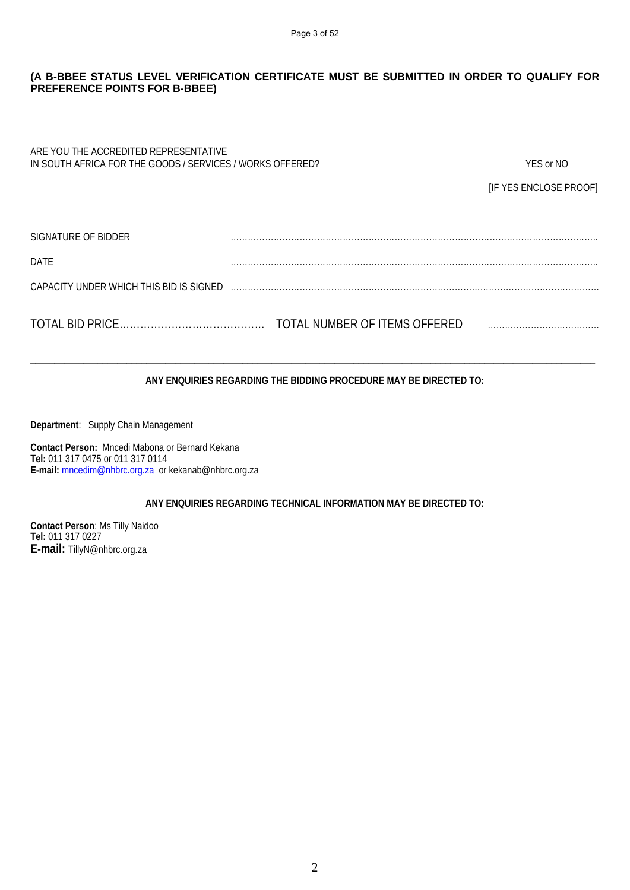**(A B-BBEE STATUS LEVEL VERIFICATION CERTIFICATE MUST BE SUBMITTED IN ORDER TO QUALIFY FOR PREFERENCE POINTS FOR B-BBEE)**

ARE YOU THE ACCREDITED REPRESENTATIVE
IN SOUTH AFRICA FOR THE GOODS / SERVICES / WORKS OFFERED? YES or NO

[IF YES ENCLOSE PROOF]

SIGNATURE OF BIDDER ……………………………………………………………………………………………………

DATE ……………………………………………………………………………………………………

CAPACITY UNDER WHICH THIS BID IS SIGNED ……………………………………………………………………………………………………

TOTAL BID PRICE…………………………………… TOTAL NUMBER OF ITEMS OFFERED …………………………………

---

**ANY ENQUIRIES REGARDING THE BIDDING PROCEDURE MAY BE DIRECTED TO:**

**Department**: Supply Chain Management

**Contact Person:** Mncedi Mabona or Bernard Kekana
**Tel:** 011 317 0475 or 011 317 0114
**E-mail:** mncedim@nhbrc.org.za or kekanab@nhbrc.org.za

**ANY ENQUIRIES REGARDING TECHNICAL INFORMATION MAY BE DIRECTED TO:**

**Contact Person**: Ms Tilly Naidoo
**Tel:** 011 317 0227
**E-mail:** TillyN@nhbrc.org.za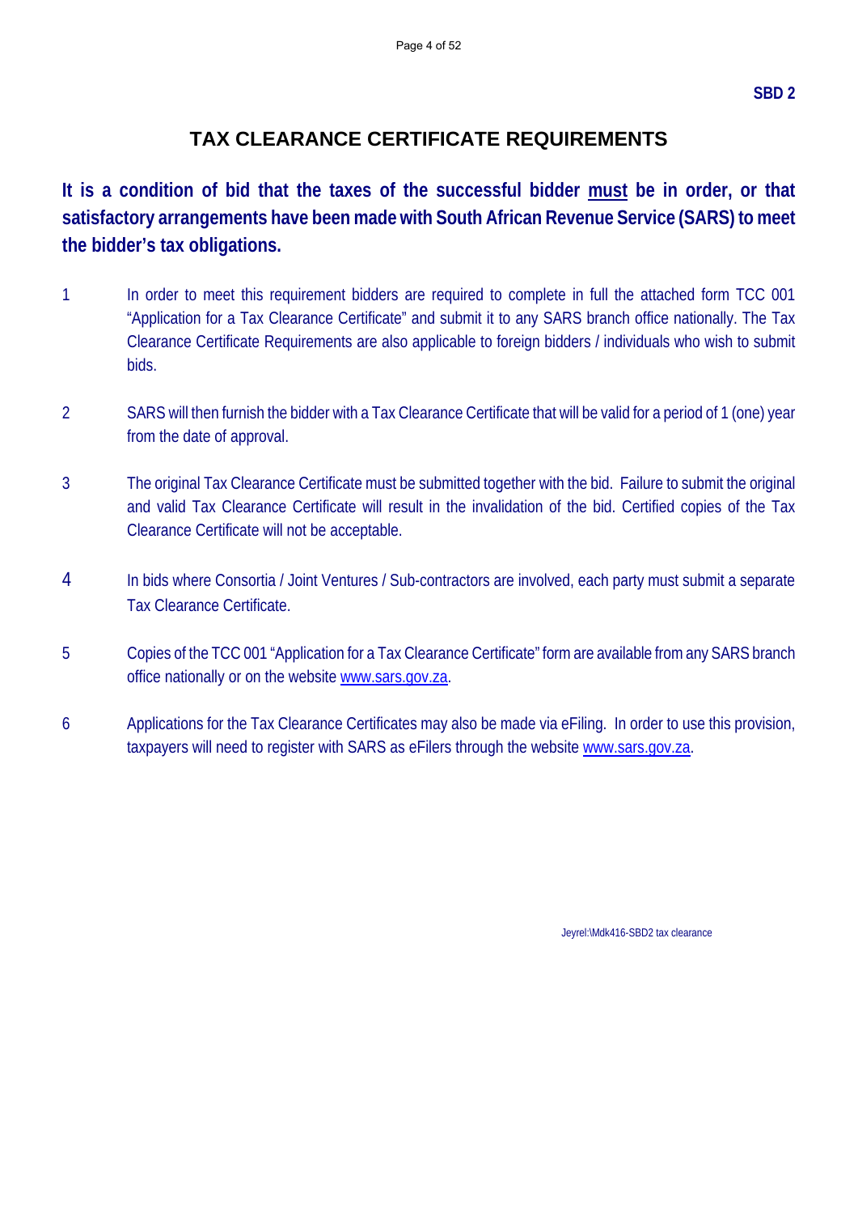**SBD 2**

# TAX CLEARANCE CERTIFICATE REQUIREMENTS

**It is a condition of bid that the taxes of the successful bidder <u>must</u> be in order, or that satisfactory arrangements have been made with South African Revenue Service (SARS) to meet the bidder's tax obligations.**

1. In order to meet this requirement bidders are required to complete in full the attached form TCC 001 "Application for a Tax Clearance Certificate" and submit it to any SARS branch office nationally. The Tax Clearance Certificate Requirements are also applicable to foreign bidders / individuals who wish to submit bids.

2. SARS will then furnish the bidder with a Tax Clearance Certificate that will be valid for a period of 1 (one) year from the date of approval.

3. The original Tax Clearance Certificate must be submitted together with the bid. Failure to submit the original and valid Tax Clearance Certificate will result in the invalidation of the bid. Certified copies of the Tax Clearance Certificate will not be acceptable.

4. In bids where Consortia / Joint Ventures / Sub-contractors are involved, each party must submit a separate Tax Clearance Certificate.

5. Copies of the TCC 001 "Application for a Tax Clearance Certificate" form are available from any SARS branch office nationally or on the website www.sars.gov.za.

6. Applications for the Tax Clearance Certificates may also be made via eFiling. In order to use this provision, taxpayers will need to register with SARS as eFilers through the website www.sars.gov.za.

Jeyrel:\Mdk416-SBD2 tax clearance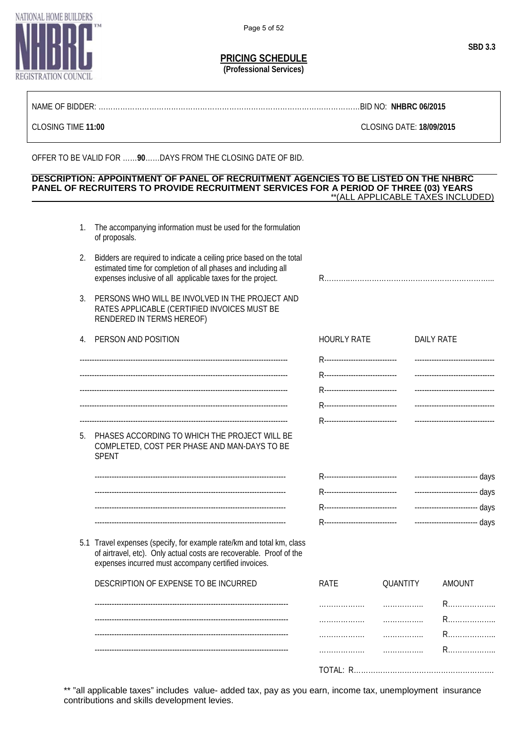SBD 3.3

# PRICING SCHEDULE
**(Professional Services)**

NAME OF BIDDER: ………………………………………………………………………………………………BID NO: **NHBRC 06/2015**

CLOSING TIME **11:00** CLOSING DATE: **18/09/2015**

OFFER TO BE VALID FOR ……**90**……DAYS FROM THE CLOSING DATE OF BID.

**DESCRIPTION: APPOINTMENT OF PANEL OF RECRUITMENT AGENCIES TO BE LISTED ON THE NHBRC PANEL OF RECRUITERS TO PROVIDE RECRUITMENT SERVICES FOR A PERIOD OF THREE (03) YEARS**

\*\*(ALL APPLICABLE TAXES INCLUDED)

1. The accompanying information must be used for the formulation of proposals.
2. Bidders are required to indicate a ceiling price based on the total estimated time for completion of all phases and including all expenses inclusive of all applicable taxes for the project. R………………………………………………………………
3. PERSONS WHO WILL BE INVOLVED IN THE PROJECT AND RATES APPLICABLE (CERTIFIED INVOICES MUST BE RENDERED IN TERMS HEREOF)
4. PERSON AND POSITION

| PERSON AND POSITION | HOURLY RATE | DAILY RATE |
|---|---|---|
| ------------------------------------ | R------------------------------ | -------------------------------- |
| ------------------------------------ | R------------------------------ | -------------------------------- |
| ------------------------------------ | R------------------------------ | -------------------------------- |
| ------------------------------------ | R------------------------------ | -------------------------------- |
| ------------------------------------ | R------------------------------ | -------------------------------- |

5. PHASES ACCORDING TO WHICH THE PROJECT WILL BE COMPLETED, COST PER PHASE AND MAN-DAYS TO BE SPENT

| | | |
|---|---|---|
| ------------------------------------ | R------------------------------ | -------------------------- days |
| ------------------------------------ | R------------------------------ | -------------------------- days |
| ------------------------------------ | R------------------------------ | -------------------------- days |
| ------------------------------------ | R------------------------------ | -------------------------- days |

5.1 Travel expenses (specify, for example rate/km and total km, class of airtravel, etc). Only actual costs are recoverable. Proof of the expenses incurred must accompany certified invoices.

| DESCRIPTION OF EXPENSE TO BE INCURRED | RATE | QUANTITY | AMOUNT |
|---|---|---|---|
| ------------------------------------ | ………………. | …………….. | R……………….. |
| ------------------------------------ | ………………. | …………….. | R……………….. |
| ------------------------------------ | ………………. | …………….. | R……………….. |
| ------------------------------------ | ………………. | …………….. | R……………….. |

TOTAL: R………………………………………………….

\*\* "all applicable taxes" includes value- added tax, pay as you earn, income tax, unemployment insurance contributions and skills development levies.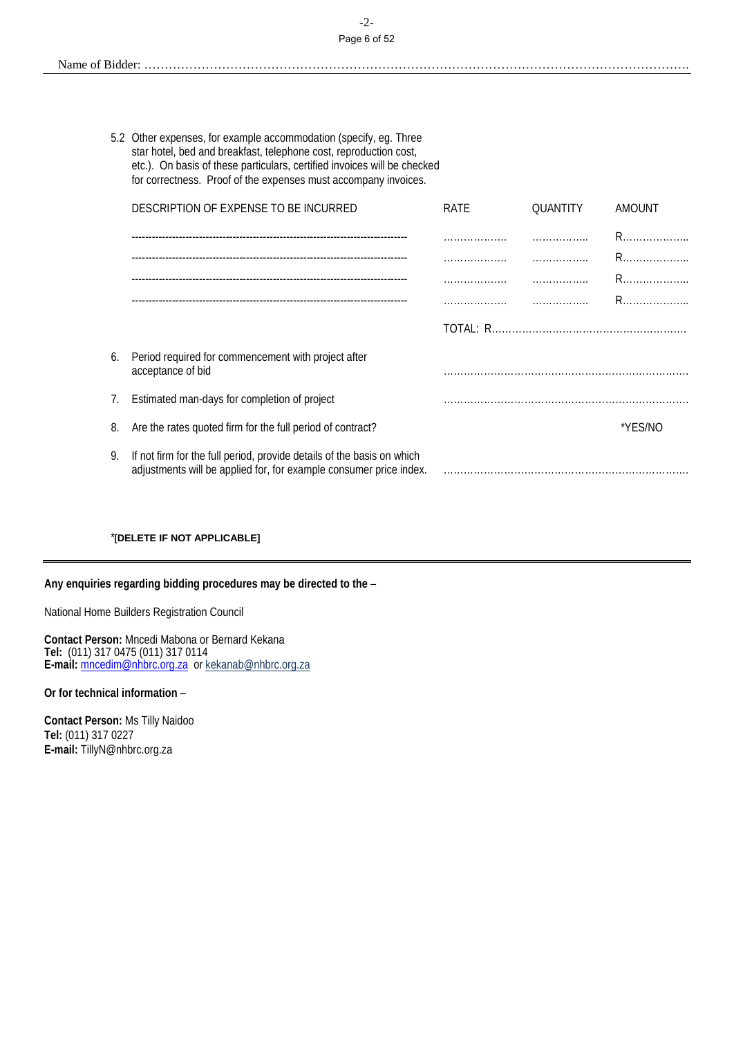Name of Bidder: ……………………………………………………………………………………………………………………

5.2 Other expenses, for example accommodation (specify, eg. Three star hotel, bed and breakfast, telephone cost, reproduction cost, etc.). On basis of these particulars, certified invoices will be checked for correctness. Proof of the expenses must accompany invoices.

| DESCRIPTION OF EXPENSE TO BE INCURRED | RATE | QUANTITY | AMOUNT |
|---|---|---|---|
| ---------------------------------------------------------------------------------- | ……………… | …………….. | R……………….. |
| ---------------------------------------------------------------------------------- | ……………… | …………….. | R……………….. |
| ---------------------------------------------------------------------------------- | ……………… | …………….. | R……………….. |
| ---------------------------------------------------------------------------------- | ……………… | …………….. | R……………….. |
| | TOTAL: R………………………………………………… | | |

6. Period required for commencement with project after acceptance of bid ………………………………………………………………

7. Estimated man-days for completion of project ………………………………………………………………

8. Are the rates quoted firm for the full period of contract? *YES/NO

9. If not firm for the full period, provide details of the basis on which adjustments will be applied for, for example consumer price index. ………………………………………………………………

*[DELETE IF NOT APPLICABLE]

---

**Any enquiries regarding bidding procedures may be directed to the** –

National Home Builders Registration Council

**Contact Person:** Mncedi Mabona or Bernard Kekana
**Tel:** (011) 317 0475 (011) 317 0114
**E-mail:** mncedim@nhbrc.org.za or kekanab@nhbrc.org.za

**Or for technical information** –

**Contact Person:** Ms Tilly Naidoo
**Tel:** (011) 317 0227
**E-mail:** TillyN@nhbrc.org.za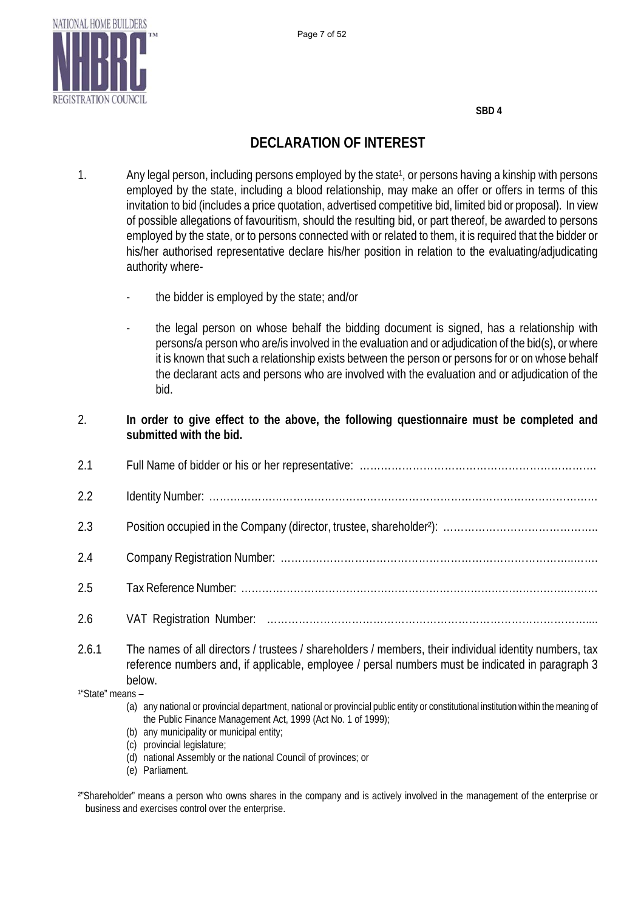SBD 4

# DECLARATION OF INTEREST

1. Any legal person, including persons employed by the state[1], or persons having a kinship with persons employed by the state, including a blood relationship, may make an offer or offers in terms of this invitation to bid (includes a price quotation, advertised competitive bid, limited bid or proposal). In view of possible allegations of favouritism, should the resulting bid, or part thereof, be awarded to persons employed by the state, or to persons connected with or related to them, it is required that the bidder or his/her authorised representative declare his/her position in relation to the evaluating/adjudicating authority where-

   - the bidder is employed by the state; and/or

   - the legal person on whose behalf the bidding document is signed, has a relationship with persons/a person who are/is involved in the evaluation and or adjudication of the bid(s), or where it is known that such a relationship exists between the person or persons for or on whose behalf the declarant acts and persons who are involved with the evaluation and or adjudication of the bid.

2. **In order to give effect to the above, the following questionnaire must be completed and submitted with the bid.**

2.1 Full Name of bidder or his or her representative: ………………………………………………………….

2.2 Identity Number: ……………………………………………………………………………………………

2.3 Position occupied in the Company (director, trustee, shareholder[2]): ……………………………………..

2.4 Company Registration Number: ………………………………………………………………………..…….

2.5 Tax Reference Number: ……………………………………………………………………………..…….

2.6 VAT Registration Number: ……………………………………………………………………………....

2.6.1 The names of all directors / trustees / shareholders / members, their individual identity numbers, tax reference numbers and, if applicable, employee / persal numbers must be indicated in paragraph 3 below.

[1]"State" means –

(a) any national or provincial department, national or provincial public entity or constitutional institution within the meaning of the Public Finance Management Act, 1999 (Act No. 1 of 1999);
(b) any municipality or municipal entity;
(c) provincial legislature;
(d) national Assembly or the national Council of provinces; or
(e) Parliament.

[2]"Shareholder" means a person who owns shares in the company and is actively involved in the management of the enterprise or business and exercises control over the enterprise.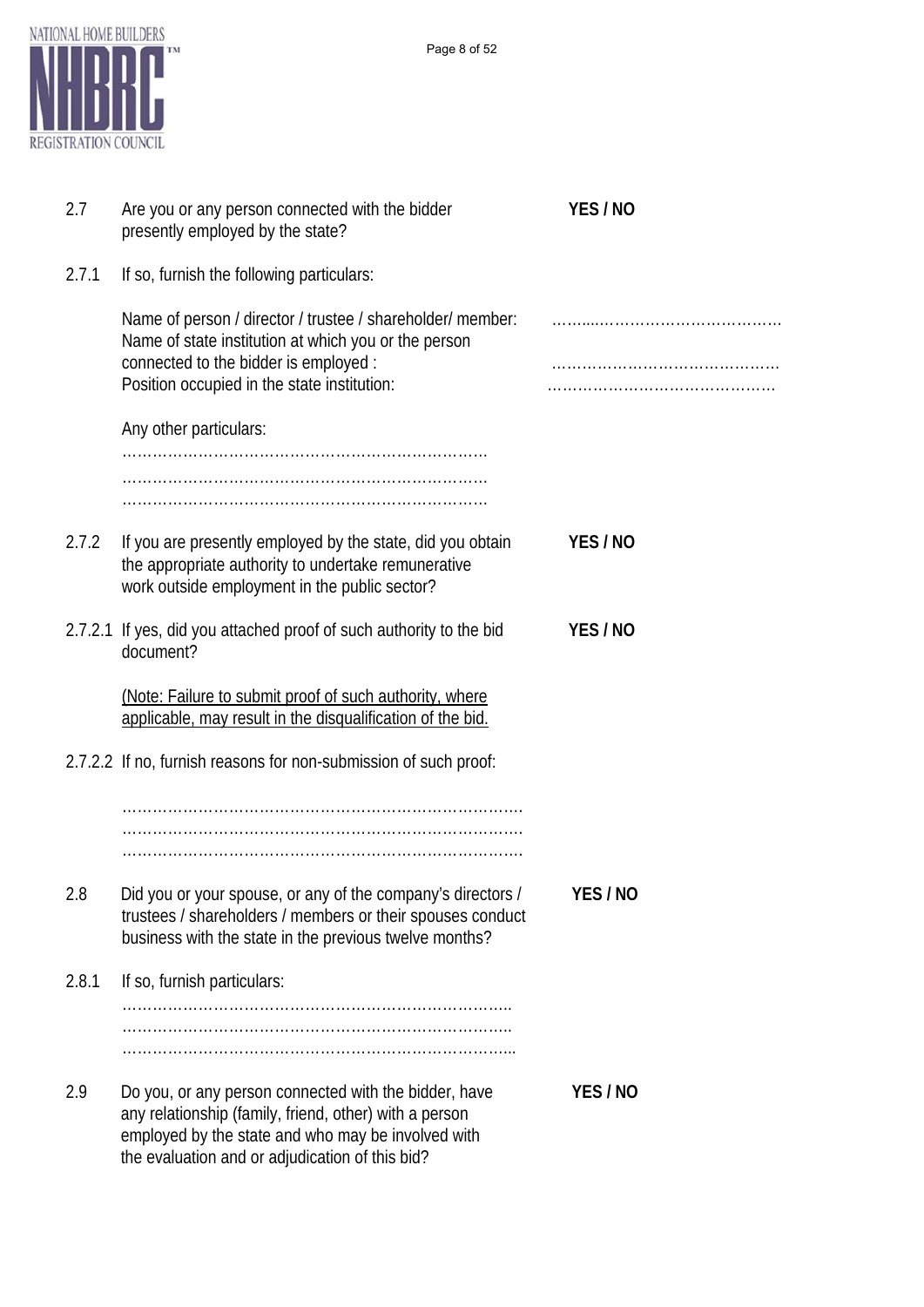2.7 Are you or any person connected with the bidder presently employed by the state? **YES / NO**

2.7.1 If so, furnish the following particulars:

Name of person / director / trustee / shareholder/ member: ……..…………………………………

Name of state institution at which you or the person connected to the bidder is employed : ………………………………………

Position occupied in the state institution: ………………………………………

Any other particulars:

………………………………………………………………
………………………………………………………………
………………………………………………………………

2.7.2 If you are presently employed by the state, did you obtain the appropriate authority to undertake remunerative work outside employment in the public sector? **YES / NO**

2.7.2.1 If yes, did you attached proof of such authority to the bid document? **YES / NO**

<u>(Note: Failure to submit proof of such authority, where applicable, may result in the disqualification of the bid.</u>

2.7.2.2 If no, furnish reasons for non-submission of such proof:

…………………………………………………………………….
…………………………………………………………………….
…………………………………………………………………….

2.8 Did you or your spouse, or any of the company's directors / trustees / shareholders / members or their spouses conduct business with the state in the previous twelve months? **YES / NO**

2.8.1 If so, furnish particulars:

…………………………………………………………………..
…………………………………………………………………..
…………………………………………………………………...

2.9 Do you, or any person connected with the bidder, have any relationship (family, friend, other) with a person employed by the state and who may be involved with the evaluation and or adjudication of this bid? **YES / NO**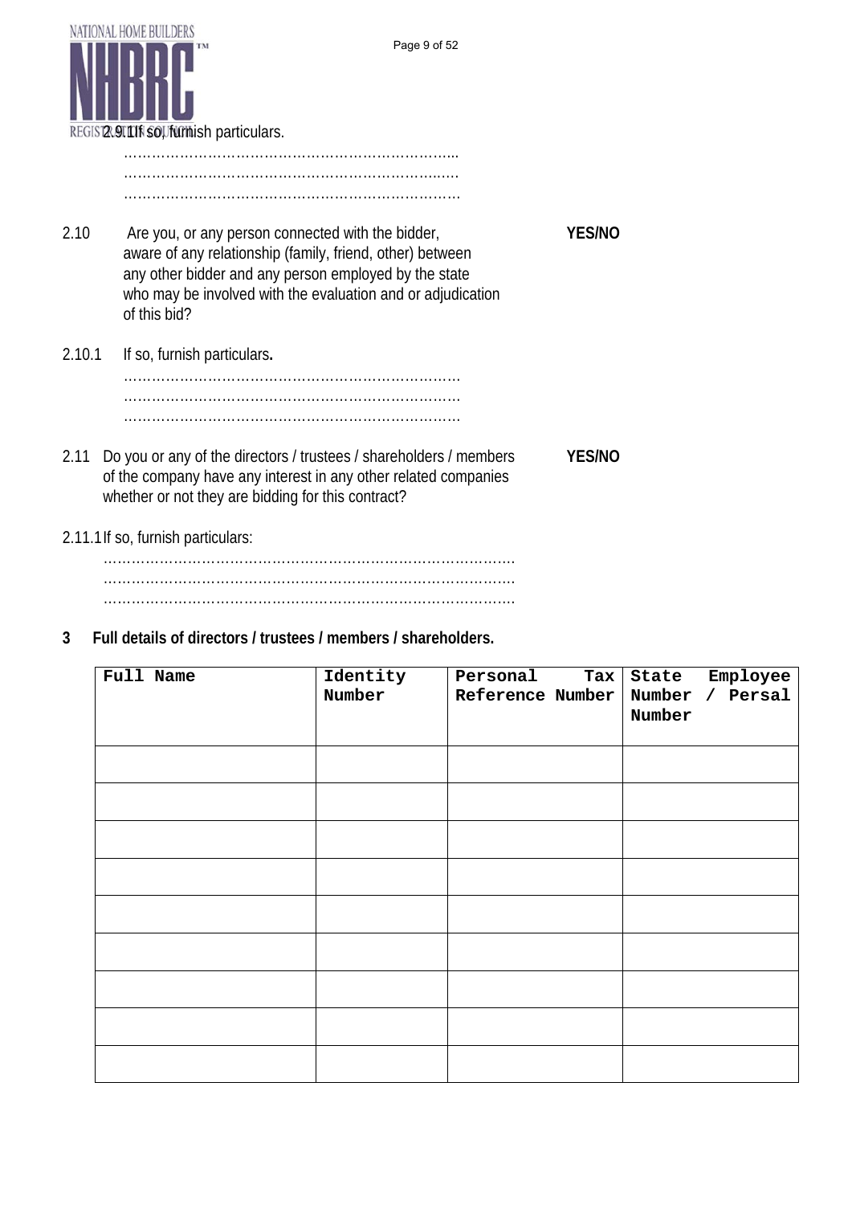2.9.1 If so, furnish particulars.

……………………………………………………………...
……………………………………………………………...
……………………………………………………………...

2.10 Are you, or any person connected with the bidder, aware of any relationship (family, friend, other) between any other bidder and any person employed by the state who may be involved with the evaluation and or adjudication of this bid? **YES/NO**

2.10.1 If so, furnish particulars**.**

……………………………………………………………...
……………………………………………………………...
……………………………………………………………...

2.11 Do you or any of the directors / trustees / shareholders / members of the company have any interest in any other related companies whether or not they are bidding for this contract? **YES/NO**

2.11.1 If so, furnish particulars:

……………………………………………………………………………….
……………………………………………………………………………….
……………………………………………………………………………….

**3 Full details of directors / trustees / members / shareholders.**

| Full Name | Identity Number | Personal Tax Reference Number | State Employee Number / Persal Number |
|---|---|---|---|
| | | | |
| | | | |
| | | | |
| | | | |
| | | | |
| | | | |
| | | | |
| | | | |
| | | | |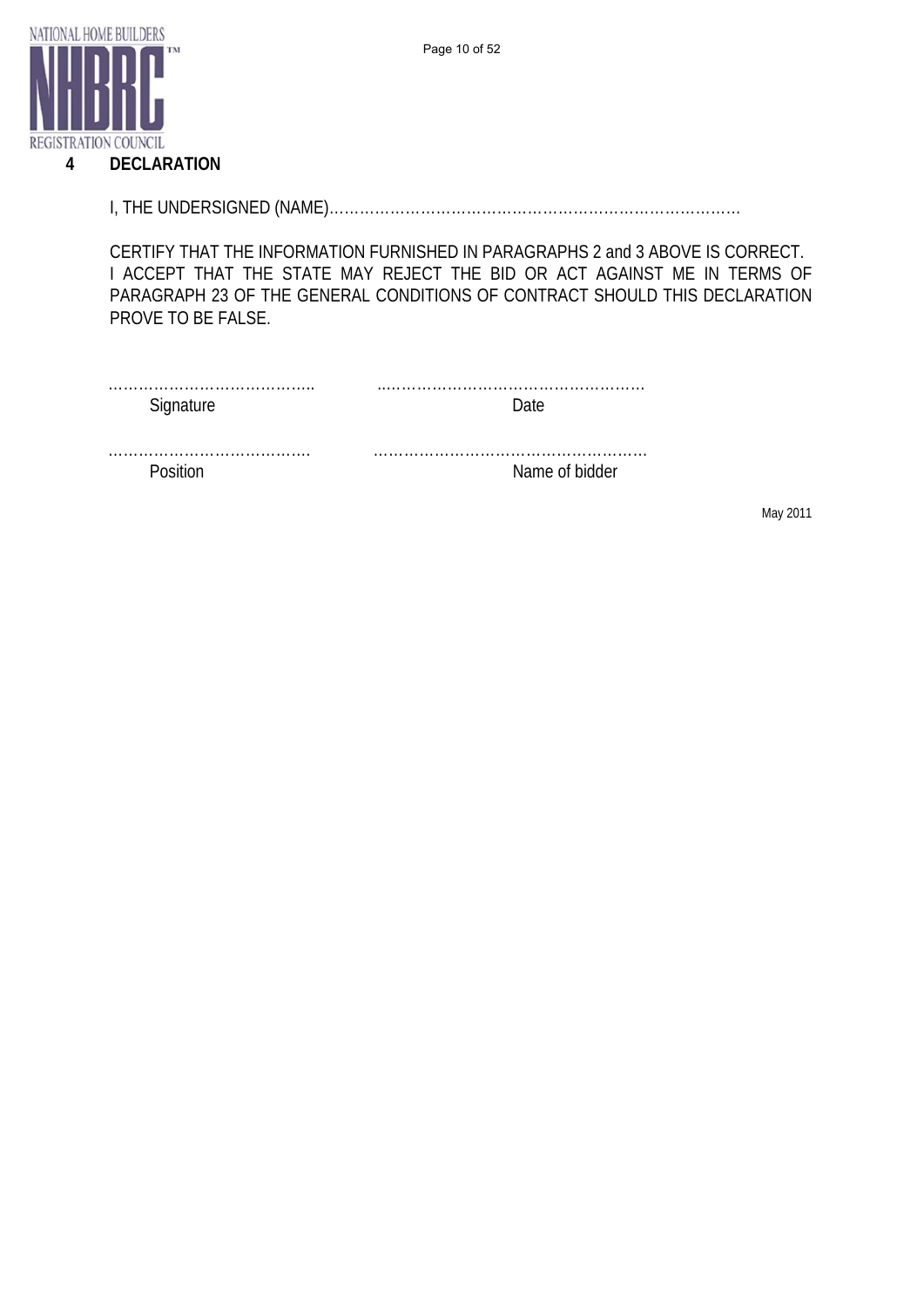## 4 DECLARATION

I, THE UNDERSIGNED (NAME)………………………………………………………………………

CERTIFY THAT THE INFORMATION FURNISHED IN PARAGRAPHS 2 and 3 ABOVE IS CORRECT.
I ACCEPT THAT THE STATE MAY REJECT THE BID OR ACT AGAINST ME IN TERMS OF PARAGRAPH 23 OF THE GENERAL CONDITIONS OF CONTRACT SHOULD THIS DECLARATION PROVE TO BE FALSE.

………………………………….. ……………………………………………
Signature Date

…………………………………. ………………………………………………
Position Name of bidder

May 2011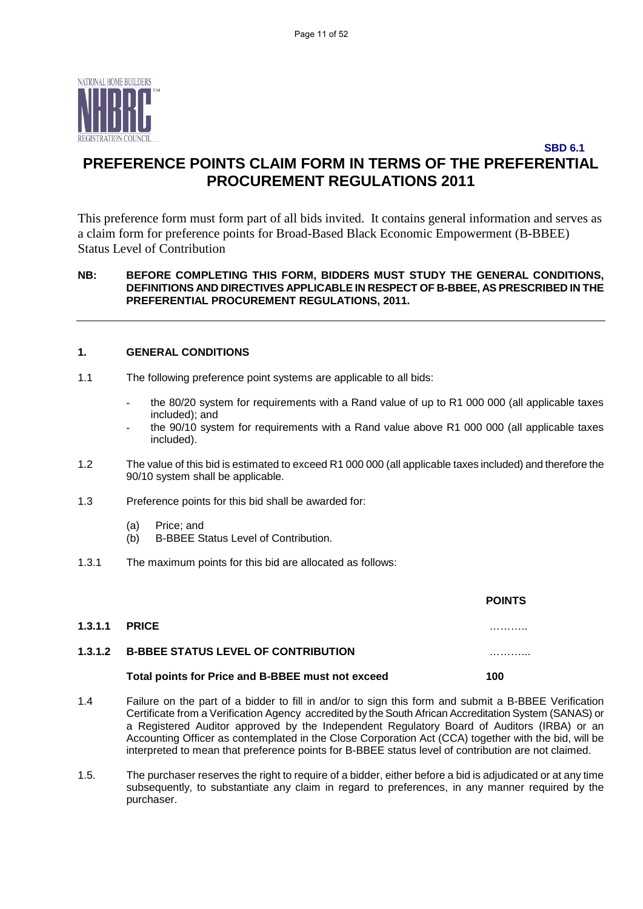**SBD 6.1**

# PREFERENCE POINTS CLAIM FORM IN TERMS OF THE PREFERENTIAL PROCUREMENT REGULATIONS 2011

This preference form must form part of all bids invited. It contains general information and serves as a claim form for preference points for Broad-Based Black Economic Empowerment (B-BBEE) Status Level of Contribution

**NB: BEFORE COMPLETING THIS FORM, BIDDERS MUST STUDY THE GENERAL CONDITIONS, DEFINITIONS AND DIRECTIVES APPLICABLE IN RESPECT OF B-BBEE, AS PRESCRIBED IN THE PREFERENTIAL PROCUREMENT REGULATIONS, 2011.**

---

## 1. GENERAL CONDITIONS

1.1 The following preference point systems are applicable to all bids:

- the 80/20 system for requirements with a Rand value of up to R1 000 000 (all applicable taxes included); and
- the 90/10 system for requirements with a Rand value above R1 000 000 (all applicable taxes included).

1.2 The value of this bid is estimated to exceed R1 000 000 (all applicable taxes included) and therefore the 90/10 system shall be applicable.

1.3 Preference points for this bid shall be awarded for:

(a) Price; and
(b) B-BBEE Status Level of Contribution.

1.3.1 The maximum points for this bid are allocated as follows:

| | | POINTS |
|---|---|---|
| **1.3.1.1** | **PRICE** | ……….. |
| **1.3.1.2** | **B-BBEE STATUS LEVEL OF CONTRIBUTION** | ……….. |
| | **Total points for Price and B-BBEE must not exceed** | **100** |

1.4 Failure on the part of a bidder to fill in and/or to sign this form and submit a B-BBEE Verification Certificate from a Verification Agency accredited by the South African Accreditation System (SANAS) or a Registered Auditor approved by the Independent Regulatory Board of Auditors (IRBA) or an Accounting Officer as contemplated in the Close Corporation Act (CCA) together with the bid, will be interpreted to mean that preference points for B-BBEE status level of contribution are not claimed.

1.5. The purchaser reserves the right to require of a bidder, either before a bid is adjudicated or at any time subsequently, to substantiate any claim in regard to preferences, in any manner required by the purchaser.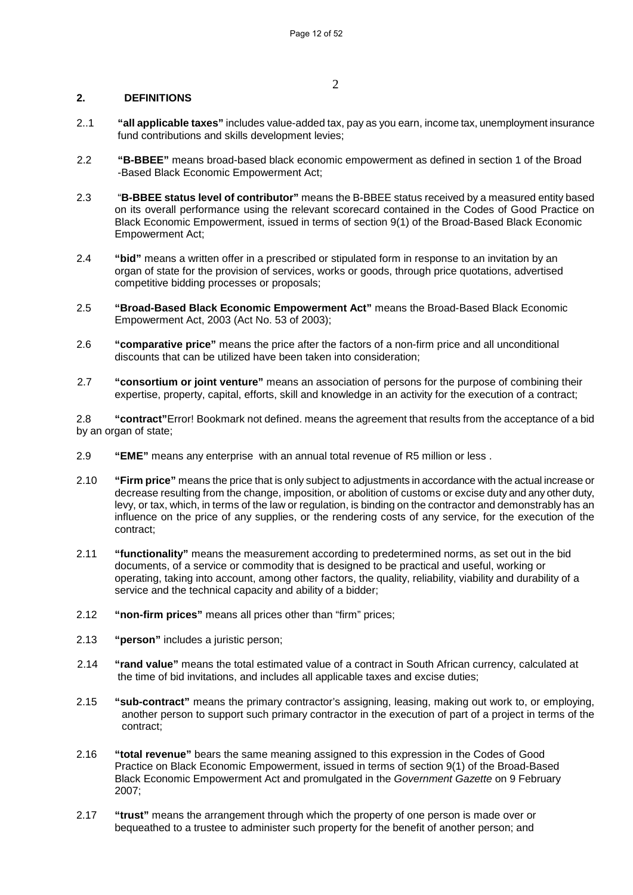## 2. DEFINITIONS

2..1 **"all applicable taxes"** includes value-added tax, pay as you earn, income tax, unemployment insurance fund contributions and skills development levies;

2.2 **"B-BBEE"** means broad-based black economic empowerment as defined in section 1 of the Broad -Based Black Economic Empowerment Act;

2.3 "**B-BBEE status level of contributor"** means the B-BBEE status received by a measured entity based on its overall performance using the relevant scorecard contained in the Codes of Good Practice on Black Economic Empowerment, issued in terms of section 9(1) of the Broad-Based Black Economic Empowerment Act;

2.4 **"bid"** means a written offer in a prescribed or stipulated form in response to an invitation by an organ of state for the provision of services, works or goods, through price quotations, advertised competitive bidding processes or proposals;

2.5 **"Broad-Based Black Economic Empowerment Act"** means the Broad-Based Black Economic Empowerment Act, 2003 (Act No. 53 of 2003);

2.6 **"comparative price"** means the price after the factors of a non-firm price and all unconditional discounts that can be utilized have been taken into consideration;

2.7 **"consortium or joint venture"** means an association of persons for the purpose of combining their expertise, property, capital, efforts, skill and knowledge in an activity for the execution of a contract;

2.8 **"contract"**Error! Bookmark not defined. means the agreement that results from the acceptance of a bid by an organ of state;

2.9 **"EME"** means any enterprise with an annual total revenue of R5 million or less .

2.10 **"Firm price"** means the price that is only subject to adjustments in accordance with the actual increase or decrease resulting from the change, imposition, or abolition of customs or excise duty and any other duty, levy, or tax, which, in terms of the law or regulation, is binding on the contractor and demonstrably has an influence on the price of any supplies, or the rendering costs of any service, for the execution of the contract;

2.11 **"functionality"** means the measurement according to predetermined norms, as set out in the bid documents, of a service or commodity that is designed to be practical and useful, working or operating, taking into account, among other factors, the quality, reliability, viability and durability of a service and the technical capacity and ability of a bidder;

2.12 **"non-firm prices"** means all prices other than "firm" prices;

2.13 **"person"** includes a juristic person;

2.14 **"rand value"** means the total estimated value of a contract in South African currency, calculated at the time of bid invitations, and includes all applicable taxes and excise duties;

2.15 **"sub-contract"** means the primary contractor's assigning, leasing, making out work to, or employing, another person to support such primary contractor in the execution of part of a project in terms of the contract;

2.16 **"total revenue"** bears the same meaning assigned to this expression in the Codes of Good Practice on Black Economic Empowerment, issued in terms of section 9(1) of the Broad-Based Black Economic Empowerment Act and promulgated in the *Government Gazette* on 9 February 2007;

2.17 **"trust"** means the arrangement through which the property of one person is made over or bequeathed to a trustee to administer such property for the benefit of another person; and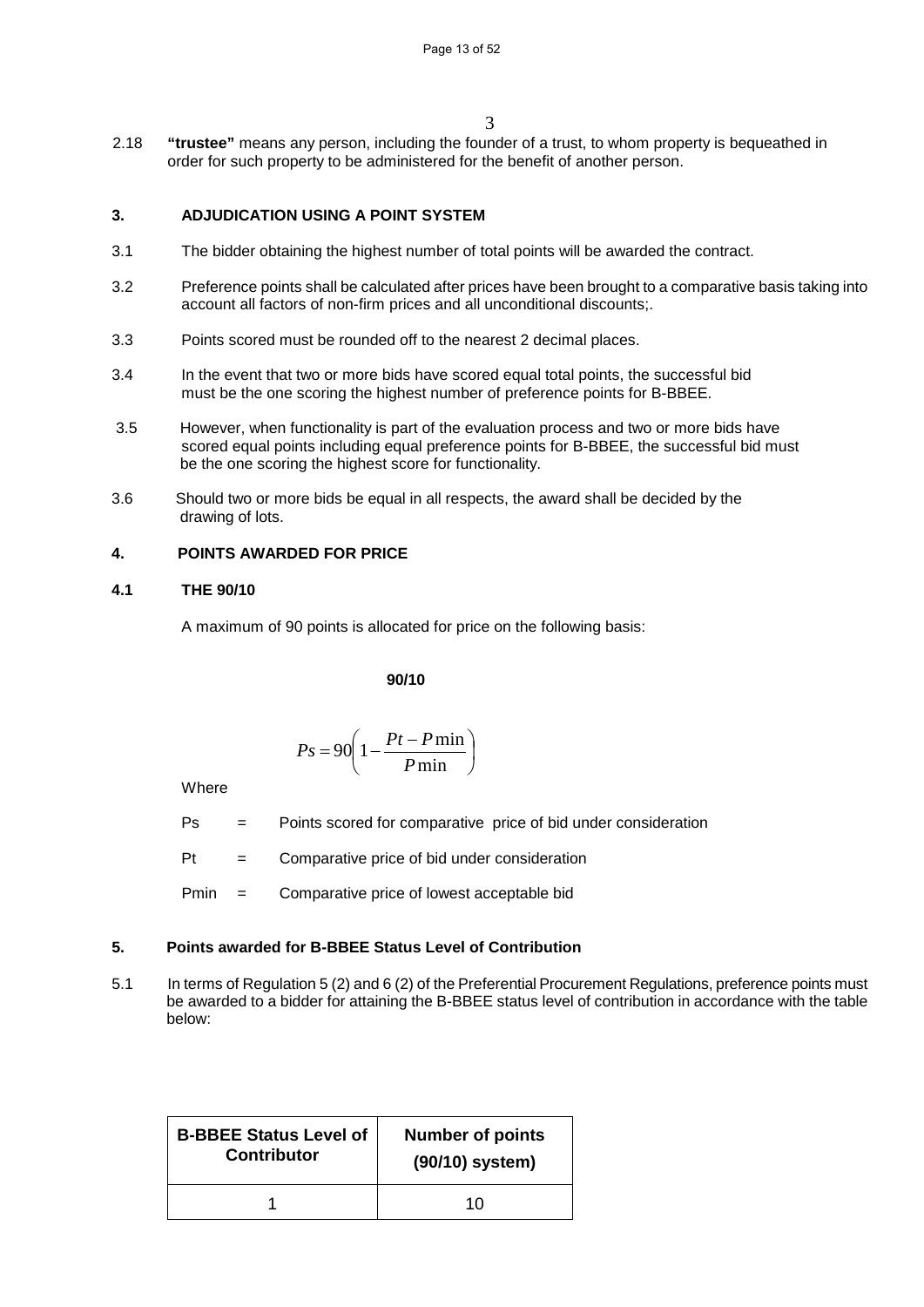2.18 **"trustee"** means any person, including the founder of a trust, to whom property is bequeathed in order for such property to be administered for the benefit of another person.

## 3. ADJUDICATION USING A POINT SYSTEM

3.1 The bidder obtaining the highest number of total points will be awarded the contract.

3.2 Preference points shall be calculated after prices have been brought to a comparative basis taking into account all factors of non-firm prices and all unconditional discounts;.

3.3 Points scored must be rounded off to the nearest 2 decimal places.

3.4 In the event that two or more bids have scored equal total points, the successful bid must be the one scoring the highest number of preference points for B-BBEE.

3.5 However, when functionality is part of the evaluation process and two or more bids have scored equal points including equal preference points for B-BBEE, the successful bid must be the one scoring the highest score for functionality.

3.6 Should two or more bids be equal in all respects, the award shall be decided by the drawing of lots.

## 4. POINTS AWARDED FOR PRICE

### 4.1 THE 90/10

A maximum of 90 points is allocated for price on the following basis:

**90/10**

$$Ps = 90\left(1 - \frac{Pt - P\min}{P\min}\right)$$

Where

Ps = Points scored for comparative price of bid under consideration

Pt = Comparative price of bid under consideration

Pmin = Comparative price of lowest acceptable bid

## 5. Points awarded for B-BBEE Status Level of Contribution

5.1 In terms of Regulation 5 (2) and 6 (2) of the Preferential Procurement Regulations, preference points must be awarded to a bidder for attaining the B-BBEE status level of contribution in accordance with the table below:

| B-BBEE Status Level of Contributor | Number of points (90/10) system) |
|---|---|
| 1 | 10 |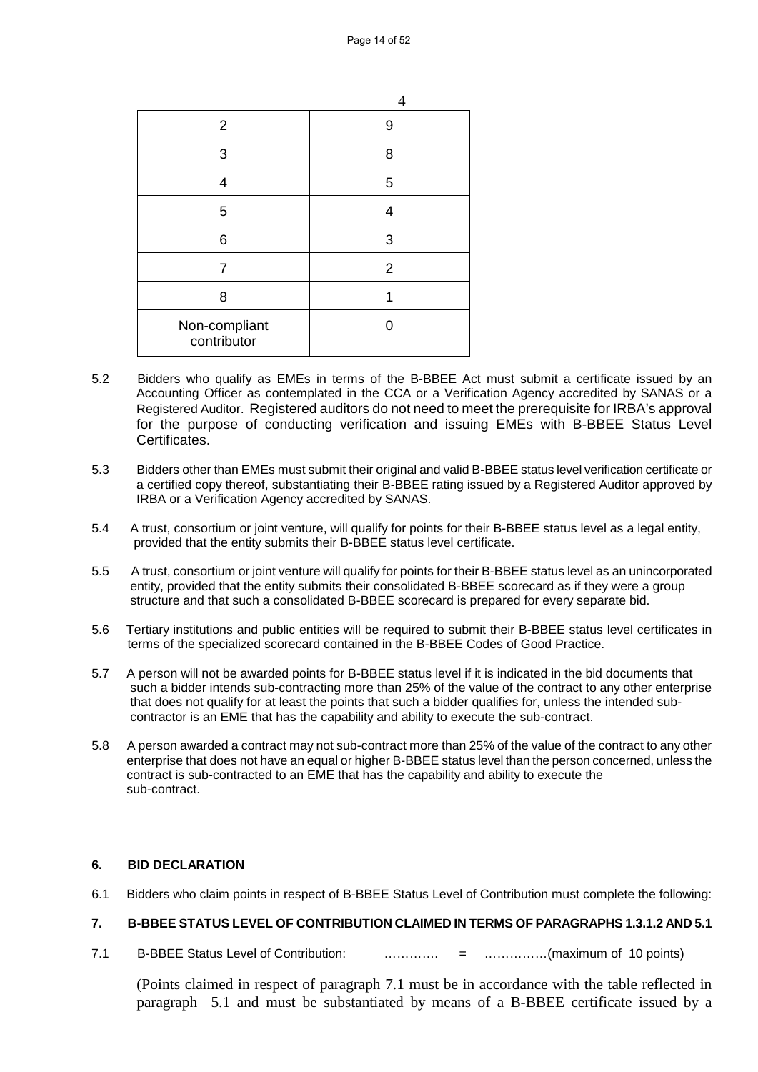| | 4 |
|---|---|
| 2 | 9 |
| 3 | 8 |
| 4 | 5 |
| 5 | 4 |
| 6 | 3 |
| 7 | 2 |
| 8 | 1 |
| Non-compliant contributor | 0 |

5.2 Bidders who qualify as EMEs in terms of the B-BBEE Act must submit a certificate issued by an Accounting Officer as contemplated in the CCA or a Verification Agency accredited by SANAS or a Registered Auditor. Registered auditors do not need to meet the prerequisite for IRBA's approval for the purpose of conducting verification and issuing EMEs with B-BBEE Status Level Certificates.

5.3 Bidders other than EMEs must submit their original and valid B-BBEE status level verification certificate or a certified copy thereof, substantiating their B-BBEE rating issued by a Registered Auditor approved by IRBA or a Verification Agency accredited by SANAS.

5.4 A trust, consortium or joint venture, will qualify for points for their B-BBEE status level as a legal entity, provided that the entity submits their B-BBEE status level certificate.

5.5 A trust, consortium or joint venture will qualify for points for their B-BBEE status level as an unincorporated entity, provided that the entity submits their consolidated B-BBEE scorecard as if they were a group structure and that such a consolidated B-BBEE scorecard is prepared for every separate bid.

5.6 Tertiary institutions and public entities will be required to submit their B-BBEE status level certificates in terms of the specialized scorecard contained in the B-BBEE Codes of Good Practice.

5.7 A person will not be awarded points for B-BBEE status level if it is indicated in the bid documents that such a bidder intends sub-contracting more than 25% of the value of the contract to any other enterprise that does not qualify for at least the points that such a bidder qualifies for, unless the intended sub-contractor is an EME that has the capability and ability to execute the sub-contract.

5.8 A person awarded a contract may not sub-contract more than 25% of the value of the contract to any other enterprise that does not have an equal or higher B-BBEE status level than the person concerned, unless the contract is sub-contracted to an EME that has the capability and ability to execute the sub-contract.

**6. BID DECLARATION**

6.1 Bidders who claim points in respect of B-BBEE Status Level of Contribution must complete the following:

**7. B-BBEE STATUS LEVEL OF CONTRIBUTION CLAIMED IN TERMS OF PARAGRAPHS 1.3.1.2 AND 5.1**

7.1 B-BBEE Status Level of Contribution: …………. = ……………(maximum of 10 points)

(Points claimed in respect of paragraph 7.1 must be in accordance with the table reflected in paragraph 5.1 and must be substantiated by means of a B-BBEE certificate issued by a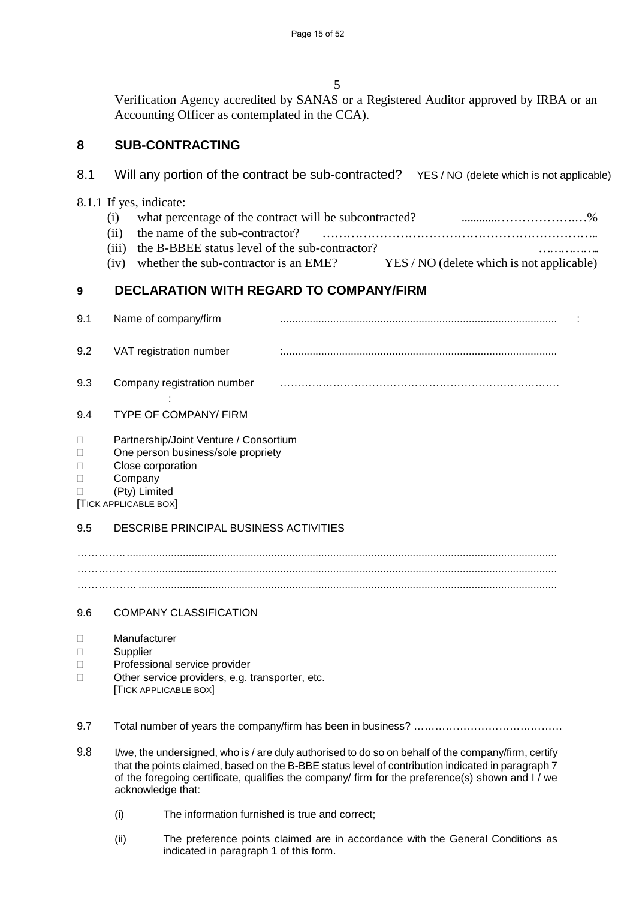5

Verification Agency accredited by SANAS or a Registered Auditor approved by IRBA or an Accounting Officer as contemplated in the CCA).

## 8 SUB-CONTRACTING

8.1 Will any portion of the contract be sub-contracted? YES / NO (delete which is not applicable)

8.1.1 If yes, indicate:

- (i) what percentage of the contract will be subcontracted? ............…………….…%
- (ii) the name of the sub-contractor? …………………………………………………………..
- (iii) the B-BBEE status level of the sub-contractor? ……………..
- (iv) whether the sub-contractor is an EME? YES / NO (delete which is not applicable)

## 9 DECLARATION WITH REGARD TO COMPANY/FIRM

9.1 Name of company/firm ............................................................................................ :

9.2 VAT registration number :............................................................................................

9.3 Company registration number :…………………………………………………………………….

9.4 TYPE OF COMPANY/ FIRM

- □ Partnership/Joint Venture / Consortium
- □ One person business/sole propriety
- □ Close corporation
- □ Company
- □ (Pty) Limited

[TICK APPLICABLE BOX]

9.5 DESCRIBE PRINCIPAL BUSINESS ACTIVITIES

…………..................................................................................................................................
………………….......................................................................................................................
…………….. ..........................................................................................................................

9.6 COMPANY CLASSIFICATION

- □ Manufacturer
- □ Supplier
- □ Professional service provider
- □ Other service providers, e.g. transporter, etc.

[TICK APPLICABLE BOX]

9.7 Total number of years the company/firm has been in business? ……………………………………

9.8 I/we, the undersigned, who is / are duly authorised to do so on behalf of the company/firm, certify that the points claimed, based on the B-BBE status level of contribution indicated in paragraph 7 of the foregoing certificate, qualifies the company/ firm for the preference(s) shown and I / we acknowledge that:

- (i) The information furnished is true and correct;
- (ii) The preference points claimed are in accordance with the General Conditions as indicated in paragraph 1 of this form.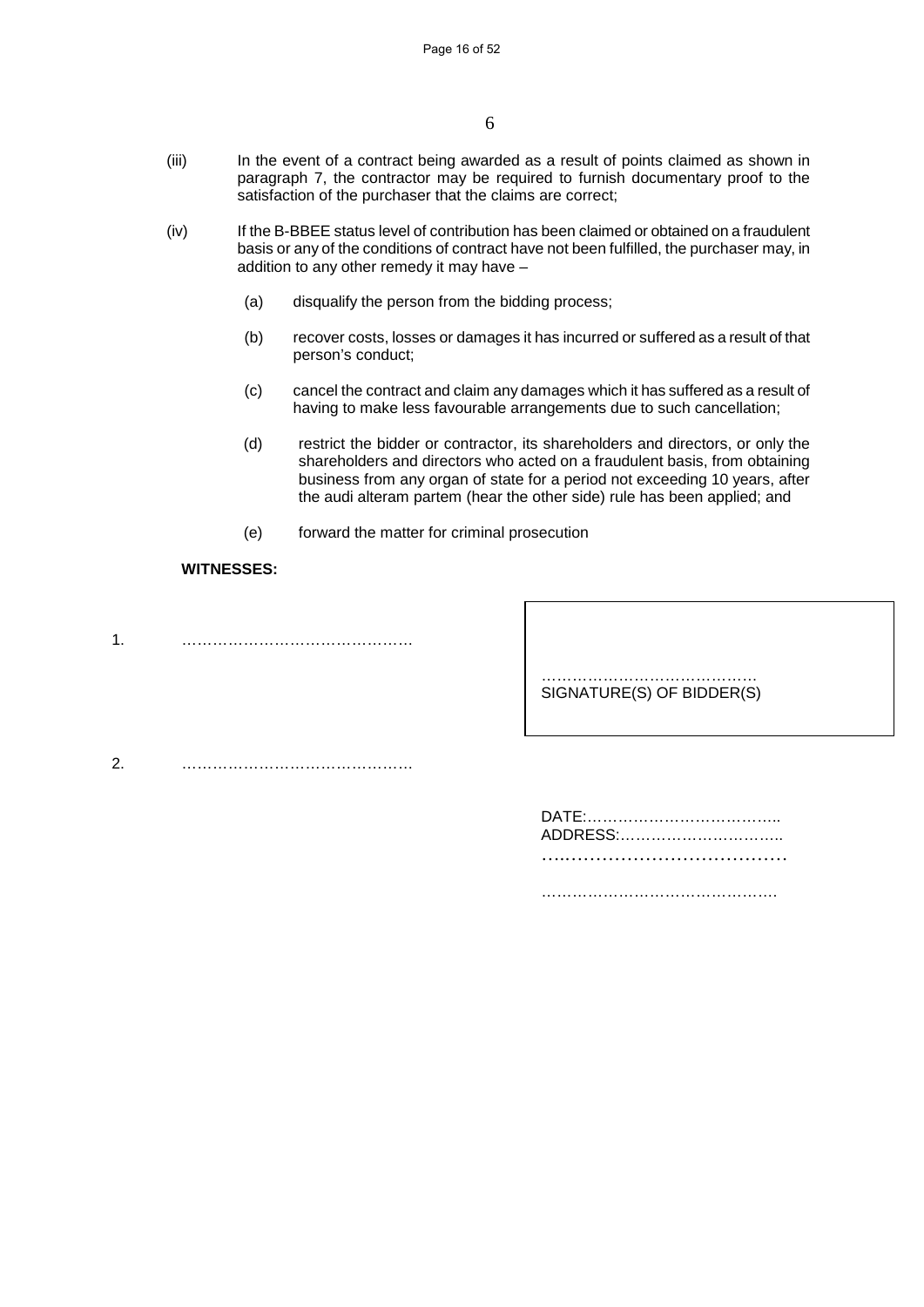(iii) In the event of a contract being awarded as a result of points claimed as shown in paragraph 7, the contractor may be required to furnish documentary proof to the satisfaction of the purchaser that the claims are correct;

(iv) If the B-BBEE status level of contribution has been claimed or obtained on a fraudulent basis or any of the conditions of contract have not been fulfilled, the purchaser may, in addition to any other remedy it may have –

(a) disqualify the person from the bidding process;

(b) recover costs, losses or damages it has incurred or suffered as a result of that person's conduct;

(c) cancel the contract and claim any damages which it has suffered as a result of having to make less favourable arrangements due to such cancellation;

(d) restrict the bidder or contractor, its shareholders and directors, or only the shareholders and directors who acted on a fraudulent basis, from obtaining business from any organ of state for a period not exceeding 10 years, after the audi alteram partem (hear the other side) rule has been applied; and

(e) forward the matter for criminal prosecution

**WITNESSES:**

1. ………………………………………

…………………………………….
SIGNATURE(S) OF BIDDER(S)

2. ………………………………………

DATE:………………………………..
ADDRESS:…………………………..
…..…………………………………

……………………………………….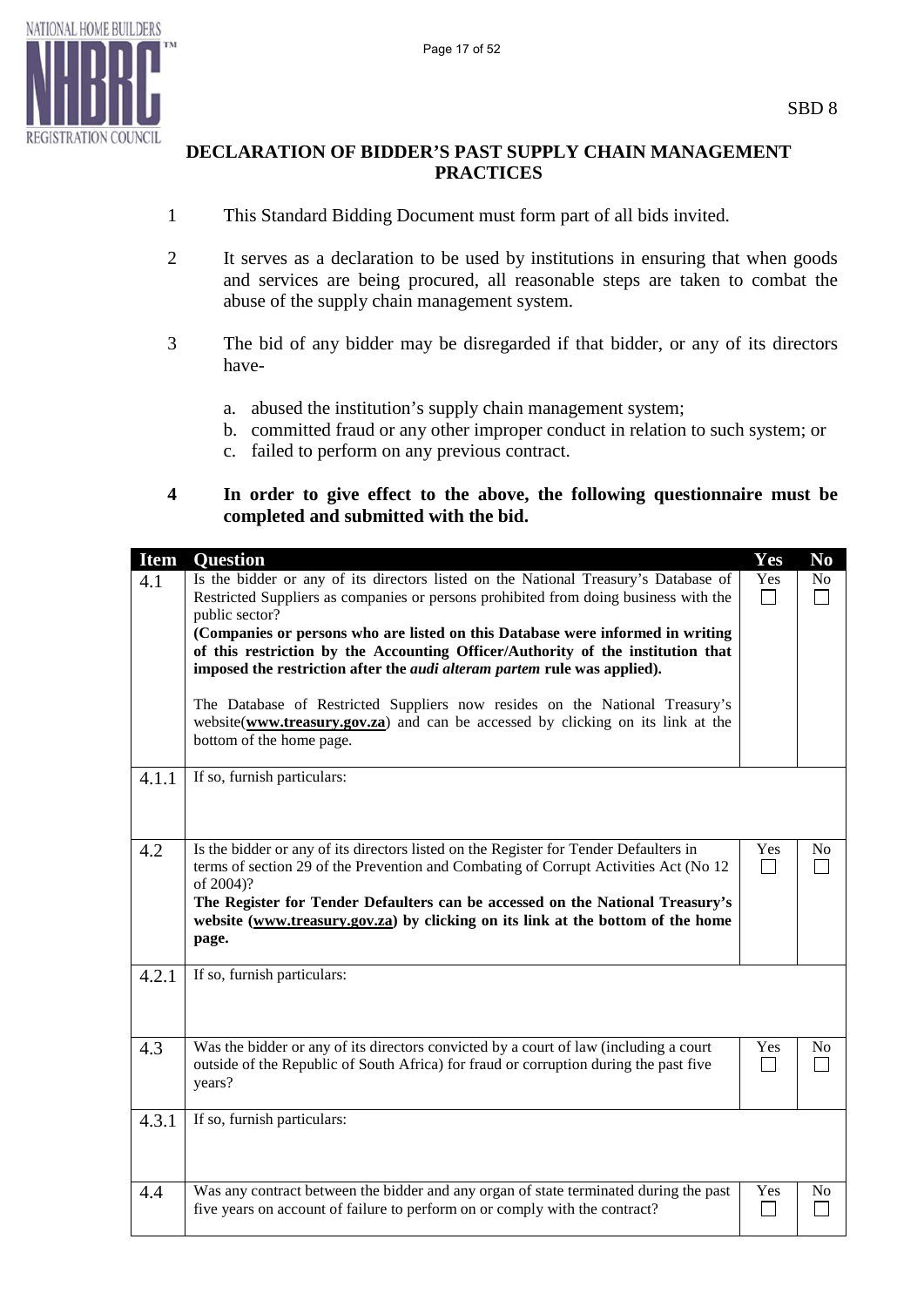SBD 8

## DECLARATION OF BIDDER'S PAST SUPPLY CHAIN MANAGEMENT PRACTICES

1. This Standard Bidding Document must form part of all bids invited.

2. It serves as a declaration to be used by institutions in ensuring that when goods and services are being procured, all reasonable steps are taken to combat the abuse of the supply chain management system.

3. The bid of any bidder may be disregarded if that bidder, or any of its directors have-

   a. abused the institution's supply chain management system;
   b. committed fraud or any other improper conduct in relation to such system; or
   c. failed to perform on any previous contract.

4. **In order to give effect to the above, the following questionnaire must be completed and submitted with the bid.**

| Item | Question | Yes | No |
|---|---|---|---|
| 4.1 | Is the bidder or any of its directors listed on the National Treasury's Database of Restricted Suppliers as companies or persons prohibited from doing business with the public sector?<br>**(Companies or persons who are listed on this Database were informed in writing of this restriction by the Accounting Officer/Authority of the institution that imposed the restriction after the *audi alteram partem* rule was applied).**<br><br>The Database of Restricted Suppliers now resides on the National Treasury's website(**www.treasury.gov.za**) and can be accessed by clicking on its link at the bottom of the home page. | Yes ☐ | No ☐ |
| 4.1.1 | If so, furnish particulars: | | |
| 4.2 | Is the bidder or any of its directors listed on the Register for Tender Defaulters in terms of section 29 of the Prevention and Combating of Corrupt Activities Act (No 12 of 2004)?<br>**The Register for Tender Defaulters can be accessed on the National Treasury's website (www.treasury.gov.za) by clicking on its link at the bottom of the home page.** | Yes ☐ | No ☐ |
| 4.2.1 | If so, furnish particulars: | | |
| 4.3 | Was the bidder or any of its directors convicted by a court of law (including a court outside of the Republic of South Africa) for fraud or corruption during the past five years? | Yes ☐ | No ☐ |
| 4.3.1 | If so, furnish particulars: | | |
| 4.4 | Was any contract between the bidder and any organ of state terminated during the past five years on account of failure to perform on or comply with the contract? | Yes ☐ | No ☐ |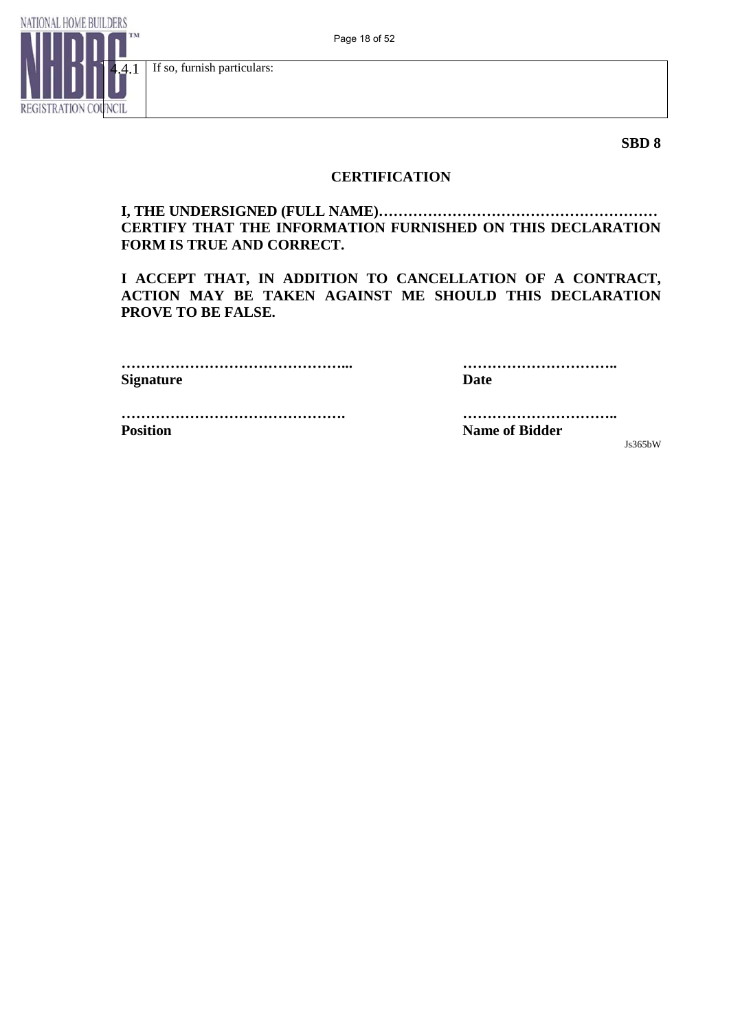| 4.4.1 | If so, furnish particulars: |
|---|---|

**SBD 8**

## CERTIFICATION

**I, THE UNDERSIGNED (FULL NAME)………………………………………………… CERTIFY THAT THE INFORMATION FURNISHED ON THIS DECLARATION FORM IS TRUE AND CORRECT.**

**I ACCEPT THAT, IN ADDITION TO CANCELLATION OF A CONTRACT, ACTION MAY BE TAKEN AGAINST ME SHOULD THIS DECLARATION PROVE TO BE FALSE.**

**………………………………………...**
**Signature**

**…………………………..**
**Date**

**……………………………………….**
**Position**

**…………………………..**
**Name of Bidder**

Js365bW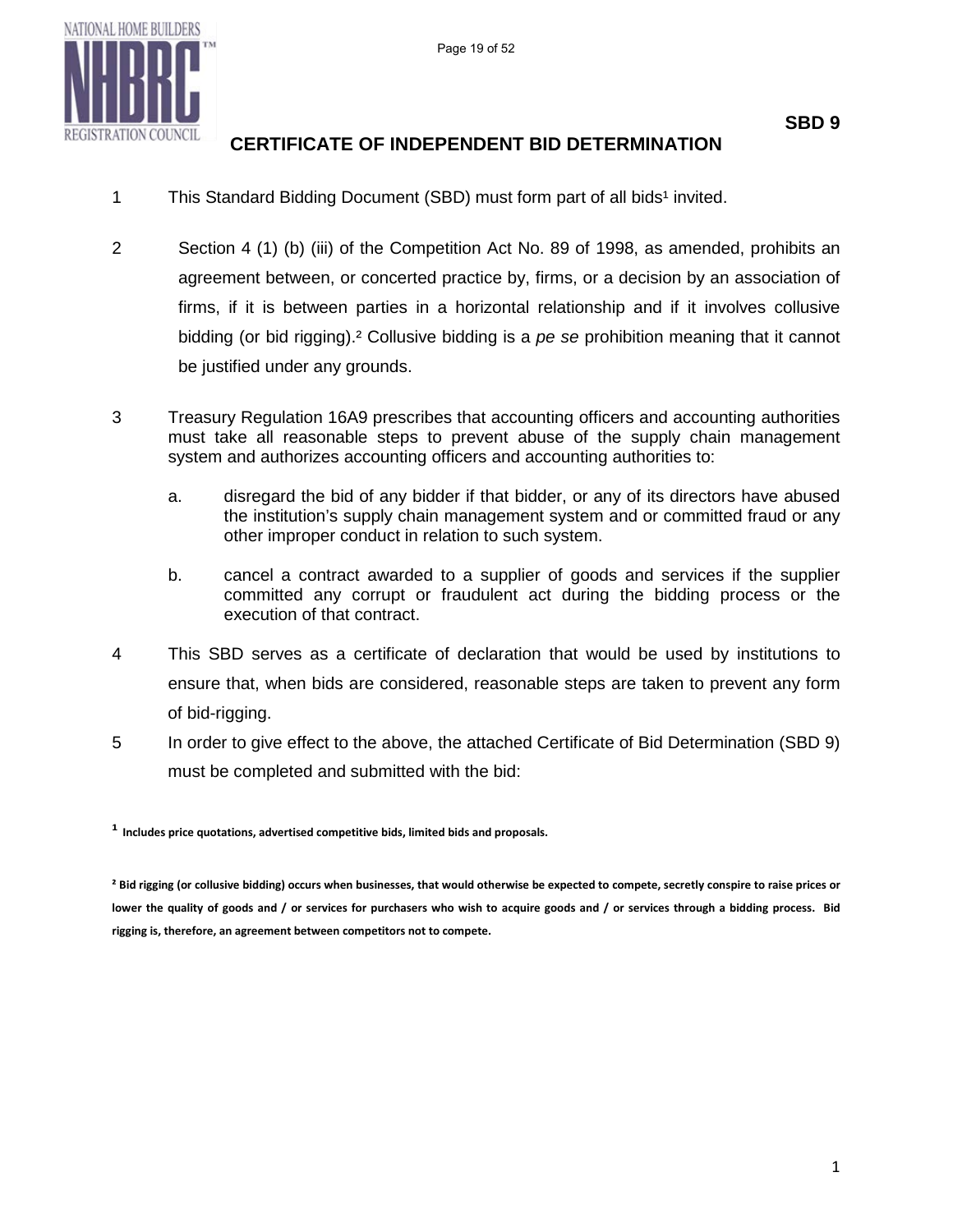**SBD 9**

# CERTIFICATE OF INDEPENDENT BID DETERMINATION

1 This Standard Bidding Document (SBD) must form part of all bids[1] invited.

2 Section 4 (1) (b) (iii) of the Competition Act No. 89 of 1998, as amended, prohibits an agreement between, or concerted practice by, firms, or a decision by an association of firms, if it is between parties in a horizontal relationship and if it involves collusive bidding (or bid rigging).[2] Collusive bidding is a *pe se* prohibition meaning that it cannot be justified under any grounds.

3 Treasury Regulation 16A9 prescribes that accounting officers and accounting authorities must take all reasonable steps to prevent abuse of the supply chain management system and authorizes accounting officers and accounting authorities to:

   a. disregard the bid of any bidder if that bidder, or any of its directors have abused the institution's supply chain management system and or committed fraud or any other improper conduct in relation to such system.

   b. cancel a contract awarded to a supplier of goods and services if the supplier committed any corrupt or fraudulent act during the bidding process or the execution of that contract.

4 This SBD serves as a certificate of declaration that would be used by institutions to ensure that, when bids are considered, reasonable steps are taken to prevent any form of bid-rigging.

5 In order to give effect to the above, the attached Certificate of Bid Determination (SBD 9) must be completed and submitted with the bid:

**[1] Includes price quotations, advertised competitive bids, limited bids and proposals.**

**[2] Bid rigging (or collusive bidding) occurs when businesses, that would otherwise be expected to compete, secretly conspire to raise prices or lower the quality of goods and / or services for purchasers who wish to acquire goods and / or services through a bidding process. Bid rigging is, therefore, an agreement between competitors not to compete.**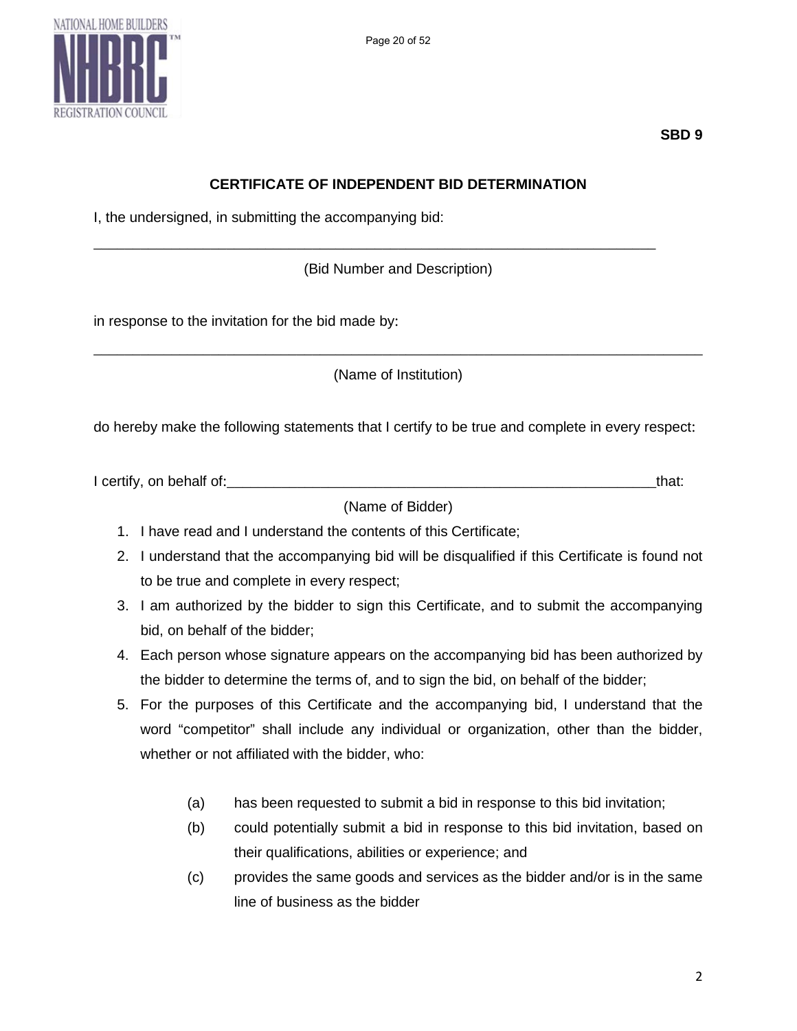**SBD 9**

## CERTIFICATE OF INDEPENDENT BID DETERMINATION

I, the undersigned, in submitting the accompanying bid:

___________________________________________________________________________

(Bid Number and Description)

in response to the invitation for the bid made by:

___________________________________________________________________________

(Name of Institution)

do hereby make the following statements that I certify to be true and complete in every respect:

I certify, on behalf of:_________________________________________________________that:

(Name of Bidder)

1. I have read and I understand the contents of this Certificate;
2. I understand that the accompanying bid will be disqualified if this Certificate is found not to be true and complete in every respect;
3. I am authorized by the bidder to sign this Certificate, and to submit the accompanying bid, on behalf of the bidder;
4. Each person whose signature appears on the accompanying bid has been authorized by the bidder to determine the terms of, and to sign the bid, on behalf of the bidder;
5. For the purposes of this Certificate and the accompanying bid, I understand that the word "competitor" shall include any individual or organization, other than the bidder, whether or not affiliated with the bidder, who:

   (a) has been requested to submit a bid in response to this bid invitation;

   (b) could potentially submit a bid in response to this bid invitation, based on their qualifications, abilities or experience; and

   (c) provides the same goods and services as the bidder and/or is in the same line of business as the bidder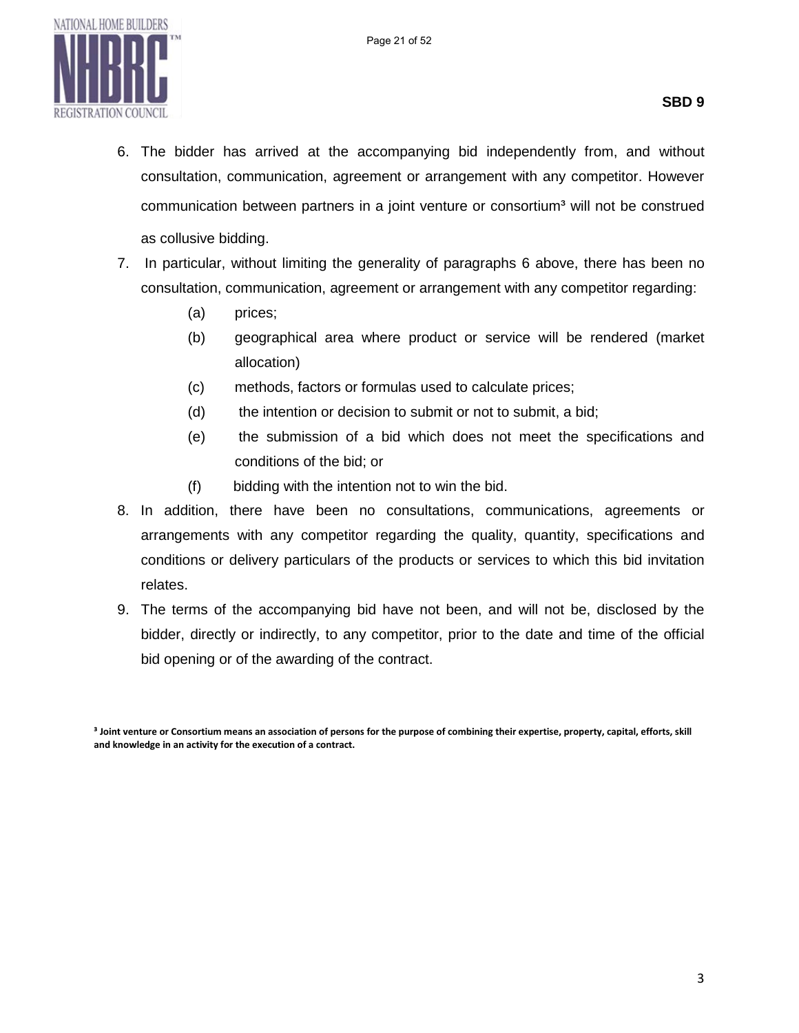6. The bidder has arrived at the accompanying bid independently from, and without consultation, communication, agreement or arrangement with any competitor. However communication between partners in a joint venture or consortium[3] will not be construed as collusive bidding.
7. In particular, without limiting the generality of paragraphs 6 above, there has been no consultation, communication, agreement or arrangement with any competitor regarding:
   - (a) prices;
   - (b) geographical area where product or service will be rendered (market allocation)
   - (c) methods, factors or formulas used to calculate prices;
   - (d) the intention or decision to submit or not to submit, a bid;
   - (e) the submission of a bid which does not meet the specifications and conditions of the bid; or
   - (f) bidding with the intention not to win the bid.
8. In addition, there have been no consultations, communications, agreements or arrangements with any competitor regarding the quality, quantity, specifications and conditions or delivery particulars of the products or services to which this bid invitation relates.
9. The terms of the accompanying bid have not been, and will not be, disclosed by the bidder, directly or indirectly, to any competitor, prior to the date and time of the official bid opening or of the awarding of the contract.

**[3] Joint venture or Consortium means an association of persons for the purpose of combining their expertise, property, capital, efforts, skill and knowledge in an activity for the execution of a contract.**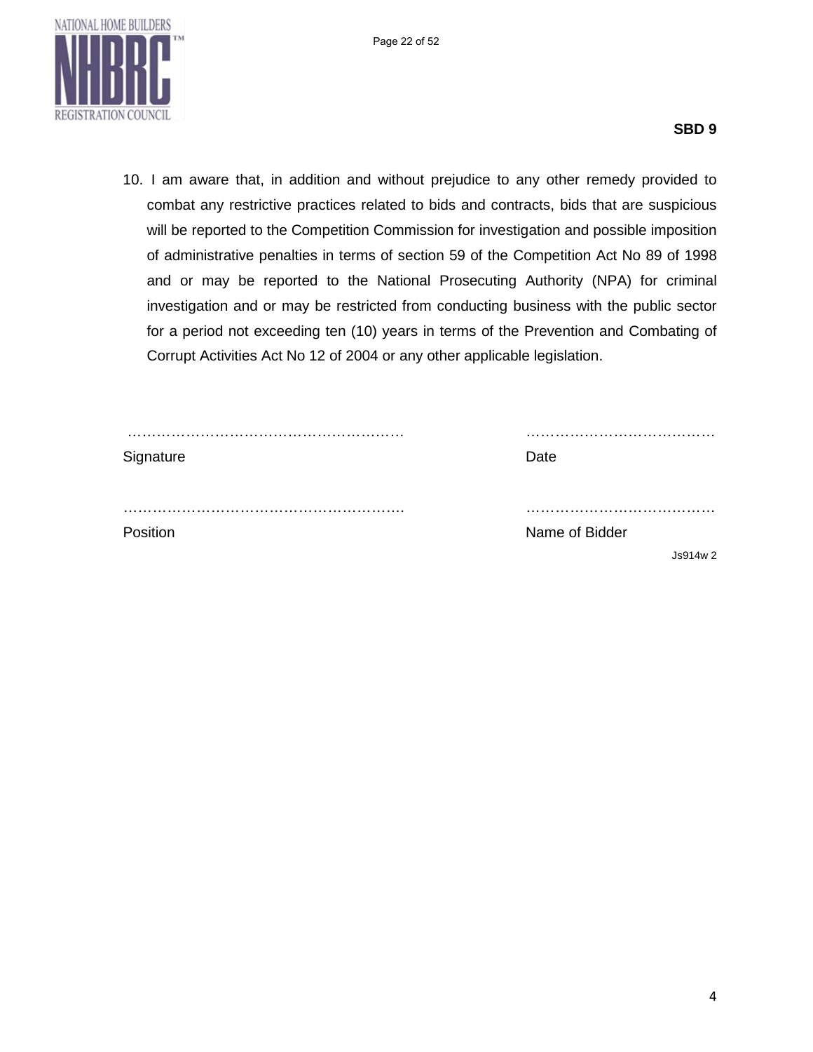**SBD 9**

10. I am aware that, in addition and without prejudice to any other remedy provided to combat any restrictive practices related to bids and contracts, bids that are suspicious will be reported to the Competition Commission for investigation and possible imposition of administrative penalties in terms of section 59 of the Competition Act No 89 of 1998 and or may be reported to the National Prosecuting Authority (NPA) for criminal investigation and or may be restricted from conducting business with the public sector for a period not exceeding ten (10) years in terms of the Prevention and Combating of Corrupt Activities Act No 12 of 2004 or any other applicable legislation.

| | |
|---|---|
| ………………………………………………… | ………………………………… |
| Signature | Date |
| ………………………………………………… | ………………………………… |
| Position | Name of Bidder |

Js914w 2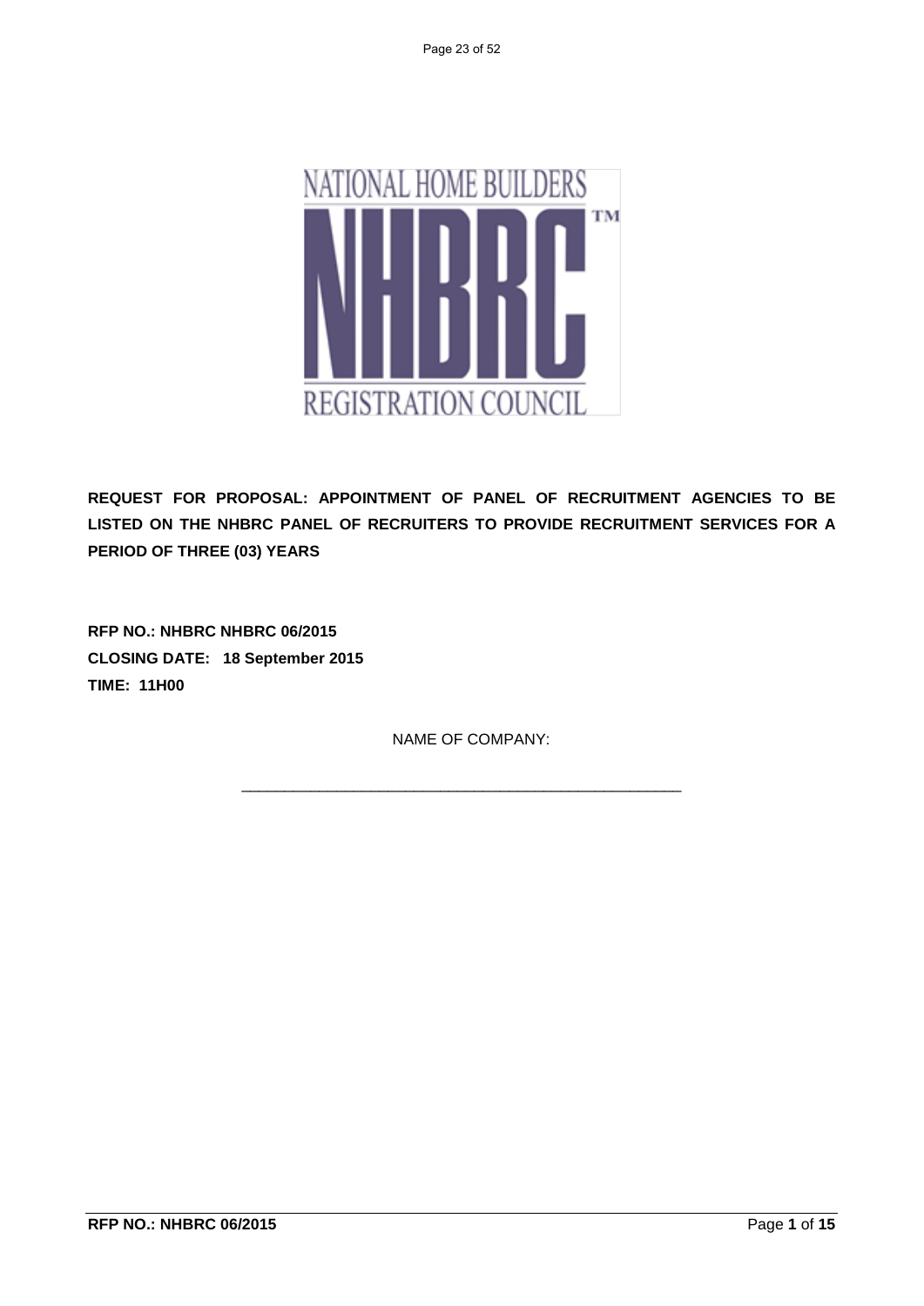**REQUEST FOR PROPOSAL: APPOINTMENT OF PANEL OF RECRUITMENT AGENCIES TO BE LISTED ON THE NHBRC PANEL OF RECRUITERS TO PROVIDE RECRUITMENT SERVICES FOR A PERIOD OF THREE (03) YEARS**

**RFP NO.: NHBRC NHBRC 06/2015**
**CLOSING DATE: 18 September 2015**
**TIME: 11H00**

NAME OF COMPANY:

_______________________________________________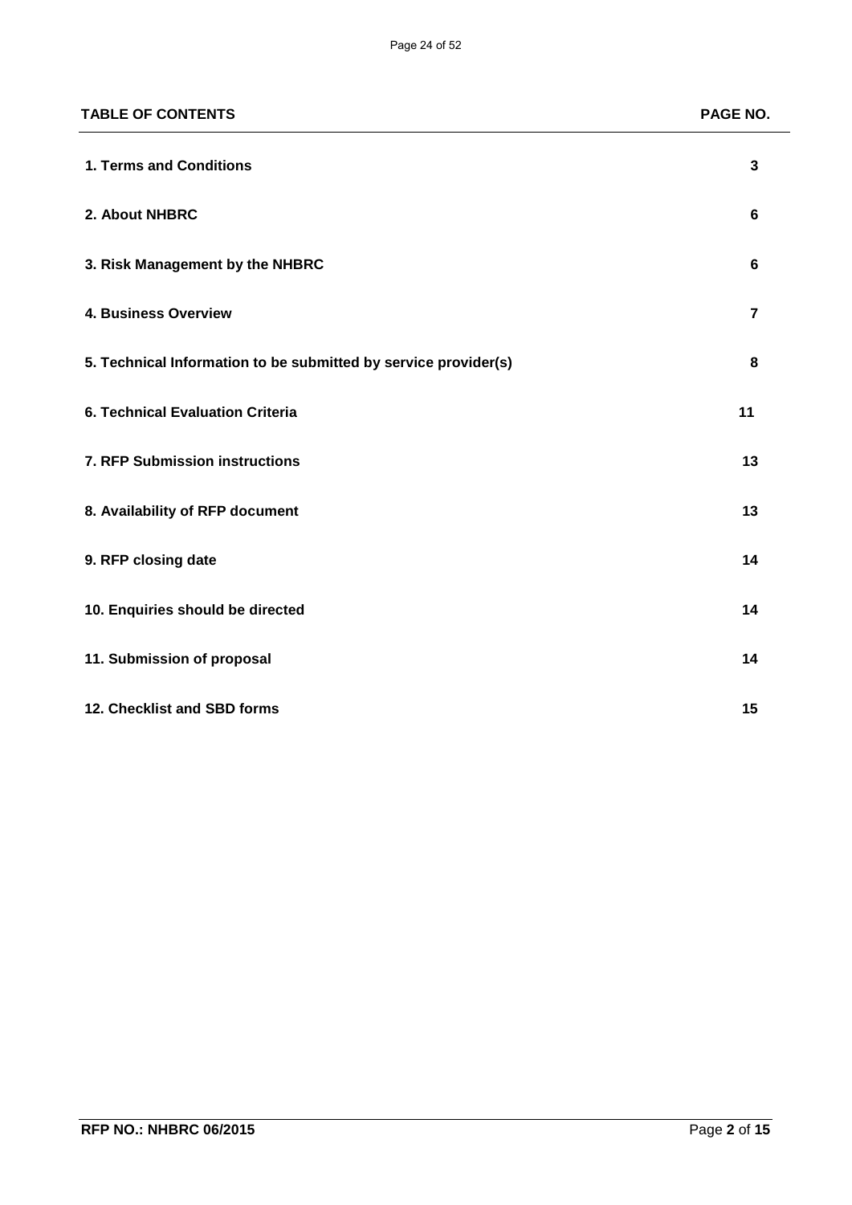| TABLE OF CONTENTS | PAGE NO. |
| --- | --- |
| **1. Terms and Conditions** | **3** |
| **2. About NHBRC** | **6** |
| **3. Risk Management by the NHBRC** | **6** |
| **4. Business Overview** | **7** |
| **5. Technical Information to be submitted by service provider(s)** | **8** |
| **6. Technical Evaluation Criteria** | **11** |
| **7. RFP Submission instructions** | **13** |
| **8. Availability of RFP document** | **13** |
| **9. RFP closing date** | **14** |
| **10. Enquiries should be directed** | **14** |
| **11. Submission of proposal** | **14** |
| **12. Checklist and SBD forms** | **15** |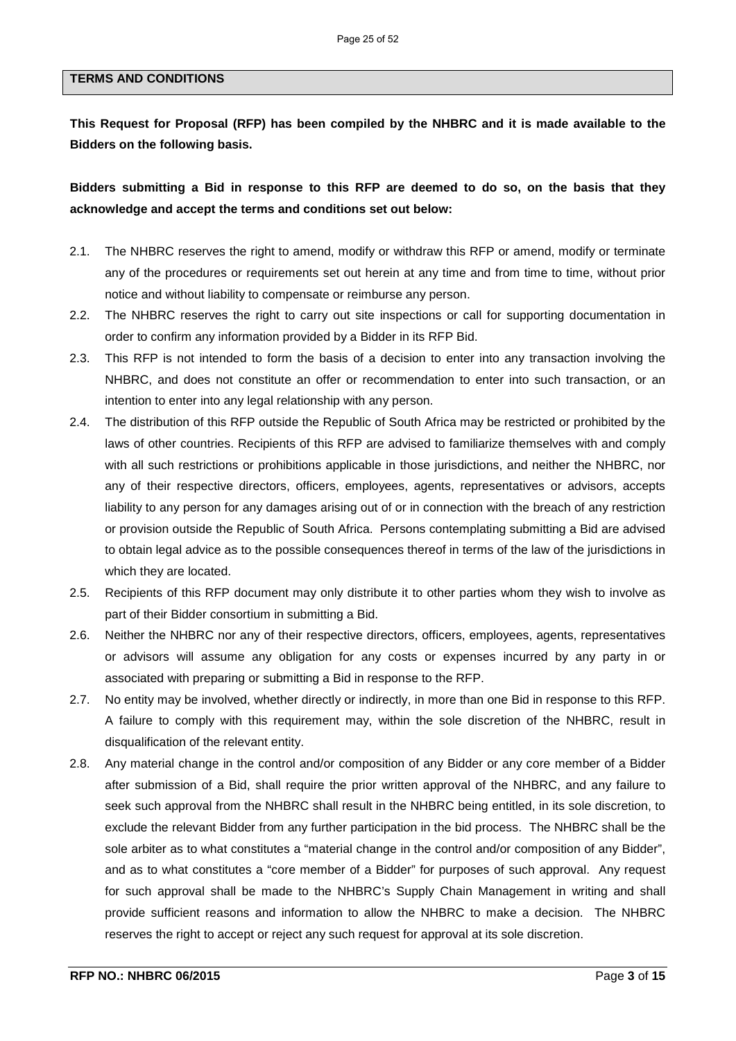## TERMS AND CONDITIONS

**This Request for Proposal (RFP) has been compiled by the NHBRC and it is made available to the Bidders on the following basis.**

**Bidders submitting a Bid in response to this RFP are deemed to do so, on the basis that they acknowledge and accept the terms and conditions set out below:**

2.1. The NHBRC reserves the right to amend, modify or withdraw this RFP or amend, modify or terminate any of the procedures or requirements set out herein at any time and from time to time, without prior notice and without liability to compensate or reimburse any person.

2.2. The NHBRC reserves the right to carry out site inspections or call for supporting documentation in order to confirm any information provided by a Bidder in its RFP Bid.

2.3. This RFP is not intended to form the basis of a decision to enter into any transaction involving the NHBRC, and does not constitute an offer or recommendation to enter into such transaction, or an intention to enter into any legal relationship with any person.

2.4. The distribution of this RFP outside the Republic of South Africa may be restricted or prohibited by the laws of other countries. Recipients of this RFP are advised to familiarize themselves with and comply with all such restrictions or prohibitions applicable in those jurisdictions, and neither the NHBRC, nor any of their respective directors, officers, employees, agents, representatives or advisors, accepts liability to any person for any damages arising out of or in connection with the breach of any restriction or provision outside the Republic of South Africa. Persons contemplating submitting a Bid are advised to obtain legal advice as to the possible consequences thereof in terms of the law of the jurisdictions in which they are located.

2.5. Recipients of this RFP document may only distribute it to other parties whom they wish to involve as part of their Bidder consortium in submitting a Bid.

2.6. Neither the NHBRC nor any of their respective directors, officers, employees, agents, representatives or advisors will assume any obligation for any costs or expenses incurred by any party in or associated with preparing or submitting a Bid in response to the RFP.

2.7. No entity may be involved, whether directly or indirectly, in more than one Bid in response to this RFP. A failure to comply with this requirement may, within the sole discretion of the NHBRC, result in disqualification of the relevant entity.

2.8. Any material change in the control and/or composition of any Bidder or any core member of a Bidder after submission of a Bid, shall require the prior written approval of the NHBRC, and any failure to seek such approval from the NHBRC shall result in the NHBRC being entitled, in its sole discretion, to exclude the relevant Bidder from any further participation in the bid process. The NHBRC shall be the sole arbiter as to what constitutes a "material change in the control and/or composition of any Bidder", and as to what constitutes a "core member of a Bidder" for purposes of such approval. Any request for such approval shall be made to the NHBRC's Supply Chain Management in writing and shall provide sufficient reasons and information to allow the NHBRC to make a decision. The NHBRC reserves the right to accept or reject any such request for approval at its sole discretion.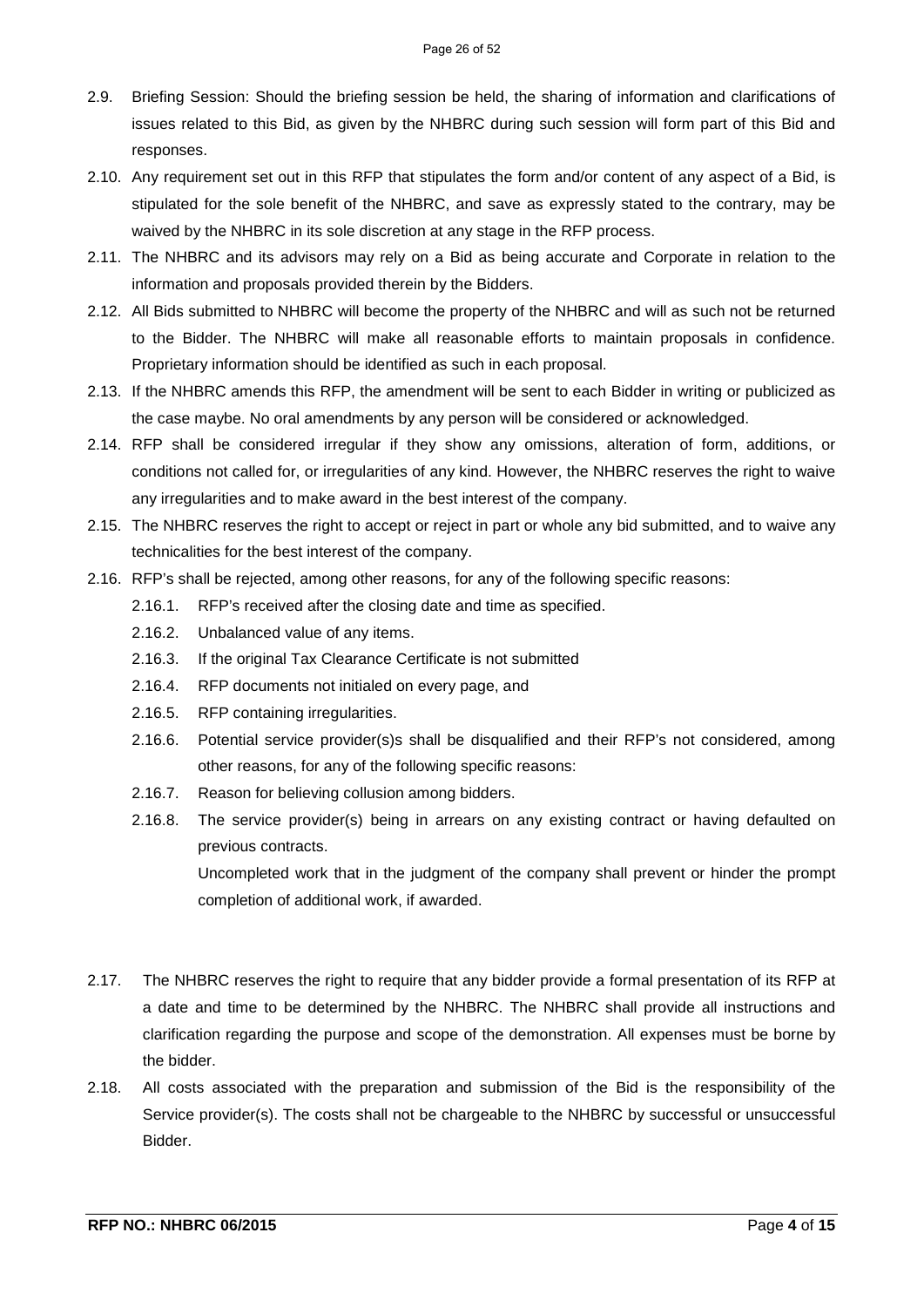2.9. Briefing Session: Should the briefing session be held, the sharing of information and clarifications of issues related to this Bid, as given by the NHBRC during such session will form part of this Bid and responses.

2.10. Any requirement set out in this RFP that stipulates the form and/or content of any aspect of a Bid, is stipulated for the sole benefit of the NHBRC, and save as expressly stated to the contrary, may be waived by the NHBRC in its sole discretion at any stage in the RFP process.

2.11. The NHBRC and its advisors may rely on a Bid as being accurate and Corporate in relation to the information and proposals provided therein by the Bidders.

2.12. All Bids submitted to NHBRC will become the property of the NHBRC and will as such not be returned to the Bidder. The NHBRC will make all reasonable efforts to maintain proposals in confidence. Proprietary information should be identified as such in each proposal.

2.13. If the NHBRC amends this RFP, the amendment will be sent to each Bidder in writing or publicized as the case maybe. No oral amendments by any person will be considered or acknowledged.

2.14. RFP shall be considered irregular if they show any omissions, alteration of form, additions, or conditions not called for, or irregularities of any kind. However, the NHBRC reserves the right to waive any irregularities and to make award in the best interest of the company.

2.15. The NHBRC reserves the right to accept or reject in part or whole any bid submitted, and to waive any technicalities for the best interest of the company.

2.16. RFP's shall be rejected, among other reasons, for any of the following specific reasons:

- 2.16.1. RFP's received after the closing date and time as specified.
- 2.16.2. Unbalanced value of any items.
- 2.16.3. If the original Tax Clearance Certificate is not submitted
- 2.16.4. RFP documents not initialed on every page, and
- 2.16.5. RFP containing irregularities.
- 2.16.6. Potential service provider(s)s shall be disqualified and their RFP's not considered, among other reasons, for any of the following specific reasons:
- 2.16.7. Reason for believing collusion among bidders.
- 2.16.8. The service provider(s) being in arrears on any existing contract or having defaulted on previous contracts.

  Uncompleted work that in the judgment of the company shall prevent or hinder the prompt completion of additional work, if awarded.

2.17. The NHBRC reserves the right to require that any bidder provide a formal presentation of its RFP at a date and time to be determined by the NHBRC. The NHBRC shall provide all instructions and clarification regarding the purpose and scope of the demonstration. All expenses must be borne by the bidder.

2.18. All costs associated with the preparation and submission of the Bid is the responsibility of the Service provider(s). The costs shall not be chargeable to the NHBRC by successful or unsuccessful Bidder.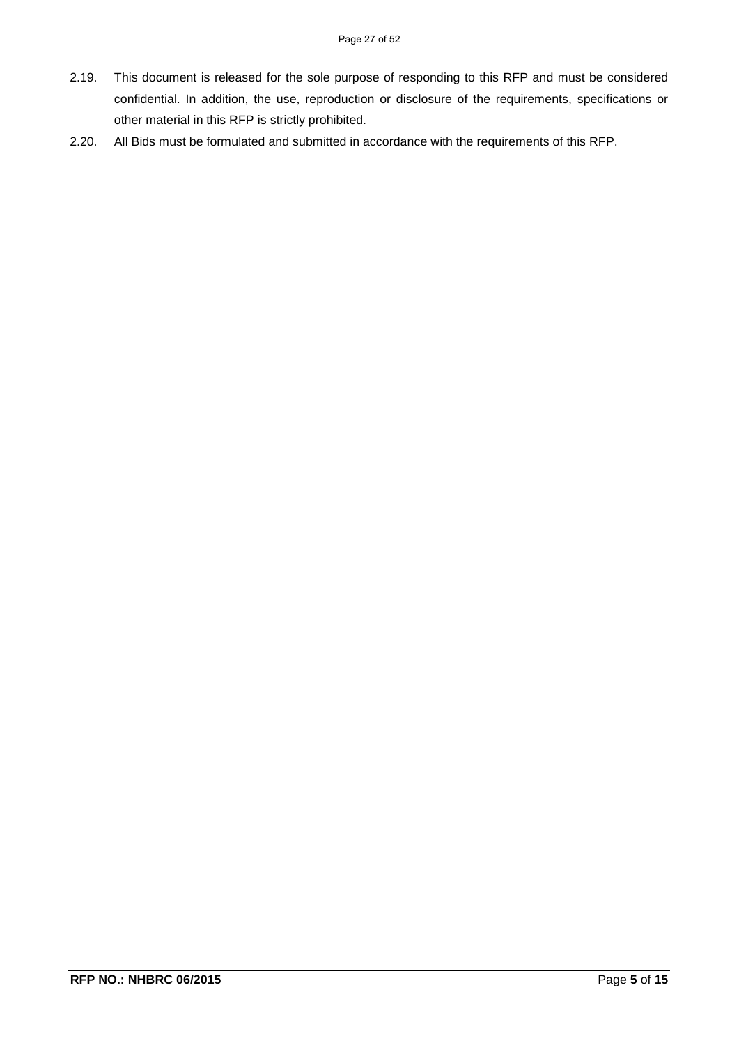2.19. This document is released for the sole purpose of responding to this RFP and must be considered confidential. In addition, the use, reproduction or disclosure of the requirements, specifications or other material in this RFP is strictly prohibited.

2.20. All Bids must be formulated and submitted in accordance with the requirements of this RFP.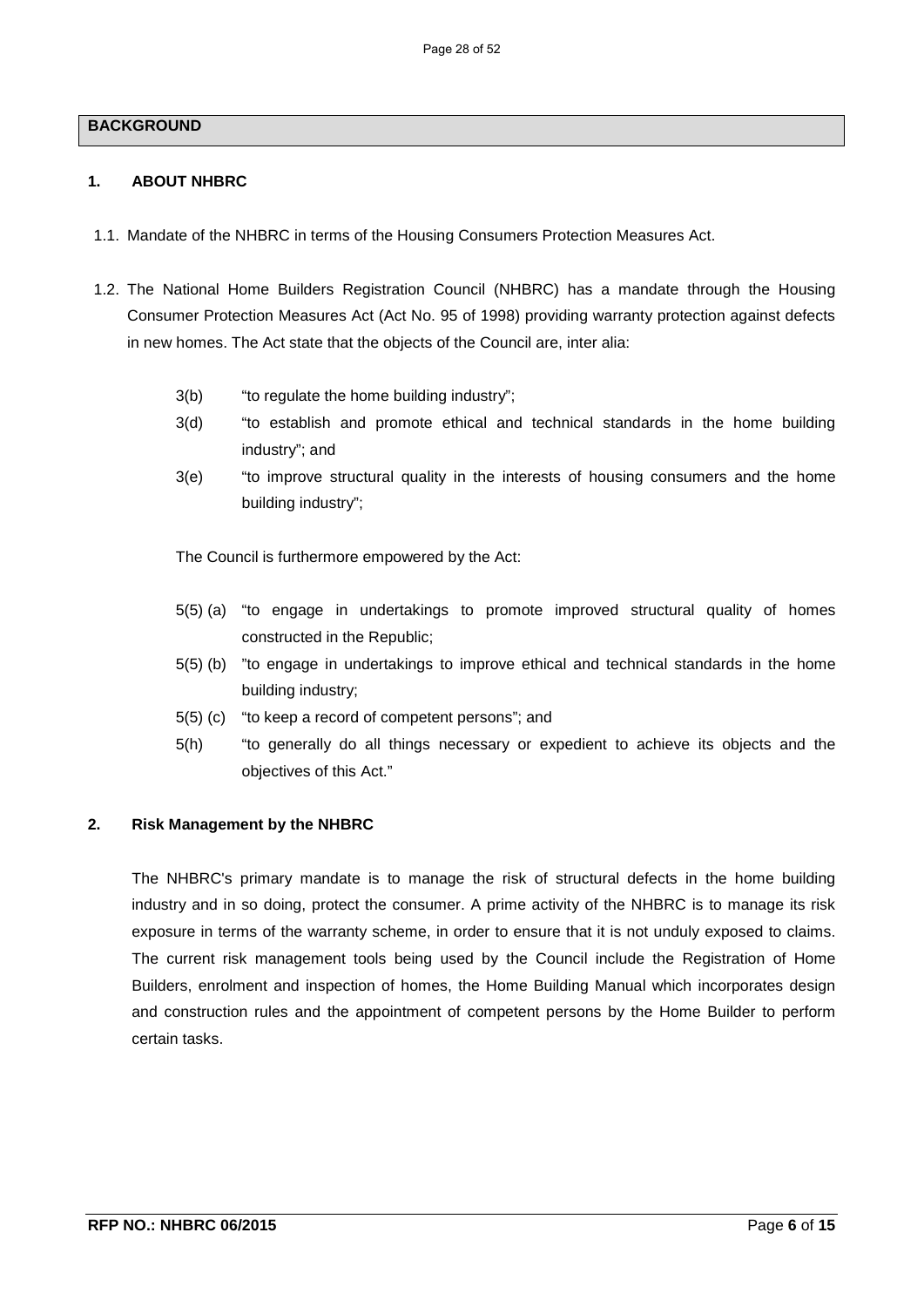## BACKGROUND

### 1. ABOUT NHBRC

1.1. Mandate of the NHBRC in terms of the Housing Consumers Protection Measures Act.

1.2. The National Home Builders Registration Council (NHBRC) has a mandate through the Housing Consumer Protection Measures Act (Act No. 95 of 1998) providing warranty protection against defects in new homes. The Act state that the objects of the Council are, inter alia:

- 3(b) "to regulate the home building industry";
- 3(d) "to establish and promote ethical and technical standards in the home building industry"; and
- 3(e) "to improve structural quality in the interests of housing consumers and the home building industry";

The Council is furthermore empowered by the Act:

- 5(5) (a) "to engage in undertakings to promote improved structural quality of homes constructed in the Republic;
- 5(5) (b) "to engage in undertakings to improve ethical and technical standards in the home building industry;
- 5(5) (c) "to keep a record of competent persons"; and
- 5(h) "to generally do all things necessary or expedient to achieve its objects and the objectives of this Act."

### 2. Risk Management by the NHBRC

The NHBRC's primary mandate is to manage the risk of structural defects in the home building industry and in so doing, protect the consumer. A prime activity of the NHBRC is to manage its risk exposure in terms of the warranty scheme, in order to ensure that it is not unduly exposed to claims. The current risk management tools being used by the Council include the Registration of Home Builders, enrolment and inspection of homes, the Home Building Manual which incorporates design and construction rules and the appointment of competent persons by the Home Builder to perform certain tasks.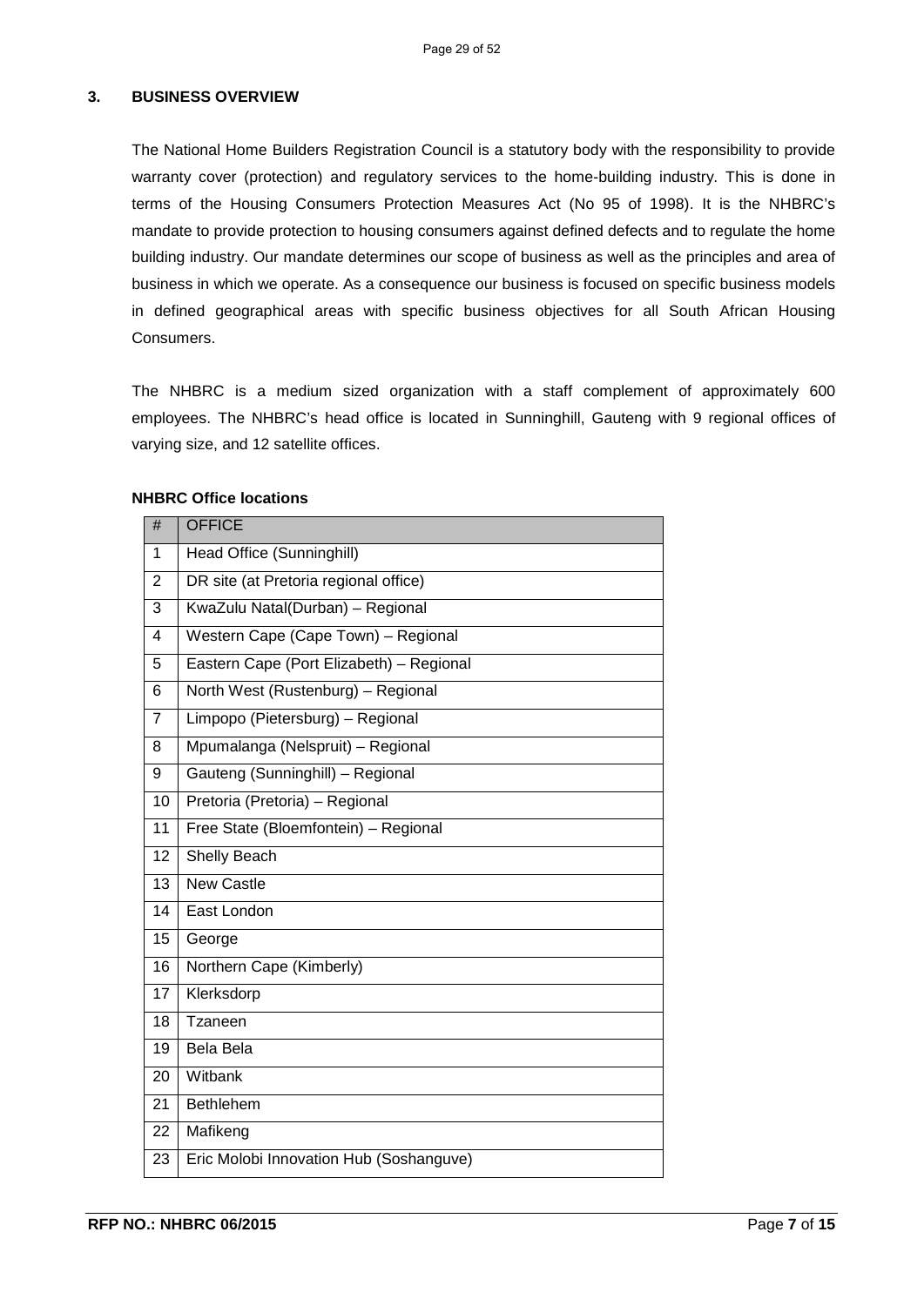## 3. BUSINESS OVERVIEW

The National Home Builders Registration Council is a statutory body with the responsibility to provide warranty cover (protection) and regulatory services to the home-building industry. This is done in terms of the Housing Consumers Protection Measures Act (No 95 of 1998). It is the NHBRC's mandate to provide protection to housing consumers against defined defects and to regulate the home building industry. Our mandate determines our scope of business as well as the principles and area of business in which we operate. As a consequence our business is focused on specific business models in defined geographical areas with specific business objectives for all South African Housing Consumers.

The NHBRC is a medium sized organization with a staff complement of approximately 600 employees. The NHBRC's head office is located in Sunninghill, Gauteng with 9 regional offices of varying size, and 12 satellite offices.

**NHBRC Office locations**

| # | OFFICE |
|---|---|
| 1 | Head Office (Sunninghill) |
| 2 | DR site (at Pretoria regional office) |
| 3 | KwaZulu Natal(Durban) – Regional |
| 4 | Western Cape (Cape Town) – Regional |
| 5 | Eastern Cape (Port Elizabeth) – Regional |
| 6 | North West (Rustenburg) – Regional |
| 7 | Limpopo (Pietersburg) – Regional |
| 8 | Mpumalanga (Nelspruit) – Regional |
| 9 | Gauteng (Sunninghill) – Regional |
| 10 | Pretoria (Pretoria) – Regional |
| 11 | Free State (Bloemfontein) – Regional |
| 12 | Shelly Beach |
| 13 | New Castle |
| 14 | East London |
| 15 | George |
| 16 | Northern Cape (Kimberly) |
| 17 | Klerksdorp |
| 18 | Tzaneen |
| 19 | Bela Bela |
| 20 | Witbank |
| 21 | Bethlehem |
| 22 | Mafikeng |
| 23 | Eric Molobi Innovation Hub (Soshanguve) |

**RFP NO.: NHBRC 06/2015**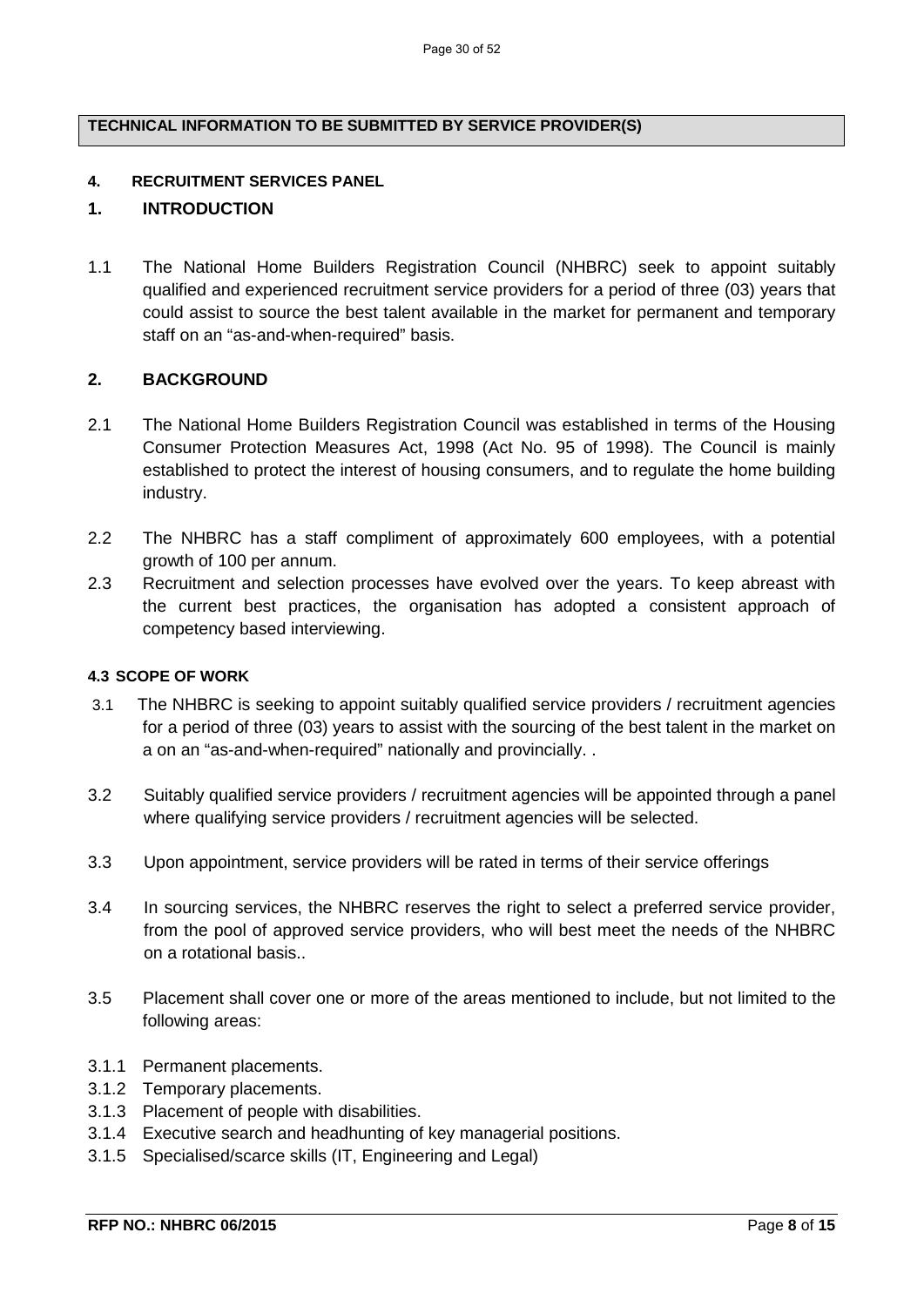**TECHNICAL INFORMATION TO BE SUBMITTED BY SERVICE PROVIDER(S)**

#### 4. RECRUITMENT SERVICES PANEL

## 1. INTRODUCTION

1.1 The National Home Builders Registration Council (NHBRC) seek to appoint suitably qualified and experienced recruitment service providers for a period of three (03) years that could assist to source the best talent available in the market for permanent and temporary staff on an "as-and-when-required" basis.

## 2. BACKGROUND

2.1 The National Home Builders Registration Council was established in terms of the Housing Consumer Protection Measures Act, 1998 (Act No. 95 of 1998). The Council is mainly established to protect the interest of housing consumers, and to regulate the home building industry.

2.2 The NHBRC has a staff compliment of approximately 600 employees, with a potential growth of 100 per annum.

2.3 Recruitment and selection processes have evolved over the years. To keep abreast with the current best practices, the organisation has adopted a consistent approach of competency based interviewing.

#### 4.3 SCOPE OF WORK

3.1 The NHBRC is seeking to appoint suitably qualified service providers / recruitment agencies for a period of three (03) years to assist with the sourcing of the best talent in the market on a on an "as-and-when-required" nationally and provincially. .

3.2 Suitably qualified service providers / recruitment agencies will be appointed through a panel where qualifying service providers / recruitment agencies will be selected.

3.3 Upon appointment, service providers will be rated in terms of their service offerings

3.4 In sourcing services, the NHBRC reserves the right to select a preferred service provider, from the pool of approved service providers, who will best meet the needs of the NHBRC on a rotational basis..

3.5 Placement shall cover one or more of the areas mentioned to include, but not limited to the following areas:

3.1.1 Permanent placements.
3.1.2 Temporary placements.
3.1.3 Placement of people with disabilities.
3.1.4 Executive search and headhunting of key managerial positions.
3.1.5 Specialised/scarce skills (IT, Engineering and Legal)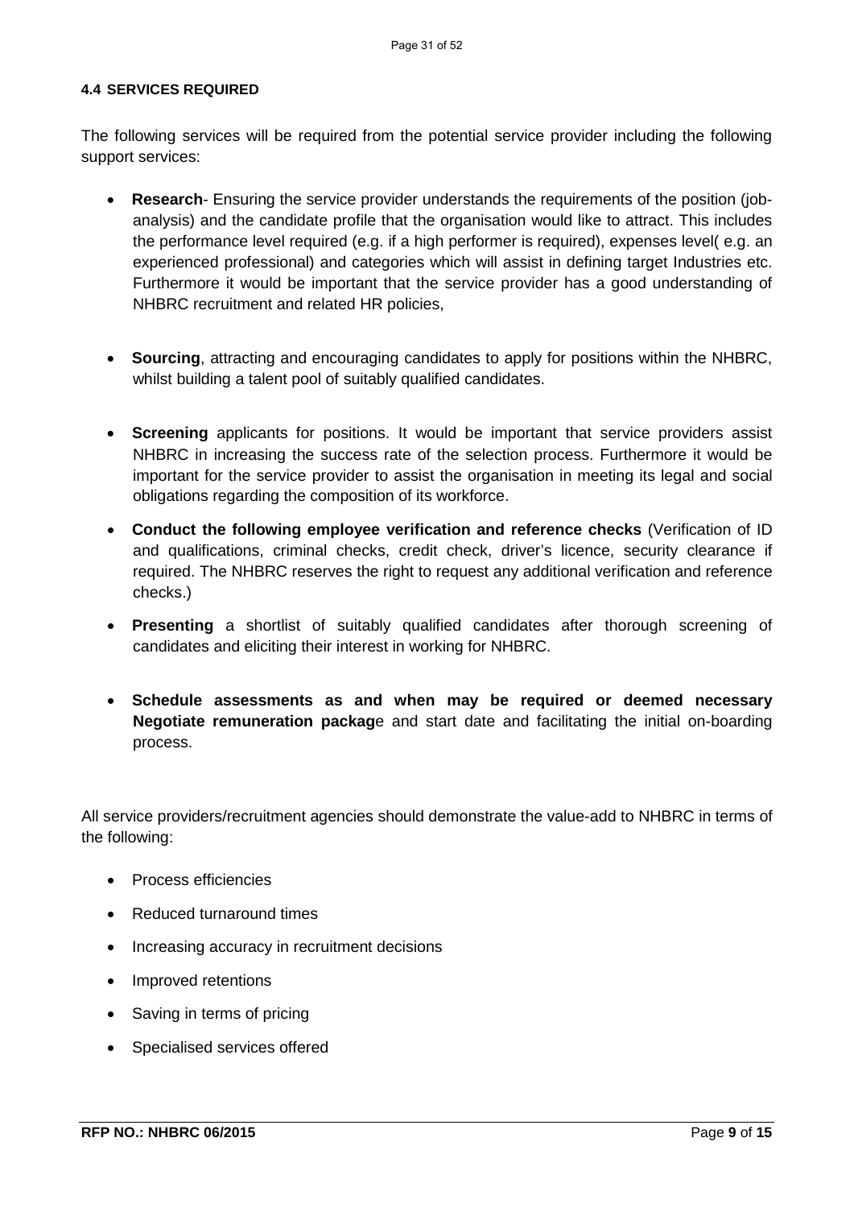#### 4.4 SERVICES REQUIRED

The following services will be required from the potential service provider including the following support services:

- **Research**- Ensuring the service provider understands the requirements of the position (job-analysis) and the candidate profile that the organisation would like to attract. This includes the performance level required (e.g. if a high performer is required), expenses level( e.g. an experienced professional) and categories which will assist in defining target Industries etc. Furthermore it would be important that the service provider has a good understanding of NHBRC recruitment and related HR policies,

- **Sourcing**, attracting and encouraging candidates to apply for positions within the NHBRC, whilst building a talent pool of suitably qualified candidates.

- **Screening** applicants for positions. It would be important that service providers assist NHBRC in increasing the success rate of the selection process. Furthermore it would be important for the service provider to assist the organisation in meeting its legal and social obligations regarding the composition of its workforce.

- **Conduct the following employee verification and reference checks** (Verification of ID and qualifications, criminal checks, credit check, driver's licence, security clearance if required. The NHBRC reserves the right to request any additional verification and reference checks.)

- **Presenting** a shortlist of suitably qualified candidates after thorough screening of candidates and eliciting their interest in working for NHBRC.

- **Schedule assessments as and when may be required or deemed necessary Negotiate remuneration packag**e and start date and facilitating the initial on-boarding process.

All service providers/recruitment agencies should demonstrate the value-add to NHBRC in terms of the following:

- Process efficiencies
- Reduced turnaround times
- Increasing accuracy in recruitment decisions
- Improved retentions
- Saving in terms of pricing
- Specialised services offered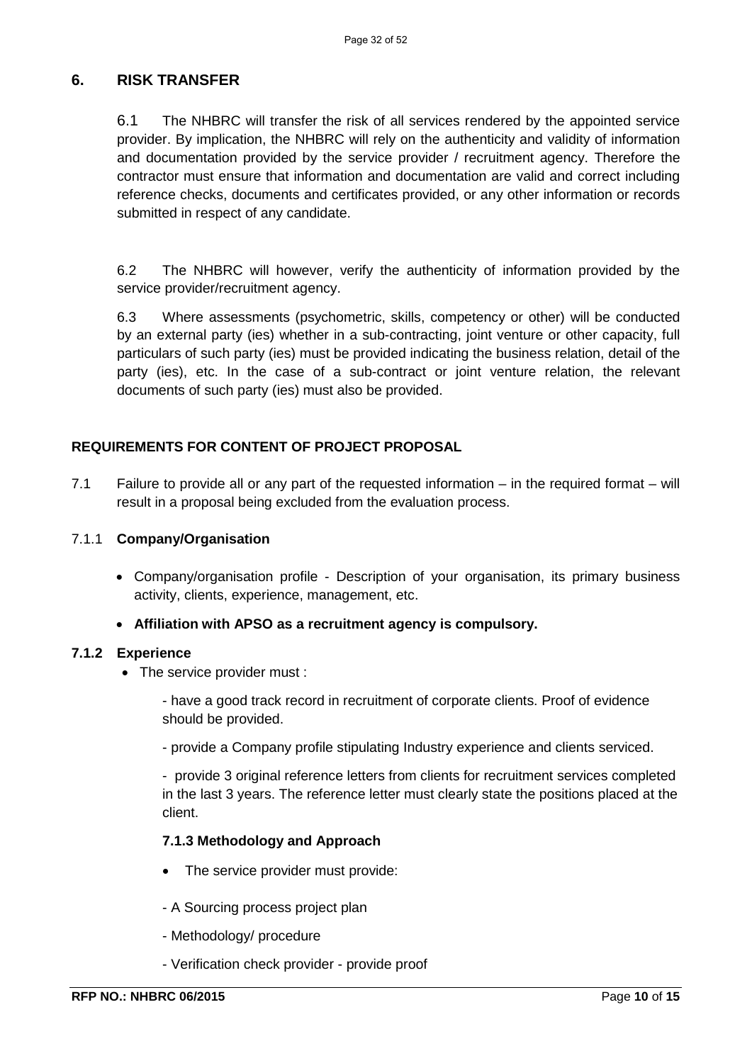## 6. RISK TRANSFER

6.1 The NHBRC will transfer the risk of all services rendered by the appointed service provider. By implication, the NHBRC will rely on the authenticity and validity of information and documentation provided by the service provider / recruitment agency. Therefore the contractor must ensure that information and documentation are valid and correct including reference checks, documents and certificates provided, or any other information or records submitted in respect of any candidate.

6.2 The NHBRC will however, verify the authenticity of information provided by the service provider/recruitment agency.

6.3 Where assessments (psychometric, skills, competency or other) will be conducted by an external party (ies) whether in a sub-contracting, joint venture or other capacity, full particulars of such party (ies) must be provided indicating the business relation, detail of the party (ies), etc. In the case of a sub-contract or joint venture relation, the relevant documents of such party (ies) must also be provided.

### REQUIREMENTS FOR CONTENT OF PROJECT PROPOSAL

7.1 Failure to provide all or any part of the requested information – in the required format – will result in a proposal being excluded from the evaluation process.

#### 7.1.1 Company/Organisation

- Company/organisation profile - Description of your organisation, its primary business activity, clients, experience, management, etc.
- **Affiliation with APSO as a recruitment agency is compulsory.**

#### 7.1.2 Experience

- The service provider must :

  - have a good track record in recruitment of corporate clients. Proof of evidence should be provided.

  - provide a Company profile stipulating Industry experience and clients serviced.

  - provide 3 original reference letters from clients for recruitment services completed in the last 3 years. The reference letter must clearly state the positions placed at the client.

#### 7.1.3 Methodology and Approach

- The service provider must provide:

  - A Sourcing process project plan

  - Methodology/ procedure

  - Verification check provider - provide proof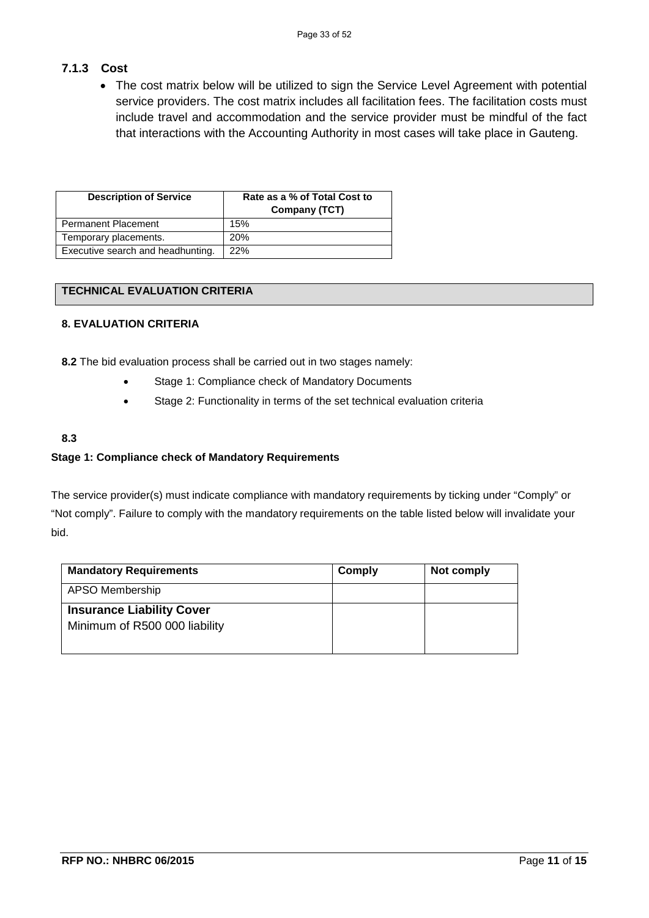### 7.1.3 Cost

- The cost matrix below will be utilized to sign the Service Level Agreement with potential service providers. The cost matrix includes all facilitation fees. The facilitation costs must include travel and accommodation and the service provider must be mindful of the fact that interactions with the Accounting Authority in most cases will take place in Gauteng.

| Description of Service | Rate as a % of Total Cost to Company (TCT) |
|---|---|
| Permanent Placement | 15% |
| Temporary placements. | 20% |
| Executive search and headhunting. | 22% |

**TECHNICAL EVALUATION CRITERIA**

**8. EVALUATION CRITERIA**

**8.2** The bid evaluation process shall be carried out in two stages namely:

- Stage 1: Compliance check of Mandatory Documents
- Stage 2: Functionality in terms of the set technical evaluation criteria

**8.3**

**Stage 1: Compliance check of Mandatory Requirements**

The service provider(s) must indicate compliance with mandatory requirements by ticking under "Comply" or "Not comply". Failure to comply with the mandatory requirements on the table listed below will invalidate your bid.

| Mandatory Requirements | Comply | Not comply |
|---|---|---|
| APSO Membership | | |
| **Insurance Liability Cover** Minimum of R500 000 liability | | |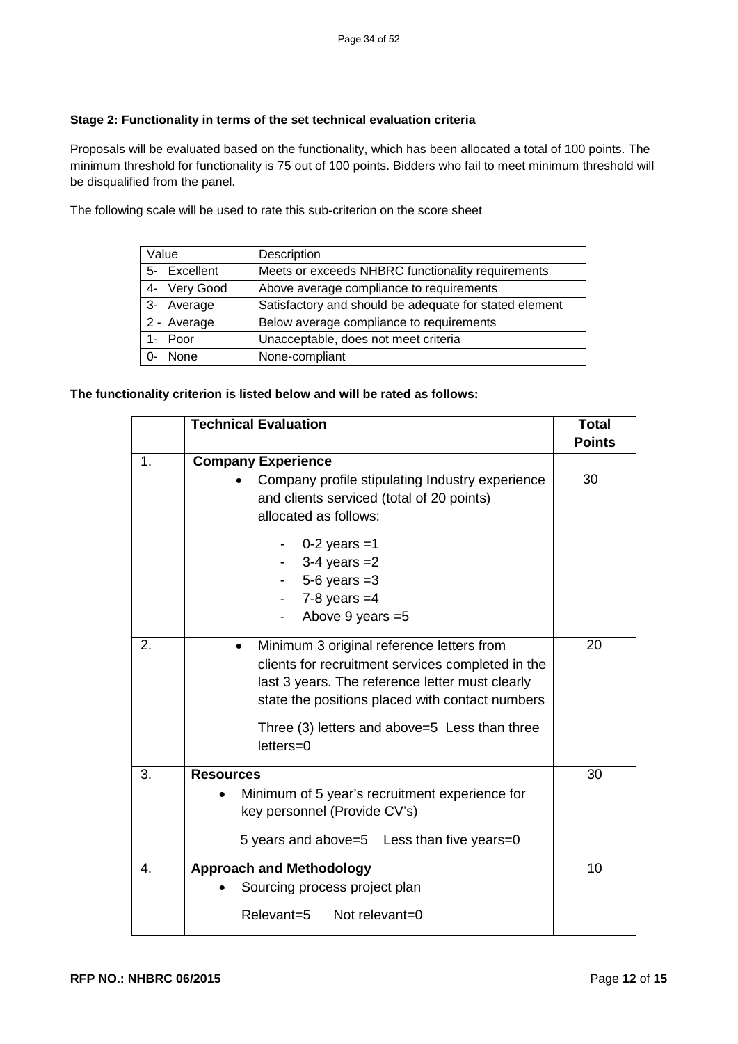**Stage 2: Functionality in terms of the set technical evaluation criteria**

Proposals will be evaluated based on the functionality, which has been allocated a total of 100 points. The minimum threshold for functionality is 75 out of 100 points. Bidders who fail to meet minimum threshold will be disqualified from the panel.

The following scale will be used to rate this sub-criterion on the score sheet

| Value | Description |
|---|---|
| 5- Excellent | Meets or exceeds NHBRC functionality requirements |
| 4- Very Good | Above average compliance to requirements |
| 3- Average | Satisfactory and should be adequate for stated element |
| 2 - Average | Below average compliance to requirements |
| 1- Poor | Unacceptable, does not meet criteria |
| 0- None | None-compliant |

**The functionality criterion is listed below and will be rated as follows:**

| | **Technical Evaluation** | **Total Points** |
|---|---|---|
| 1. | **Company Experience**<br>• Company profile stipulating Industry experience and clients serviced (total of 20 points) allocated as follows:<br>- 0-2 years =1<br>- 3-4 years =2<br>- 5-6 years =3<br>- 7-8 years =4<br>- Above 9 years =5 | 30 |
| 2. | • Minimum 3 original reference letters from clients for recruitment services completed in the last 3 years. The reference letter must clearly state the positions placed with contact numbers<br>Three (3) letters and above=5 Less than three letters=0 | 20 |
| 3. | **Resources**<br>• Minimum of 5 year's recruitment experience for key personnel (Provide CV's)<br>5 years and above=5 Less than five years=0 | 30 |
| 4. | **Approach and Methodology**<br>• Sourcing process project plan<br>Relevant=5 Not relevant=0 | 10 |

**RFP NO.: NHBRC 06/2015**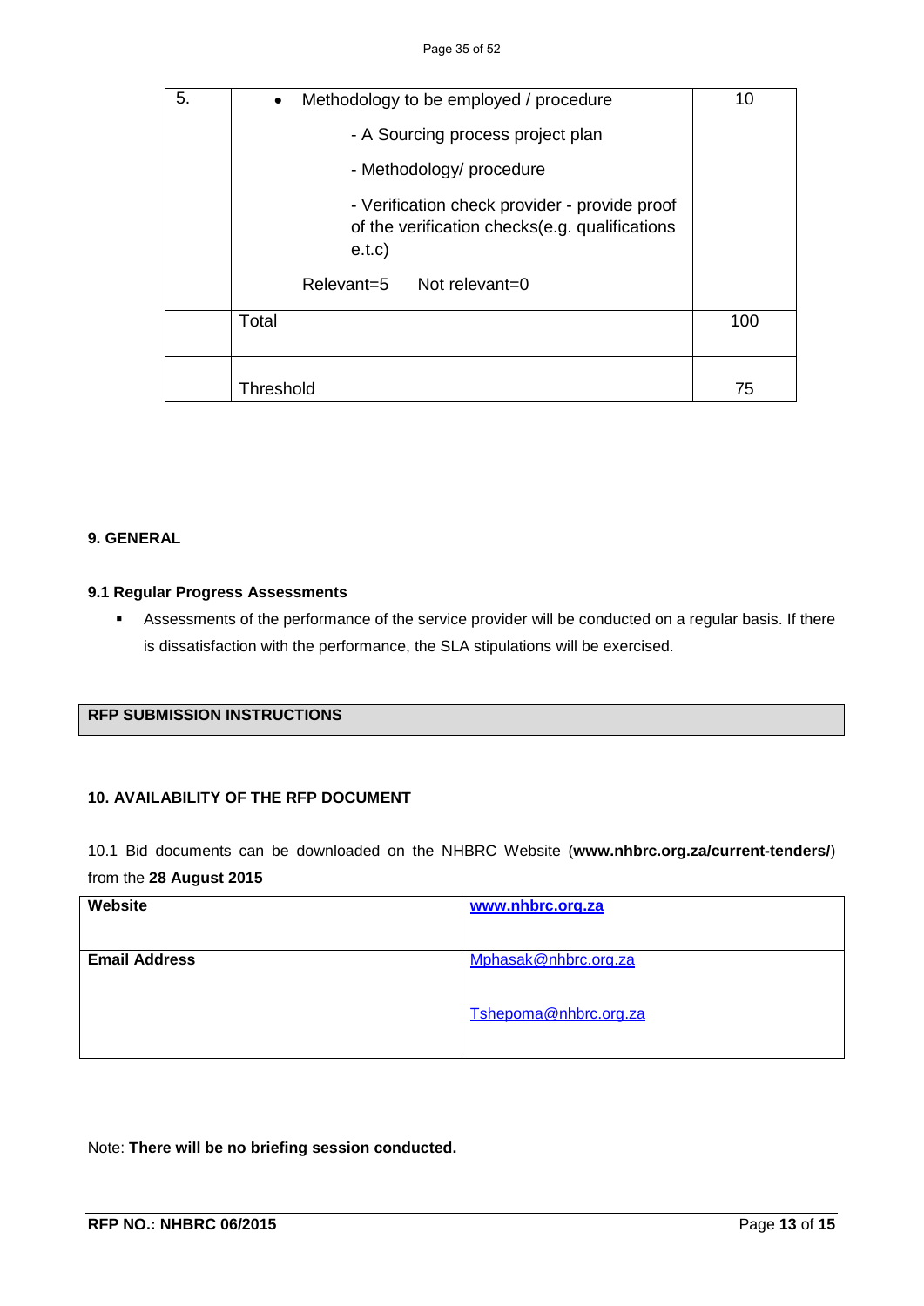| 5. | • Methodology to be employed / procedure<br>- A Sourcing process project plan<br>- Methodology/ procedure<br>- Verification check provider - provide proof of the verification checks(e.g. qualifications e.t.c)<br>Relevant=5 Not relevant=0 | 10 |
|---|---|---|
| | Total | 100 |
| | Threshold | 75 |

**9. GENERAL**

**9.1 Regular Progress Assessments**

- Assessments of the performance of the service provider will be conducted on a regular basis. If there is dissatisfaction with the performance, the SLA stipulations will be exercised.

**RFP SUBMISSION INSTRUCTIONS**

**10. AVAILABILITY OF THE RFP DOCUMENT**

10.1 Bid documents can be downloaded on the NHBRC Website (**www.nhbrc.org.za/current-tenders/**) from the **28 August 2015**

| **Website** | **www.nhbrc.org.za** |
|---|---|
| **Email Address** | Mphasak@nhbrc.org.za<br><br>Tshepoma@nhbrc.org.za |

Note: **There will be no briefing session conducted.**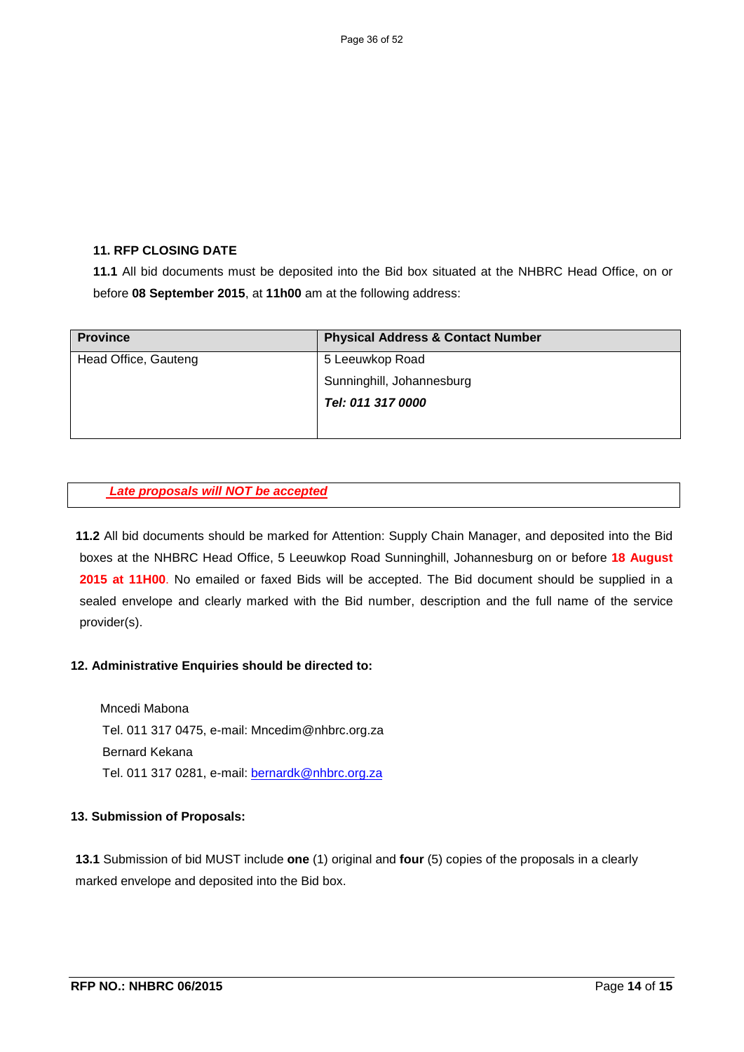### 11. RFP CLOSING DATE

**11.1** All bid documents must be deposited into the Bid box situated at the NHBRC Head Office, on or before **08 September 2015**, at **11h00** am at the following address:

| Province | Physical Address & Contact Number |
|---|---|
| Head Office, Gauteng | 5 Leeuwkop Road<br>Sunninghill, Johannesburg<br>***Tel: 011 317 0000*** |

***Late proposals will NOT be accepted***

**11.2** All bid documents should be marked for Attention: Supply Chain Manager, and deposited into the Bid boxes at the NHBRC Head Office, 5 Leeuwkop Road Sunninghill, Johannesburg on or before **18 August 2015 at 11H00**. No emailed or faxed Bids will be accepted. The Bid document should be supplied in a sealed envelope and clearly marked with the Bid number, description and the full name of the service provider(s).

### 12. Administrative Enquiries should be directed to:

Mncedi Mabona
Tel. 011 317 0475, e-mail: Mncedim@nhbrc.org.za
Bernard Kekana
Tel. 011 317 0281, e-mail: bernardk@nhbrc.org.za

### 13. Submission of Proposals:

**13.1** Submission of bid MUST include **one** (1) original and **four** (5) copies of the proposals in a clearly marked envelope and deposited into the Bid box.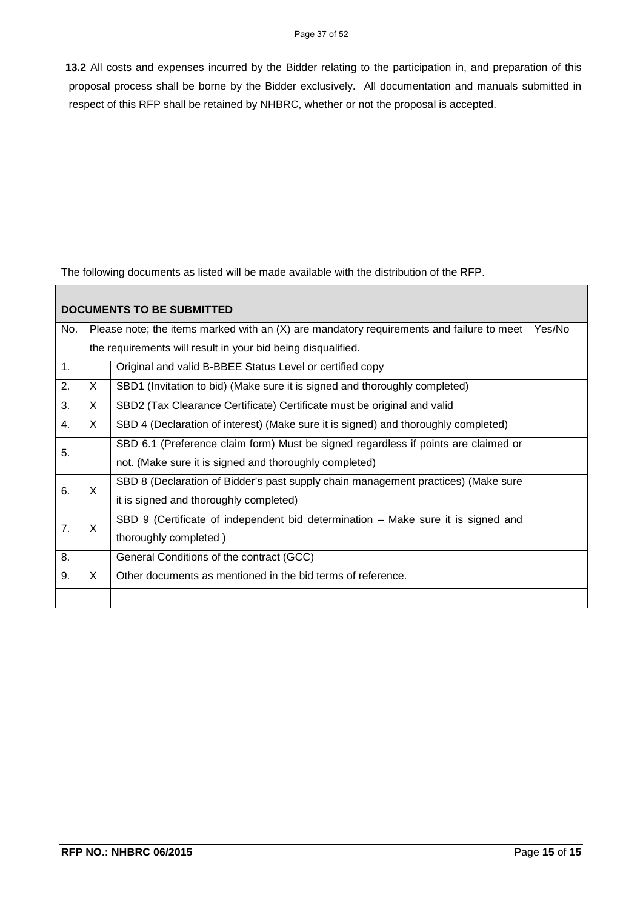**13.2** All costs and expenses incurred by the Bidder relating to the participation in, and preparation of this proposal process shall be borne by the Bidder exclusively. All documentation and manuals submitted in respect of this RFP shall be retained by NHBRC, whether or not the proposal is accepted.

The following documents as listed will be made available with the distribution of the RFP.

| **DOCUMENTS TO BE SUBMITTED** | | | |
|---|---|---|---|
| No. | Please note; the items marked with an (X) are mandatory requirements and failure to meet the requirements will result in your bid being disqualified. | | Yes/No |
| 1. | | Original and valid B-BBEE Status Level or certified copy | |
| 2. | X | SBD1 (Invitation to bid) (Make sure it is signed and thoroughly completed) | |
| 3. | X | SBD2 (Tax Clearance Certificate) Certificate must be original and valid | |
| 4. | X | SBD 4 (Declaration of interest) (Make sure it is signed) and thoroughly completed) | |
| 5. | | SBD 6.1 (Preference claim form) Must be signed regardless if points are claimed or not. (Make sure it is signed and thoroughly completed) | |
| 6. | X | SBD 8 (Declaration of Bidder's past supply chain management practices) (Make sure it is signed and thoroughly completed) | |
| 7. | X | SBD 9 (Certificate of independent bid determination – Make sure it is signed and thoroughly completed ) | |
| 8. | | General Conditions of the contract (GCC) | |
| 9. | X | Other documents as mentioned in the bid terms of reference. | |
| | | | |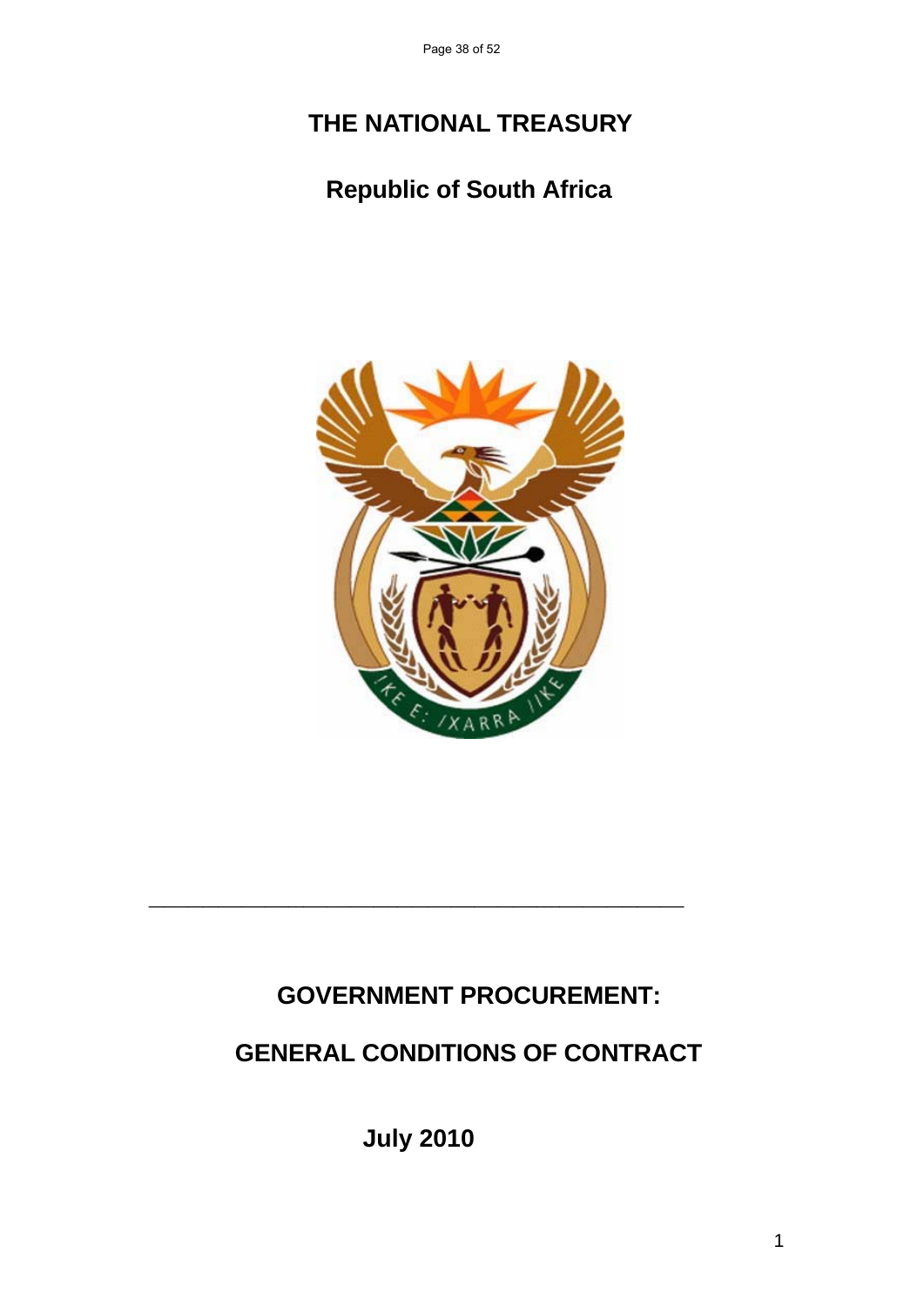# THE NATIONAL TREASURY

## Republic of South Africa

---

## GOVERNMENT PROCUREMENT:

## GENERAL CONDITIONS OF CONTRACT

**July 2010**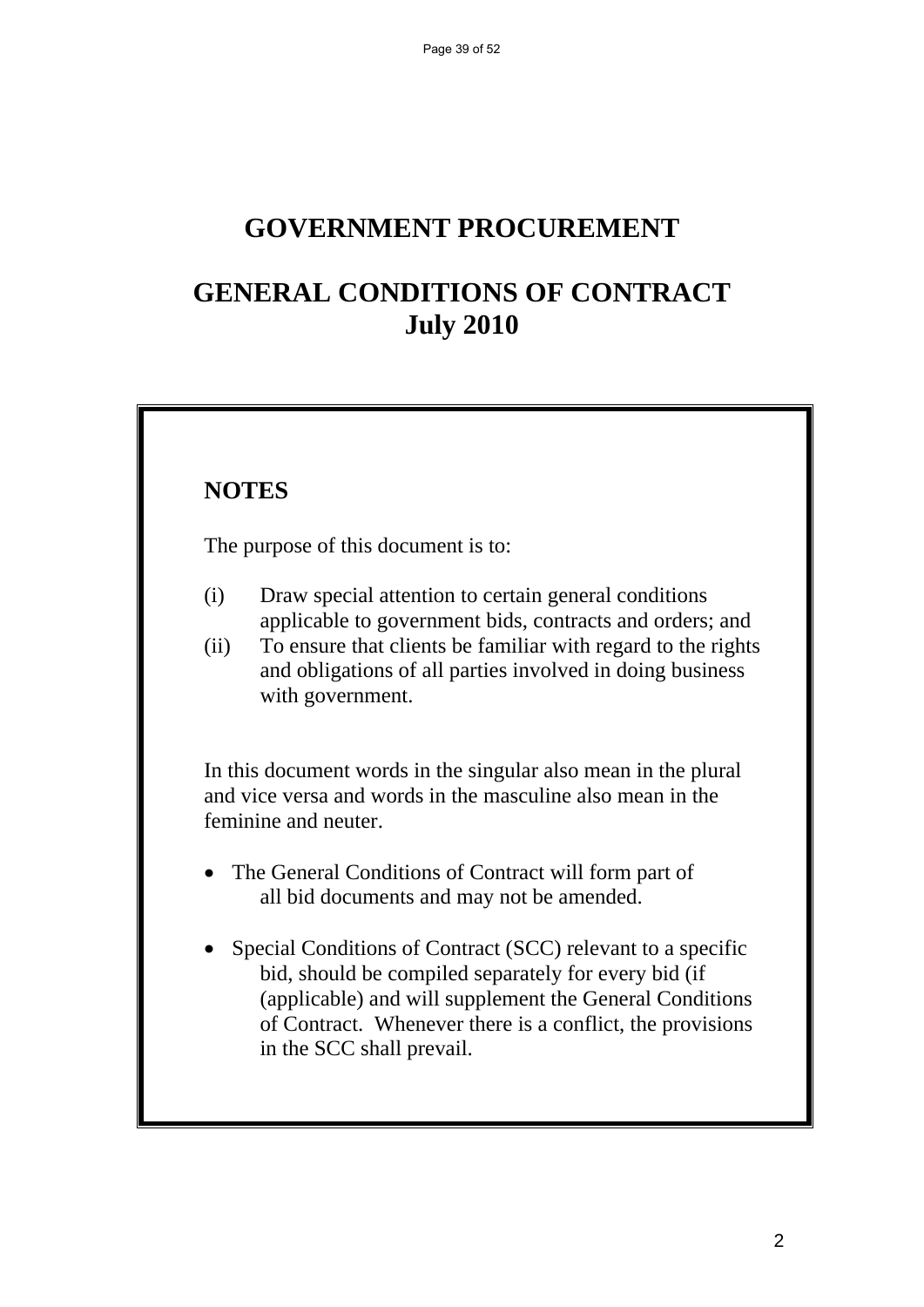# GOVERNMENT PROCUREMENT

# GENERAL CONDITIONS OF CONTRACT
# July 2010

## NOTES

The purpose of this document is to:

(i) Draw special attention to certain general conditions applicable to government bids, contracts and orders; and

(ii) To ensure that clients be familiar with regard to the rights and obligations of all parties involved in doing business with government.

In this document words in the singular also mean in the plural and vice versa and words in the masculine also mean in the feminine and neuter.

- The General Conditions of Contract will form part of all bid documents and may not be amended.
- Special Conditions of Contract (SCC) relevant to a specific bid, should be compiled separately for every bid (if (applicable) and will supplement the General Conditions of Contract. Whenever there is a conflict, the provisions in the SCC shall prevail.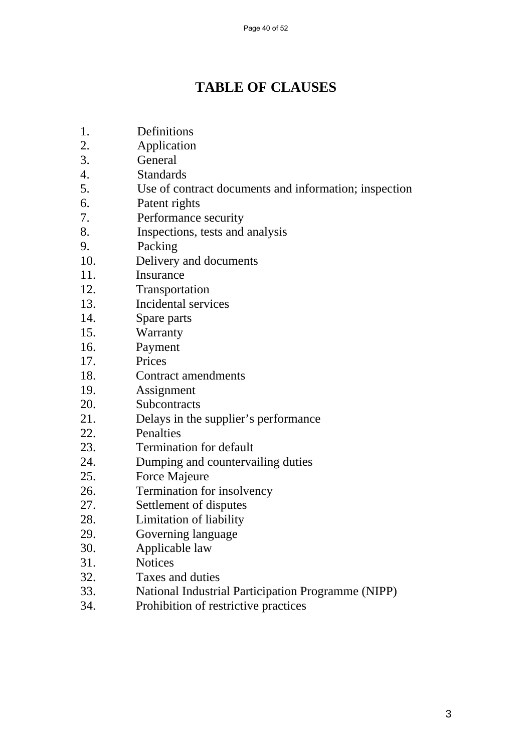# TABLE OF CLAUSES

1. Definitions
2. Application
3. General
4. Standards
5. Use of contract documents and information; inspection
6. Patent rights
7. Performance security
8. Inspections, tests and analysis
9. Packing
10. Delivery and documents
11. Insurance
12. Transportation
13. Incidental services
14. Spare parts
15. Warranty
16. Payment
17. Prices
18. Contract amendments
19. Assignment
20. Subcontracts
21. Delays in the supplier's performance
22. Penalties
23. Termination for default
24. Dumping and countervailing duties
25. Force Majeure
26. Termination for insolvency
27. Settlement of disputes
28. Limitation of liability
29. Governing language
30. Applicable law
31. Notices
32. Taxes and duties
33. National Industrial Participation Programme (NIPP)
34. Prohibition of restrictive practices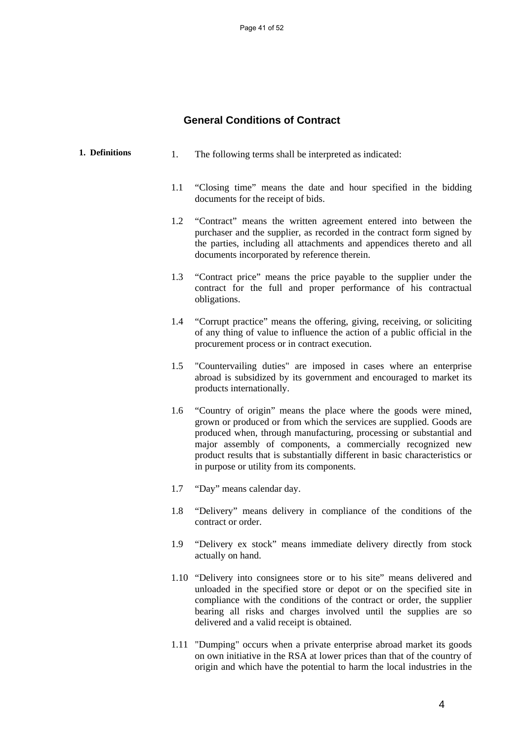## General Conditions of Contract

**1. Definitions**

1. The following terms shall be interpreted as indicated:

1.1 "Closing time" means the date and hour specified in the bidding documents for the receipt of bids.

1.2 "Contract" means the written agreement entered into between the purchaser and the supplier, as recorded in the contract form signed by the parties, including all attachments and appendices thereto and all documents incorporated by reference therein.

1.3 "Contract price" means the price payable to the supplier under the contract for the full and proper performance of his contractual obligations.

1.4 "Corrupt practice" means the offering, giving, receiving, or soliciting of any thing of value to influence the action of a public official in the procurement process or in contract execution.

1.5 "Countervailing duties" are imposed in cases where an enterprise abroad is subsidized by its government and encouraged to market its products internationally.

1.6 "Country of origin" means the place where the goods were mined, grown or produced or from which the services are supplied. Goods are produced when, through manufacturing, processing or substantial and major assembly of components, a commercially recognized new product results that is substantially different in basic characteristics or in purpose or utility from its components.

1.7 "Day" means calendar day.

1.8 "Delivery" means delivery in compliance of the conditions of the contract or order.

1.9 "Delivery ex stock" means immediate delivery directly from stock actually on hand.

1.10 "Delivery into consignees store or to his site" means delivered and unloaded in the specified store or depot or on the specified site in compliance with the conditions of the contract or order, the supplier bearing all risks and charges involved until the supplies are so delivered and a valid receipt is obtained.

1.11 "Dumping" occurs when a private enterprise abroad market its goods on own initiative in the RSA at lower prices than that of the country of origin and which have the potential to harm the local industries in the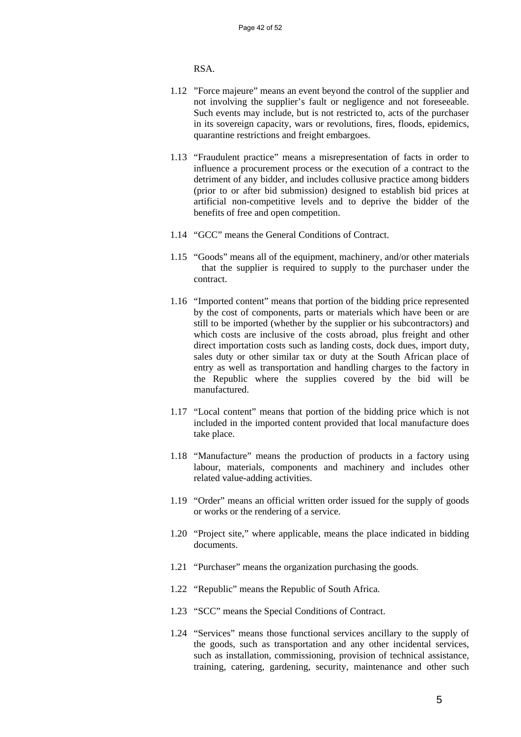RSA.

1.12 "Force majeure" means an event beyond the control of the supplier and not involving the supplier's fault or negligence and not foreseeable. Such events may include, but is not restricted to, acts of the purchaser in its sovereign capacity, wars or revolutions, fires, floods, epidemics, quarantine restrictions and freight embargoes.

1.13 "Fraudulent practice" means a misrepresentation of facts in order to influence a procurement process or the execution of a contract to the detriment of any bidder, and includes collusive practice among bidders (prior to or after bid submission) designed to establish bid prices at artificial non-competitive levels and to deprive the bidder of the benefits of free and open competition.

1.14 "GCC" means the General Conditions of Contract.

1.15 "Goods" means all of the equipment, machinery, and/or other materials that the supplier is required to supply to the purchaser under the contract.

1.16 "Imported content" means that portion of the bidding price represented by the cost of components, parts or materials which have been or are still to be imported (whether by the supplier or his subcontractors) and which costs are inclusive of the costs abroad, plus freight and other direct importation costs such as landing costs, dock dues, import duty, sales duty or other similar tax or duty at the South African place of entry as well as transportation and handling charges to the factory in the Republic where the supplies covered by the bid will be manufactured.

1.17 "Local content" means that portion of the bidding price which is not included in the imported content provided that local manufacture does take place.

1.18 "Manufacture" means the production of products in a factory using labour, materials, components and machinery and includes other related value-adding activities.

1.19 "Order" means an official written order issued for the supply of goods or works or the rendering of a service.

1.20 "Project site," where applicable, means the place indicated in bidding documents.

1.21 "Purchaser" means the organization purchasing the goods.

1.22 "Republic" means the Republic of South Africa.

1.23 "SCC" means the Special Conditions of Contract.

1.24 "Services" means those functional services ancillary to the supply of the goods, such as transportation and any other incidental services, such as installation, commissioning, provision of technical assistance, training, catering, gardening, security, maintenance and other such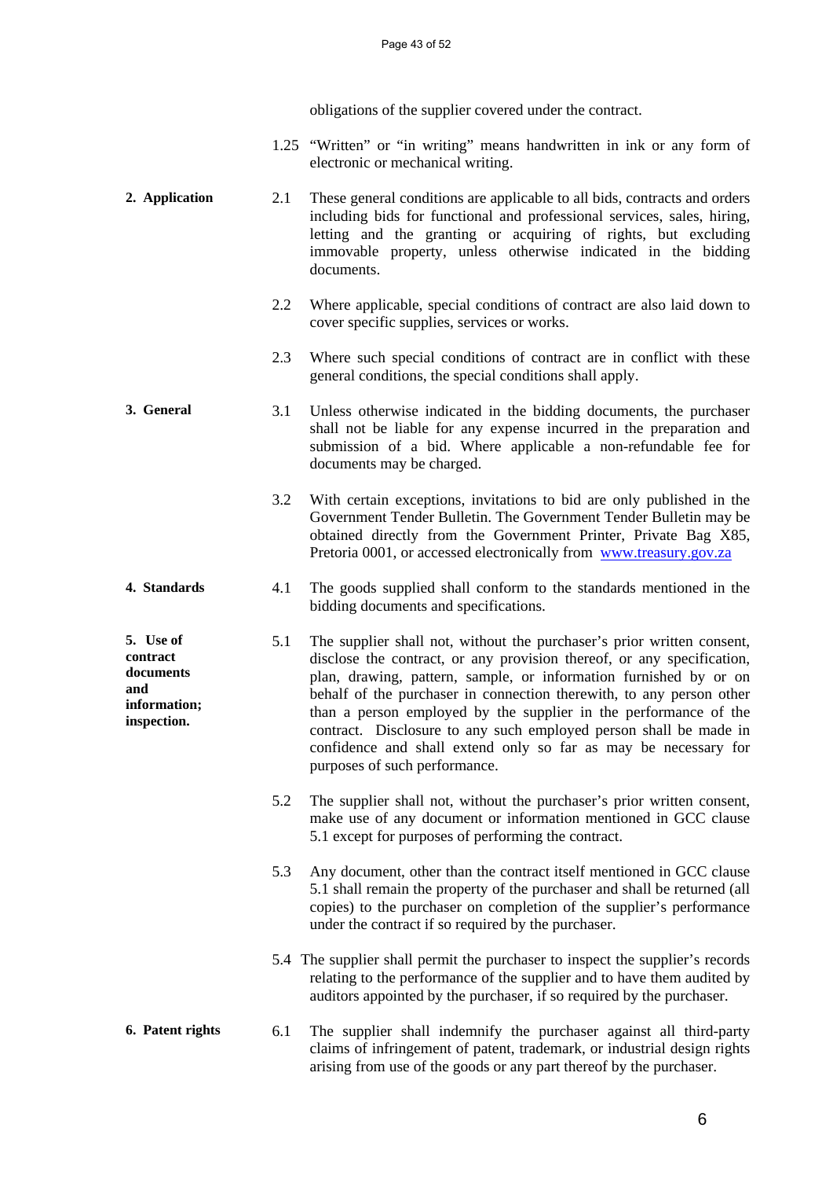obligations of the supplier covered under the contract.

1.25 "Written" or "in writing" means handwritten in ink or any form of electronic or mechanical writing.

**2. Application**

2.1 These general conditions are applicable to all bids, contracts and orders including bids for functional and professional services, sales, hiring, letting and the granting or acquiring of rights, but excluding immovable property, unless otherwise indicated in the bidding documents.

2.2 Where applicable, special conditions of contract are also laid down to cover specific supplies, services or works.

2.3 Where such special conditions of contract are in conflict with these general conditions, the special conditions shall apply.

**3. General**

3.1 Unless otherwise indicated in the bidding documents, the purchaser shall not be liable for any expense incurred in the preparation and submission of a bid. Where applicable a non-refundable fee for documents may be charged.

3.2 With certain exceptions, invitations to bid are only published in the Government Tender Bulletin. The Government Tender Bulletin may be obtained directly from the Government Printer, Private Bag X85, Pretoria 0001, or accessed electronically from [www.treasury.gov.za](http://www.treasury.gov.za)

**4. Standards**

4.1 The goods supplied shall conform to the standards mentioned in the bidding documents and specifications.

**5. Use of contract documents and information; inspection.**

5.1 The supplier shall not, without the purchaser's prior written consent, disclose the contract, or any provision thereof, or any specification, plan, drawing, pattern, sample, or information furnished by or on behalf of the purchaser in connection therewith, to any person other than a person employed by the supplier in the performance of the contract. Disclosure to any such employed person shall be made in confidence and shall extend only so far as may be necessary for purposes of such performance.

5.2 The supplier shall not, without the purchaser's prior written consent, make use of any document or information mentioned in GCC clause 5.1 except for purposes of performing the contract.

5.3 Any document, other than the contract itself mentioned in GCC clause 5.1 shall remain the property of the purchaser and shall be returned (all copies) to the purchaser on completion of the supplier's performance under the contract if so required by the purchaser.

5.4 The supplier shall permit the purchaser to inspect the supplier's records relating to the performance of the supplier and to have them audited by auditors appointed by the purchaser, if so required by the purchaser.

**6. Patent rights**

6.1 The supplier shall indemnify the purchaser against all third-party claims of infringement of patent, trademark, or industrial design rights arising from use of the goods or any part thereof by the purchaser.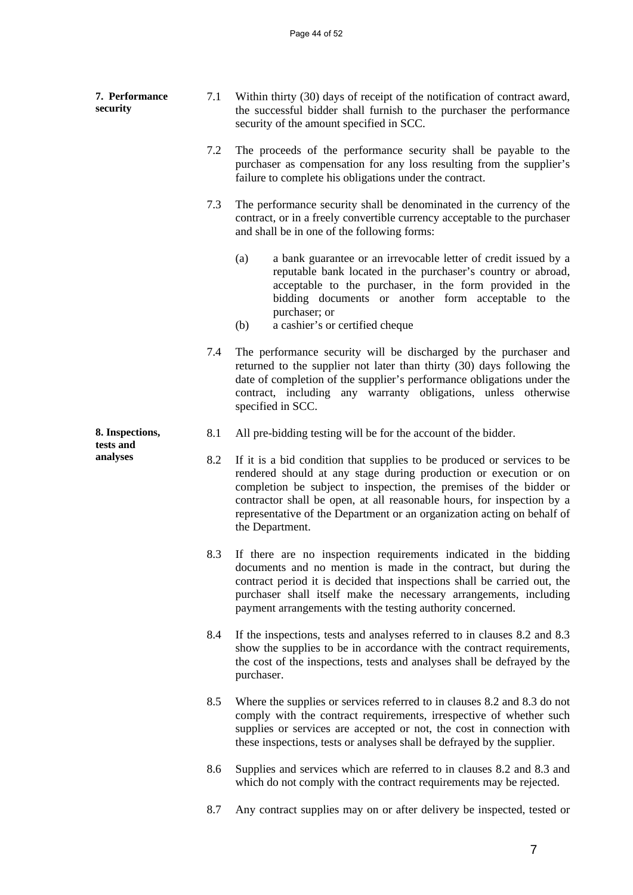**7. Performance security**

7.1 Within thirty (30) days of receipt of the notification of contract award, the successful bidder shall furnish to the purchaser the performance security of the amount specified in SCC.

7.2 The proceeds of the performance security shall be payable to the purchaser as compensation for any loss resulting from the supplier's failure to complete his obligations under the contract.

7.3 The performance security shall be denominated in the currency of the contract, or in a freely convertible currency acceptable to the purchaser and shall be in one of the following forms:

(a) a bank guarantee or an irrevocable letter of credit issued by a reputable bank located in the purchaser's country or abroad, acceptable to the purchaser, in the form provided in the bidding documents or another form acceptable to the purchaser; or

(b) a cashier's or certified cheque

7.4 The performance security will be discharged by the purchaser and returned to the supplier not later than thirty (30) days following the date of completion of the supplier's performance obligations under the contract, including any warranty obligations, unless otherwise specified in SCC.

**8. Inspections, tests and analyses**

8.1 All pre-bidding testing will be for the account of the bidder.

8.2 If it is a bid condition that supplies to be produced or services to be rendered should at any stage during production or execution or on completion be subject to inspection, the premises of the bidder or contractor shall be open, at all reasonable hours, for inspection by a representative of the Department or an organization acting on behalf of the Department.

8.3 If there are no inspection requirements indicated in the bidding documents and no mention is made in the contract, but during the contract period it is decided that inspections shall be carried out, the purchaser shall itself make the necessary arrangements, including payment arrangements with the testing authority concerned.

8.4 If the inspections, tests and analyses referred to in clauses 8.2 and 8.3 show the supplies to be in accordance with the contract requirements, the cost of the inspections, tests and analyses shall be defrayed by the purchaser.

8.5 Where the supplies or services referred to in clauses 8.2 and 8.3 do not comply with the contract requirements, irrespective of whether such supplies or services are accepted or not, the cost in connection with these inspections, tests or analyses shall be defrayed by the supplier.

8.6 Supplies and services which are referred to in clauses 8.2 and 8.3 and which do not comply with the contract requirements may be rejected.

8.7 Any contract supplies may on or after delivery be inspected, tested or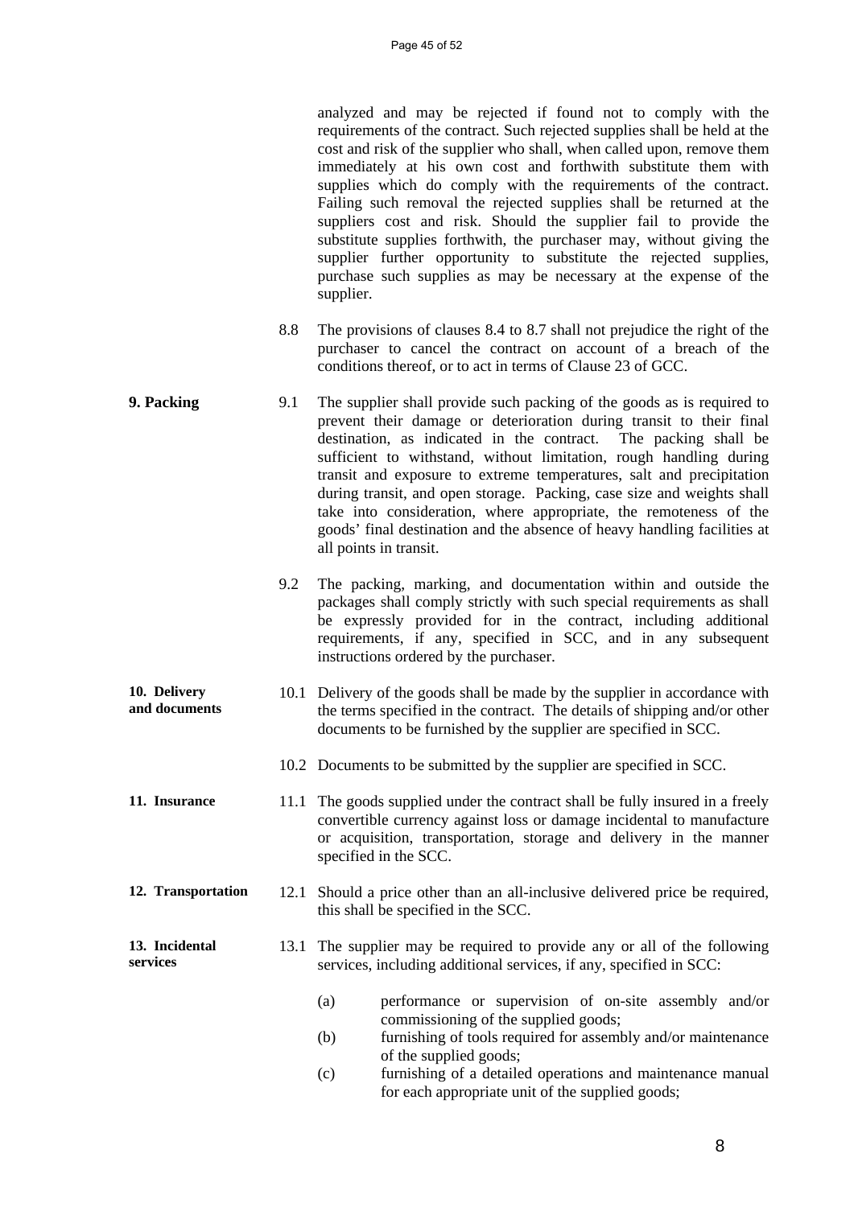analyzed and may be rejected if found not to comply with the requirements of the contract. Such rejected supplies shall be held at the cost and risk of the supplier who shall, when called upon, remove them immediately at his own cost and forthwith substitute them with supplies which do comply with the requirements of the contract. Failing such removal the rejected supplies shall be returned at the suppliers cost and risk. Should the supplier fail to provide the substitute supplies forthwith, the purchaser may, without giving the supplier further opportunity to substitute the rejected supplies, purchase such supplies as may be necessary at the expense of the supplier.

8.8 The provisions of clauses 8.4 to 8.7 shall not prejudice the right of the purchaser to cancel the contract on account of a breach of the conditions thereof, or to act in terms of Clause 23 of GCC.

**9. Packing**

9.1 The supplier shall provide such packing of the goods as is required to prevent their damage or deterioration during transit to their final destination, as indicated in the contract. The packing shall be sufficient to withstand, without limitation, rough handling during transit and exposure to extreme temperatures, salt and precipitation during transit, and open storage. Packing, case size and weights shall take into consideration, where appropriate, the remoteness of the goods' final destination and the absence of heavy handling facilities at all points in transit.

9.2 The packing, marking, and documentation within and outside the packages shall comply strictly with such special requirements as shall be expressly provided for in the contract, including additional requirements, if any, specified in SCC, and in any subsequent instructions ordered by the purchaser.

**10. Delivery and documents**

10.1 Delivery of the goods shall be made by the supplier in accordance with the terms specified in the contract. The details of shipping and/or other documents to be furnished by the supplier are specified in SCC.

10.2 Documents to be submitted by the supplier are specified in SCC.

**11. Insurance**

11.1 The goods supplied under the contract shall be fully insured in a freely convertible currency against loss or damage incidental to manufacture or acquisition, transportation, storage and delivery in the manner specified in the SCC.

**12. Transportation**

12.1 Should a price other than an all-inclusive delivered price be required, this shall be specified in the SCC.

**13. Incidental services**

13.1 The supplier may be required to provide any or all of the following services, including additional services, if any, specified in SCC:

(a) performance or supervision of on-site assembly and/or commissioning of the supplied goods;

(b) furnishing of tools required for assembly and/or maintenance of the supplied goods;

(c) furnishing of a detailed operations and maintenance manual for each appropriate unit of the supplied goods;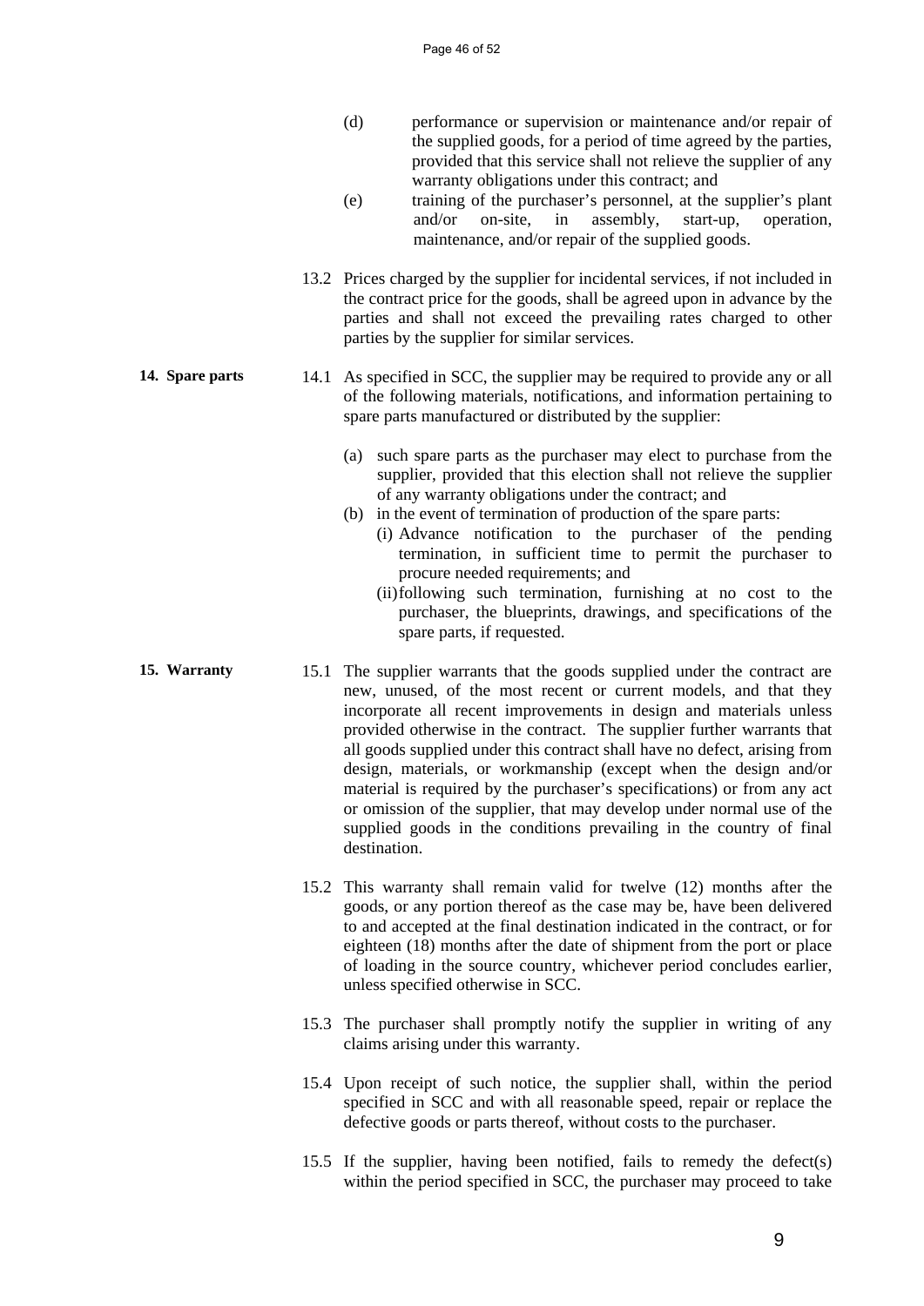(d) performance or supervision or maintenance and/or repair of the supplied goods, for a period of time agreed by the parties, provided that this service shall not relieve the supplier of any warranty obligations under this contract; and

(e) training of the purchaser's personnel, at the supplier's plant and/or on-site, in assembly, start-up, operation, maintenance, and/or repair of the supplied goods.

13.2 Prices charged by the supplier for incidental services, if not included in the contract price for the goods, shall be agreed upon in advance by the parties and shall not exceed the prevailing rates charged to other parties by the supplier for similar services.

**14. Spare parts**

14.1 As specified in SCC, the supplier may be required to provide any or all of the following materials, notifications, and information pertaining to spare parts manufactured or distributed by the supplier:

(a) such spare parts as the purchaser may elect to purchase from the supplier, provided that this election shall not relieve the supplier of any warranty obligations under the contract; and

(b) in the event of termination of production of the spare parts:

(i) Advance notification to the purchaser of the pending termination, in sufficient time to permit the purchaser to procure needed requirements; and

(ii) following such termination, furnishing at no cost to the purchaser, the blueprints, drawings, and specifications of the spare parts, if requested.

**15. Warranty**

15.1 The supplier warrants that the goods supplied under the contract are new, unused, of the most recent or current models, and that they incorporate all recent improvements in design and materials unless provided otherwise in the contract. The supplier further warrants that all goods supplied under this contract shall have no defect, arising from design, materials, or workmanship (except when the design and/or material is required by the purchaser's specifications) or from any act or omission of the supplier, that may develop under normal use of the supplied goods in the conditions prevailing in the country of final destination.

15.2 This warranty shall remain valid for twelve (12) months after the goods, or any portion thereof as the case may be, have been delivered to and accepted at the final destination indicated in the contract, or for eighteen (18) months after the date of shipment from the port or place of loading in the source country, whichever period concludes earlier, unless specified otherwise in SCC.

15.3 The purchaser shall promptly notify the supplier in writing of any claims arising under this warranty.

15.4 Upon receipt of such notice, the supplier shall, within the period specified in SCC and with all reasonable speed, repair or replace the defective goods or parts thereof, without costs to the purchaser.

15.5 If the supplier, having been notified, fails to remedy the defect(s) within the period specified in SCC, the purchaser may proceed to take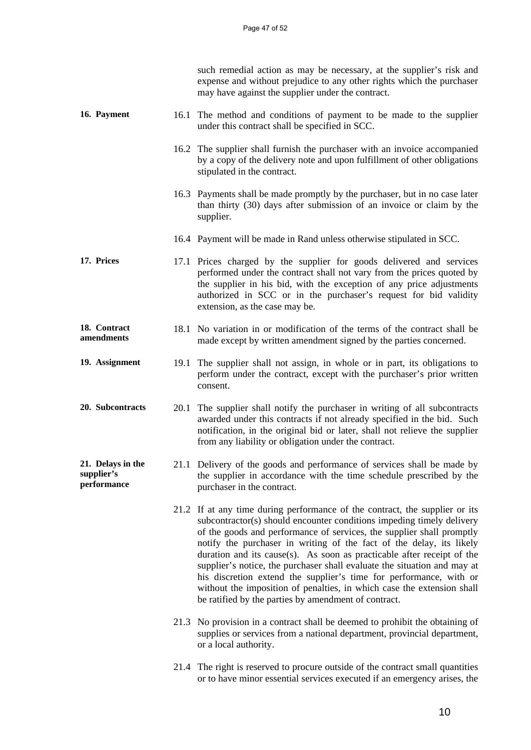such remedial action as may be necessary, at the supplier's risk and expense and without prejudice to any other rights which the purchaser may have against the supplier under the contract.

**16. Payment**

16.1 The method and conditions of payment to be made to the supplier under this contract shall be specified in SCC.

16.2 The supplier shall furnish the purchaser with an invoice accompanied by a copy of the delivery note and upon fulfillment of other obligations stipulated in the contract.

16.3 Payments shall be made promptly by the purchaser, but in no case later than thirty (30) days after submission of an invoice or claim by the supplier.

16.4 Payment will be made in Rand unless otherwise stipulated in SCC.

**17. Prices**

17.1 Prices charged by the supplier for goods delivered and services performed under the contract shall not vary from the prices quoted by the supplier in his bid, with the exception of any price adjustments authorized in SCC or in the purchaser's request for bid validity extension, as the case may be.

**18. Contract amendments**

18.1 No variation in or modification of the terms of the contract shall be made except by written amendment signed by the parties concerned.

**19. Assignment**

19.1 The supplier shall not assign, in whole or in part, its obligations to perform under the contract, except with the purchaser's prior written consent.

**20. Subcontracts**

20.1 The supplier shall notify the purchaser in writing of all subcontracts awarded under this contracts if not already specified in the bid. Such notification, in the original bid or later, shall not relieve the supplier from any liability or obligation under the contract.

**21. Delays in the supplier's performance**

21.1 Delivery of the goods and performance of services shall be made by the supplier in accordance with the time schedule prescribed by the purchaser in the contract.

21.2 If at any time during performance of the contract, the supplier or its subcontractor(s) should encounter conditions impeding timely delivery of the goods and performance of services, the supplier shall promptly notify the purchaser in writing of the fact of the delay, its likely duration and its cause(s). As soon as practicable after receipt of the supplier's notice, the purchaser shall evaluate the situation and may at his discretion extend the supplier's time for performance, with or without the imposition of penalties, in which case the extension shall be ratified by the parties by amendment of contract.

21.3 No provision in a contract shall be deemed to prohibit the obtaining of supplies or services from a national department, provincial department, or a local authority.

21.4 The right is reserved to procure outside of the contract small quantities or to have minor essential services executed if an emergency arises, the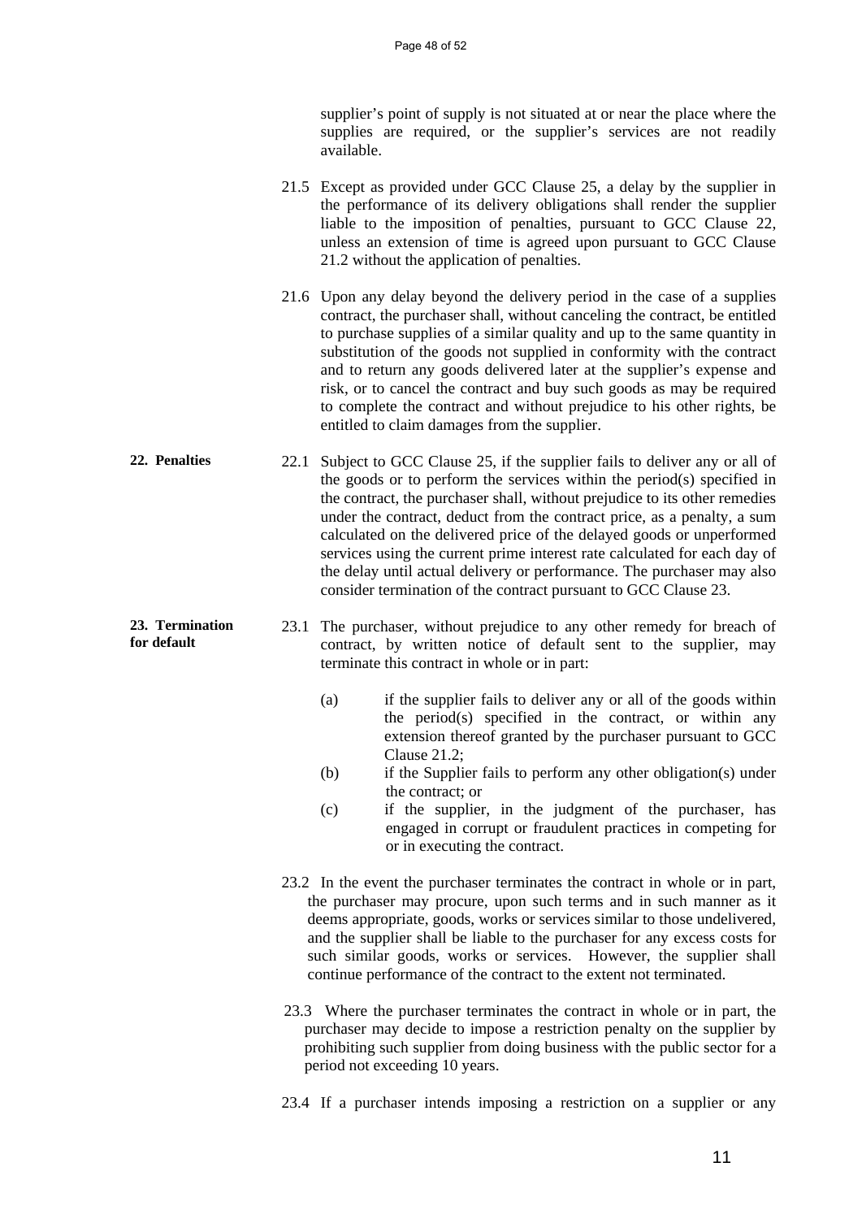supplier's point of supply is not situated at or near the place where the supplies are required, or the supplier's services are not readily available.

21.5 Except as provided under GCC Clause 25, a delay by the supplier in the performance of its delivery obligations shall render the supplier liable to the imposition of penalties, pursuant to GCC Clause 22, unless an extension of time is agreed upon pursuant to GCC Clause 21.2 without the application of penalties.

21.6 Upon any delay beyond the delivery period in the case of a supplies contract, the purchaser shall, without canceling the contract, be entitled to purchase supplies of a similar quality and up to the same quantity in substitution of the goods not supplied in conformity with the contract and to return any goods delivered later at the supplier's expense and risk, or to cancel the contract and buy such goods as may be required to complete the contract and without prejudice to his other rights, be entitled to claim damages from the supplier.

**22. Penalties**

22.1 Subject to GCC Clause 25, if the supplier fails to deliver any or all of the goods or to perform the services within the period(s) specified in the contract, the purchaser shall, without prejudice to its other remedies under the contract, deduct from the contract price, as a penalty, a sum calculated on the delivered price of the delayed goods or unperformed services using the current prime interest rate calculated for each day of the delay until actual delivery or performance. The purchaser may also consider termination of the contract pursuant to GCC Clause 23.

**23. Termination for default**

23.1 The purchaser, without prejudice to any other remedy for breach of contract, by written notice of default sent to the supplier, may terminate this contract in whole or in part:

(a) if the supplier fails to deliver any or all of the goods within the period(s) specified in the contract, or within any extension thereof granted by the purchaser pursuant to GCC Clause 21.2;

(b) if the Supplier fails to perform any other obligation(s) under the contract; or

(c) if the supplier, in the judgment of the purchaser, has engaged in corrupt or fraudulent practices in competing for or in executing the contract.

23.2 In the event the purchaser terminates the contract in whole or in part, the purchaser may procure, upon such terms and in such manner as it deems appropriate, goods, works or services similar to those undelivered, and the supplier shall be liable to the purchaser for any excess costs for such similar goods, works or services. However, the supplier shall continue performance of the contract to the extent not terminated.

23.3 Where the purchaser terminates the contract in whole or in part, the purchaser may decide to impose a restriction penalty on the supplier by prohibiting such supplier from doing business with the public sector for a period not exceeding 10 years.

23.4 If a purchaser intends imposing a restriction on a supplier or any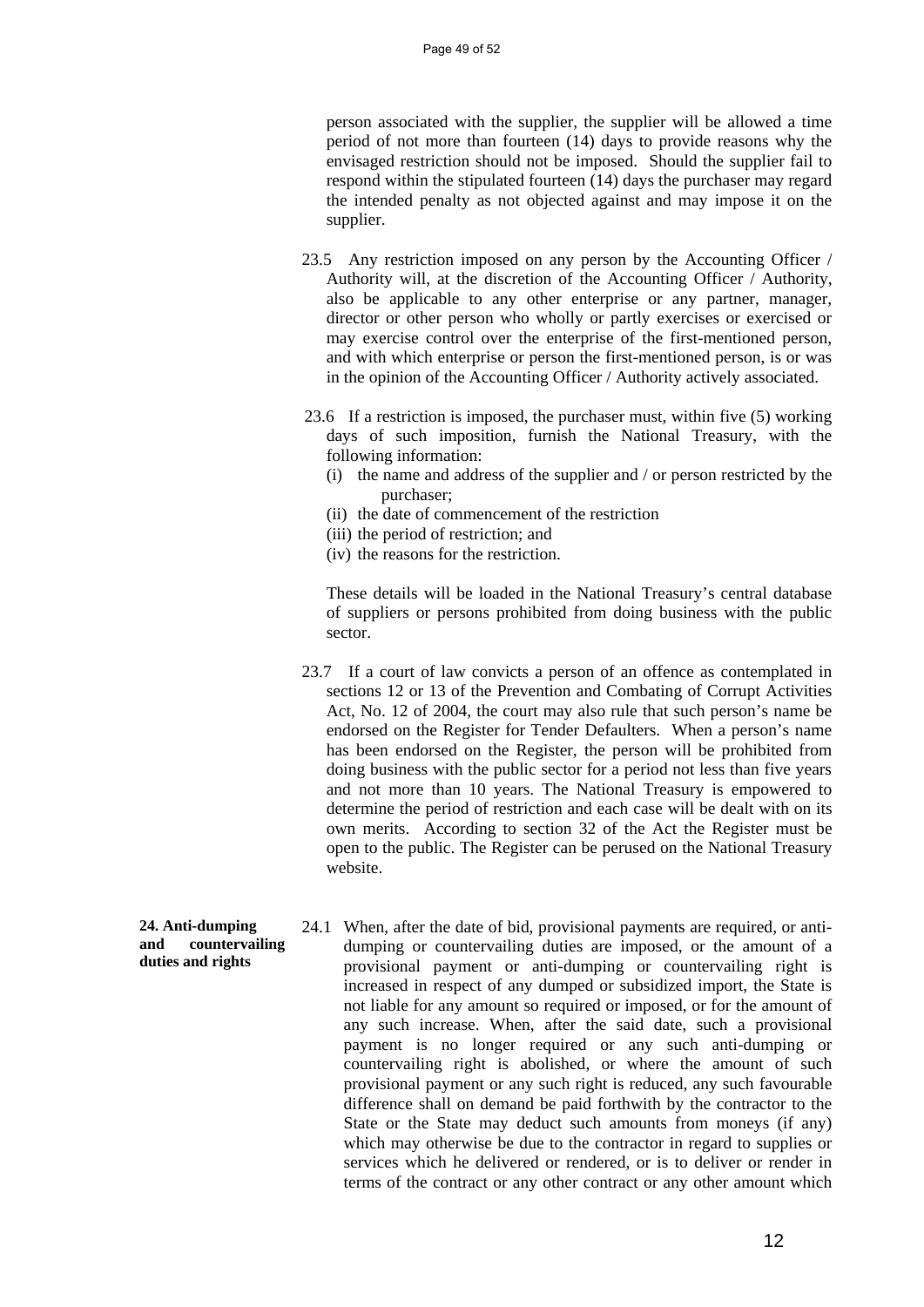person associated with the supplier, the supplier will be allowed a time period of not more than fourteen (14) days to provide reasons why the envisaged restriction should not be imposed. Should the supplier fail to respond within the stipulated fourteen (14) days the purchaser may regard the intended penalty as not objected against and may impose it on the supplier.

23.5 Any restriction imposed on any person by the Accounting Officer / Authority will, at the discretion of the Accounting Officer / Authority, also be applicable to any other enterprise or any partner, manager, director or other person who wholly or partly exercises or exercised or may exercise control over the enterprise of the first-mentioned person, and with which enterprise or person the first-mentioned person, is or was in the opinion of the Accounting Officer / Authority actively associated.

23.6 If a restriction is imposed, the purchaser must, within five (5) working days of such imposition, furnish the National Treasury, with the following information:

(i) the name and address of the supplier and / or person restricted by the purchaser;
(ii) the date of commencement of the restriction
(iii) the period of restriction; and
(iv) the reasons for the restriction.

These details will be loaded in the National Treasury's central database of suppliers or persons prohibited from doing business with the public sector.

23.7 If a court of law convicts a person of an offence as contemplated in sections 12 or 13 of the Prevention and Combating of Corrupt Activities Act, No. 12 of 2004, the court may also rule that such person's name be endorsed on the Register for Tender Defaulters. When a person's name has been endorsed on the Register, the person will be prohibited from doing business with the public sector for a period not less than five years and not more than 10 years. The National Treasury is empowered to determine the period of restriction and each case will be dealt with on its own merits. According to section 32 of the Act the Register must be open to the public. The Register can be perused on the National Treasury website.

**24. Anti-dumping and countervailing duties and rights**

24.1 When, after the date of bid, provisional payments are required, or anti-dumping or countervailing duties are imposed, or the amount of a provisional payment or anti-dumping or countervailing right is increased in respect of any dumped or subsidized import, the State is not liable for any amount so required or imposed, or for the amount of any such increase. When, after the said date, such a provisional payment is no longer required or any such anti-dumping or countervailing right is abolished, or where the amount of such provisional payment or any such right is reduced, any such favourable difference shall on demand be paid forthwith by the contractor to the State or the State may deduct such amounts from moneys (if any) which may otherwise be due to the contractor in regard to supplies or services which he delivered or rendered, or is to deliver or render in terms of the contract or any other contract or any other amount which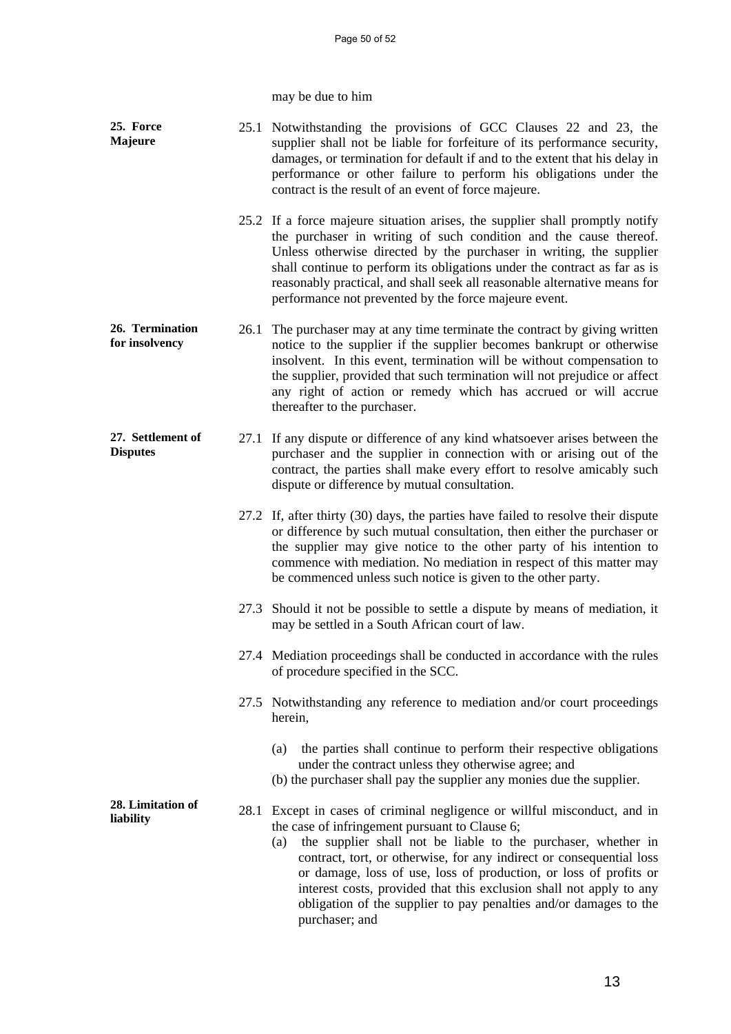may be due to him

**25. Force Majeure**

25.1 Notwithstanding the provisions of GCC Clauses 22 and 23, the supplier shall not be liable for forfeiture of its performance security, damages, or termination for default if and to the extent that his delay in performance or other failure to perform his obligations under the contract is the result of an event of force majeure.

25.2 If a force majeure situation arises, the supplier shall promptly notify the purchaser in writing of such condition and the cause thereof. Unless otherwise directed by the purchaser in writing, the supplier shall continue to perform its obligations under the contract as far as is reasonably practical, and shall seek all reasonable alternative means for performance not prevented by the force majeure event.

**26. Termination for insolvency**

26.1 The purchaser may at any time terminate the contract by giving written notice to the supplier if the supplier becomes bankrupt or otherwise insolvent. In this event, termination will be without compensation to the supplier, provided that such termination will not prejudice or affect any right of action or remedy which has accrued or will accrue thereafter to the purchaser.

**27. Settlement of Disputes**

27.1 If any dispute or difference of any kind whatsoever arises between the purchaser and the supplier in connection with or arising out of the contract, the parties shall make every effort to resolve amicably such dispute or difference by mutual consultation.

27.2 If, after thirty (30) days, the parties have failed to resolve their dispute or difference by such mutual consultation, then either the purchaser or the supplier may give notice to the other party of his intention to commence with mediation. No mediation in respect of this matter may be commenced unless such notice is given to the other party.

27.3 Should it not be possible to settle a dispute by means of mediation, it may be settled in a South African court of law.

27.4 Mediation proceedings shall be conducted in accordance with the rules of procedure specified in the SCC.

27.5 Notwithstanding any reference to mediation and/or court proceedings herein,

(a) the parties shall continue to perform their respective obligations under the contract unless they otherwise agree; and
(b) the purchaser shall pay the supplier any monies due the supplier.

**28. Limitation of liability**

28.1 Except in cases of criminal negligence or willful misconduct, and in the case of infringement pursuant to Clause 6;

(a) the supplier shall not be liable to the purchaser, whether in contract, tort, or otherwise, for any indirect or consequential loss or damage, loss of use, loss of production, or loss of profits or interest costs, provided that this exclusion shall not apply to any obligation of the supplier to pay penalties and/or damages to the purchaser; and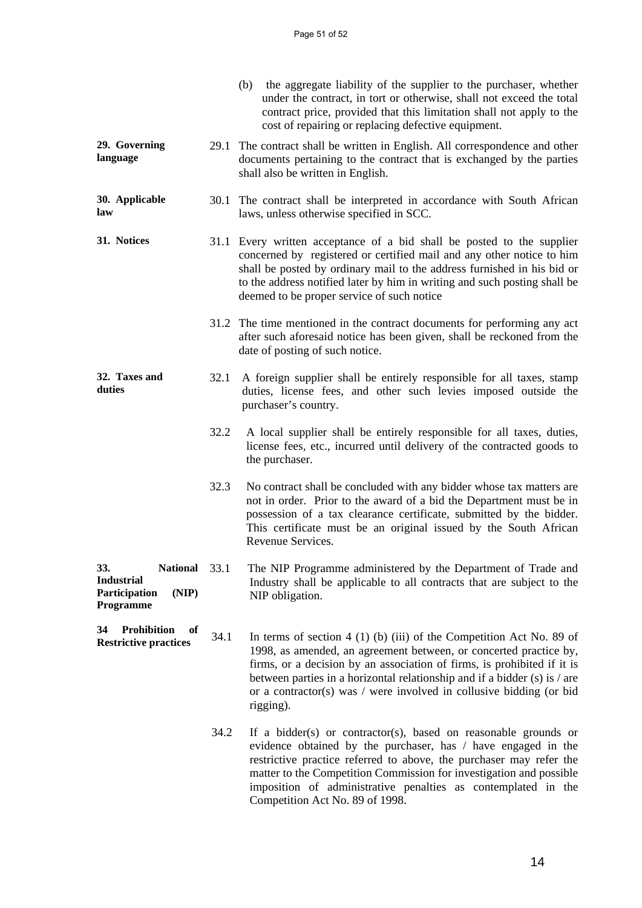(b) the aggregate liability of the supplier to the purchaser, whether under the contract, in tort or otherwise, shall not exceed the total contract price, provided that this limitation shall not apply to the cost of repairing or replacing defective equipment.

**29. Governing language**

29.1 The contract shall be written in English. All correspondence and other documents pertaining to the contract that is exchanged by the parties shall also be written in English.

**30. Applicable law**

30.1 The contract shall be interpreted in accordance with South African laws, unless otherwise specified in SCC.

**31. Notices**

31.1 Every written acceptance of a bid shall be posted to the supplier concerned by registered or certified mail and any other notice to him shall be posted by ordinary mail to the address furnished in his bid or to the address notified later by him in writing and such posting shall be deemed to be proper service of such notice

31.2 The time mentioned in the contract documents for performing any act after such aforesaid notice has been given, shall be reckoned from the date of posting of such notice.

**32. Taxes and duties**

32.1 A foreign supplier shall be entirely responsible for all taxes, stamp duties, license fees, and other such levies imposed outside the purchaser's country.

32.2 A local supplier shall be entirely responsible for all taxes, duties, license fees, etc., incurred until delivery of the contracted goods to the purchaser.

32.3 No contract shall be concluded with any bidder whose tax matters are not in order. Prior to the award of a bid the Department must be in possession of a tax clearance certificate, submitted by the bidder. This certificate must be an original issued by the South African Revenue Services.

**33. National Industrial Participation (NIP) Programme**

33.1 The NIP Programme administered by the Department of Trade and Industry shall be applicable to all contracts that are subject to the NIP obligation.

**34 Prohibition of Restrictive practices**

34.1 In terms of section 4 (1) (b) (iii) of the Competition Act No. 89 of 1998, as amended, an agreement between, or concerted practice by, firms, or a decision by an association of firms, is prohibited if it is between parties in a horizontal relationship and if a bidder (s) is / are or a contractor(s) was / were involved in collusive bidding (or bid rigging).

34.2 If a bidder(s) or contractor(s), based on reasonable grounds or evidence obtained by the purchaser, has / have engaged in the restrictive practice referred to above, the purchaser may refer the matter to the Competition Commission for investigation and possible imposition of administrative penalties as contemplated in the Competition Act No. 89 of 1998.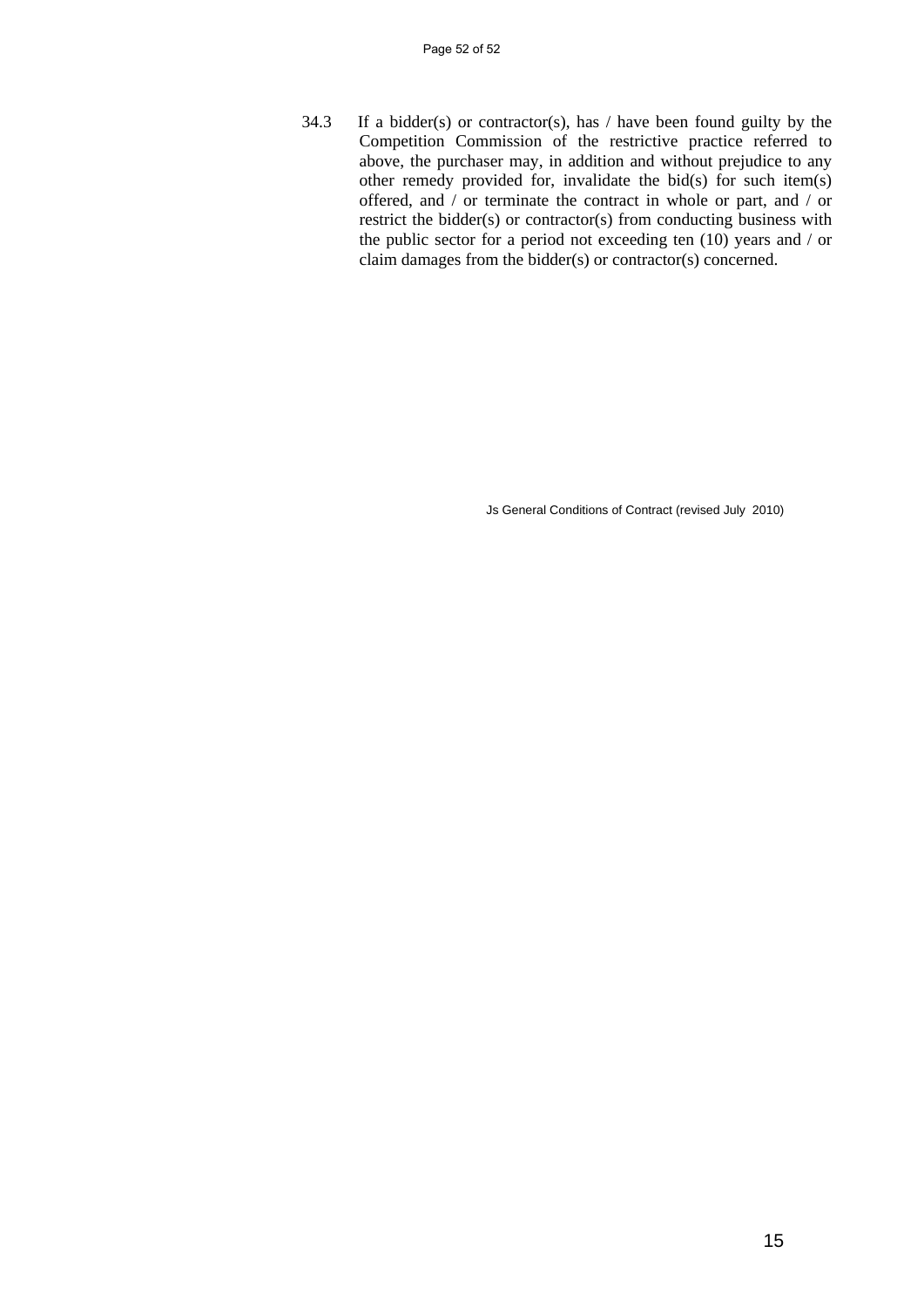34.3 If a bidder(s) or contractor(s), has / have been found guilty by the Competition Commission of the restrictive practice referred to above, the purchaser may, in addition and without prejudice to any other remedy provided for, invalidate the bid(s) for such item(s) offered, and / or terminate the contract in whole or part, and / or restrict the bidder(s) or contractor(s) from conducting business with the public sector for a period not exceeding ten (10) years and / or claim damages from the bidder(s) or contractor(s) concerned.

Js General Conditions of Contract (revised July 2010)